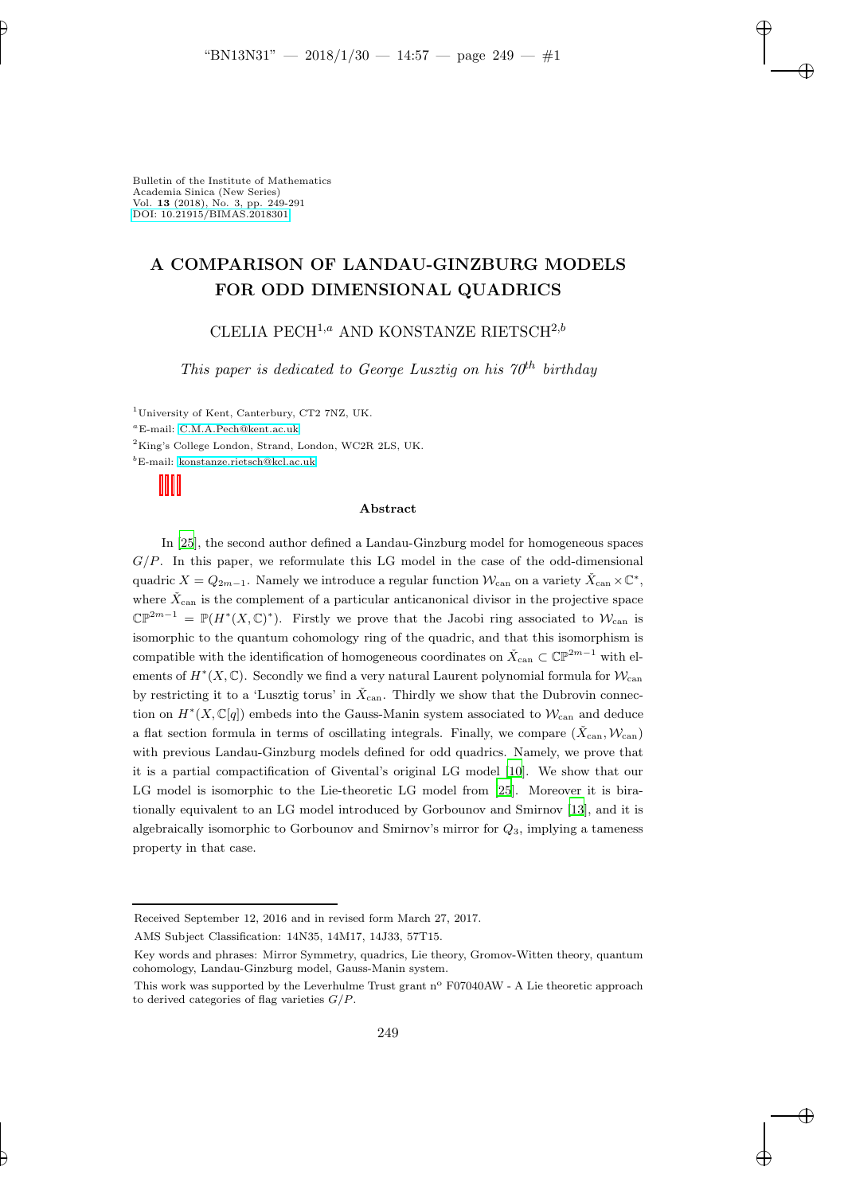Bulletin of the Institute of Mathematics
Academia Sinica (New Series)
Vol. **13** (2018), No. 3, pp. 249-291
DOI: 10.21915/BIMAS.2018301

# A COMPARISON OF LANDAU-GINZBURG MODELS FOR ODD DIMENSIONAL QUADRICS

CLELIA PECH[1,a] AND KONSTANZE RIETSCH[2,b]

*This paper is dedicated to George Lusztig on his 70th birthday*

[1]University of Kent, Canterbury, CT2 7NZ, UK.

[a]E-mail: C.M.A.Pech@kent.ac.uk

[2]King's College London, Strand, London, WC2R 2LS, UK.

[b]E-mail: konstanze.rietsch@kcl.ac.uk

### Abstract

In [25], the second author defined a Landau-Ginzburg model for homogeneous spaces $G/P$. In this paper, we reformulate this LG model in the case of the odd-dimensional quadric $X = Q_{2m-1}$. Namely we introduce a regular function $\mathcal{W}_{\mathrm{can}}$ on a variety $\check{X}_{\mathrm{can}} \times \mathbb{C}^*$, where $\check{X}_{\mathrm{can}}$ is the complement of a particular anticanonical divisor in the projective space $\mathbb{CP}^{2m-1} = \mathbb{P}(H^*(X, \mathbb{C})^*)$. Firstly we prove that the Jacobi ring associated to $\mathcal{W}_{\mathrm{can}}$ is isomorphic to the quantum cohomology ring of the quadric, and that this isomorphism is compatible with the identification of homogeneous coordinates on $\check{X}_{\mathrm{can}} \subset \mathbb{CP}^{2m-1}$ with elements of $H^*(X, \mathbb{C})$. Secondly we find a very natural Laurent polynomial formula for $\mathcal{W}_{\mathrm{can}}$ by restricting it to a 'Lusztig torus' in $\check{X}_{\mathrm{can}}$. Thirdly we show that the Dubrovin connection on $H^*(X, \mathbb{C}[q])$ embeds into the Gauss-Manin system associated to $\mathcal{W}_{\mathrm{can}}$ and deduce a flat section formula in terms of oscillating integrals. Finally, we compare $(\check{X}_{\mathrm{can}}, \mathcal{W}_{\mathrm{can}})$ with previous Landau-Ginzburg models defined for odd quadrics. Namely, we prove that it is a partial compactification of Givental's original LG model [10]. We show that our LG model is isomorphic to the Lie-theoretic LG model from [25]. Moreover it is birationally equivalent to an LG model introduced by Gorbounov and Smirnov [13], and it is algebraically isomorphic to Gorbounov and Smirnov's mirror for $Q_3$, implying a tameness property in that case.

---

Received September 12, 2016 and in revised form March 27, 2017.

AMS Subject Classification: 14N35, 14M17, 14J33, 57T15.

Key words and phrases: Mirror Symmetry, quadrics, Lie theory, Gromov-Witten theory, quantum cohomology, Landau-Ginzburg model, Gauss-Manin system.

This work was supported by the Leverhulme Trust grant n° F07040AW - A Lie theoretic approach to derived categories of flag varieties $G/P$.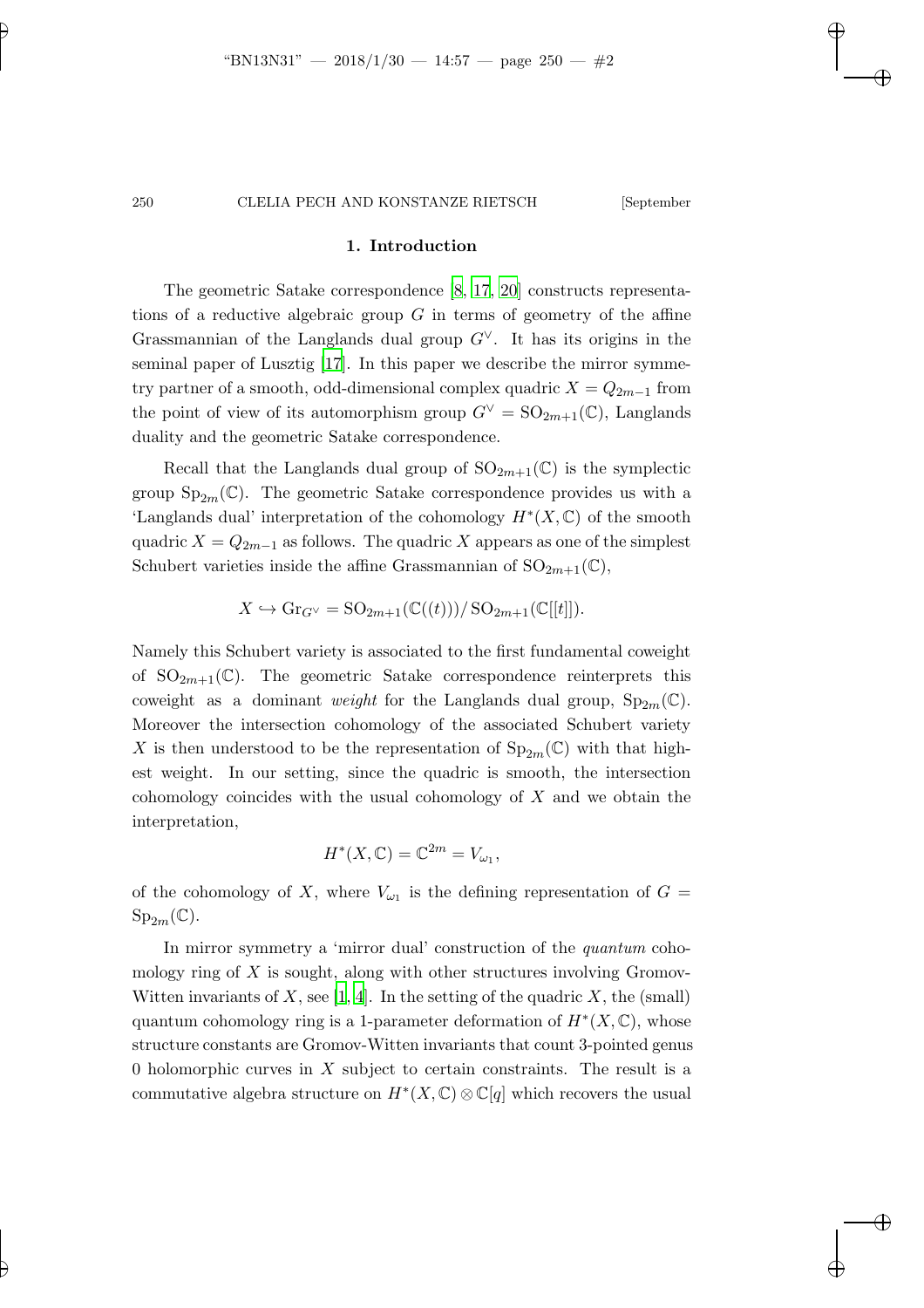## 1. Introduction

The geometric Satake correspondence [8, 17, 20] constructs representations of a reductive algebraic group $G$ in terms of geometry of the affine Grassmannian of the Langlands dual group $G^\vee$. It has its origins in the seminal paper of Lusztig [17]. In this paper we describe the mirror symmetry partner of a smooth, odd-dimensional complex quadric $X = Q_{2m-1}$ from the point of view of its automorphism group $G^\vee = \mathrm{SO}_{2m+1}(\mathbb{C})$, Langlands duality and the geometric Satake correspondence.

Recall that the Langlands dual group of $\mathrm{SO}_{2m+1}(\mathbb{C})$ is the symplectic group $\mathrm{Sp}_{2m}(\mathbb{C})$. The geometric Satake correspondence provides us with a 'Langlands dual' interpretation of the cohomology $H^*(X, \mathbb{C})$ of the smooth quadric $X = Q_{2m-1}$ as follows. The quadric $X$ appears as one of the simplest Schubert varieties inside the affine Grassmannian of $\mathrm{SO}_{2m+1}(\mathbb{C})$,

$$X \hookrightarrow \mathrm{Gr}_{G^\vee} = \mathrm{SO}_{2m+1}(\mathbb{C}((t)))/\,\mathrm{SO}_{2m+1}(\mathbb{C}[[t]]).$$

Namely this Schubert variety is associated to the first fundamental coweight of $\mathrm{SO}_{2m+1}(\mathbb{C})$. The geometric Satake correspondence reinterprets this coweight as a dominant *weight* for the Langlands dual group, $\mathrm{Sp}_{2m}(\mathbb{C})$. Moreover the intersection cohomology of the associated Schubert variety $X$ is then understood to be the representation of $\mathrm{Sp}_{2m}(\mathbb{C})$ with that highest weight. In our setting, since the quadric is smooth, the intersection cohomology coincides with the usual cohomology of $X$ and we obtain the interpretation,

$$H^*(X, \mathbb{C}) = \mathbb{C}^{2m} = V_{\omega_1},$$

of the cohomology of $X$, where $V_{\omega_1}$ is the defining representation of $G = \mathrm{Sp}_{2m}(\mathbb{C})$.

In mirror symmetry a 'mirror dual' construction of the *quantum* cohomology ring of $X$ is sought, along with other structures involving Gromov-Witten invariants of $X$, see [1, 4]. In the setting of the quadric $X$, the (small) quantum cohomology ring is a 1-parameter deformation of $H^*(X, \mathbb{C})$, whose structure constants are Gromov-Witten invariants that count 3-pointed genus 0 holomorphic curves in $X$ subject to certain constraints. The result is a commutative algebra structure on $H^*(X, \mathbb{C}) \otimes \mathbb{C}[q]$ which recovers the usual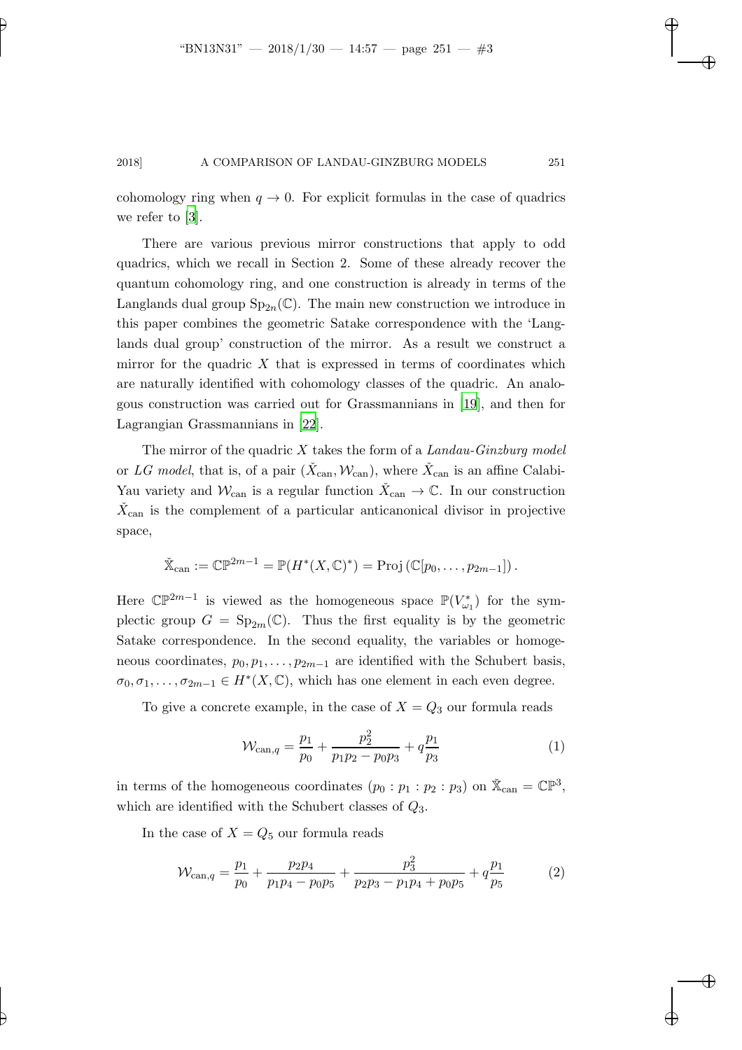cohomology ring when $q \to 0$. For explicit formulas in the case of quadrics we refer to [3].

There are various previous mirror constructions that apply to odd quadrics, which we recall in Section 2. Some of these already recover the quantum cohomology ring, and one construction is already in terms of the Langlands dual group $\mathrm{Sp}_{2n}(\mathbb{C})$. The main new construction we introduce in this paper combines the geometric Satake correspondence with the 'Langlands dual group' construction of the mirror. As a result we construct a mirror for the quadric $X$ that is expressed in terms of coordinates which are naturally identified with cohomology classes of the quadric. An analogous construction was carried out for Grassmannians in [19], and then for Lagrangian Grassmannians in [22].

The mirror of the quadric $X$ takes the form of a *Landau-Ginzburg model* or *LG model*, that is, of a pair $(\check{X}_{\mathrm{can}}, \mathcal{W}_{\mathrm{can}})$, where $\check{X}_{\mathrm{can}}$ is an affine Calabi-Yau variety and $\mathcal{W}_{\mathrm{can}}$ is a regular function $\check{X}_{\mathrm{can}} \to \mathbb{C}$. In our construction $\check{X}_{\mathrm{can}}$ is the complement of a particular anticanonical divisor in projective space,

$$\check{\mathbb{X}}_{\mathrm{can}} := \mathbb{CP}^{2m-1} = \mathbb{P}(H^*(X, \mathbb{C})^*) = \mathrm{Proj}\left(\mathbb{C}[p_0, \ldots, p_{2m-1}]\right).$$

Here $\mathbb{CP}^{2m-1}$ is viewed as the homogeneous space $\mathbb{P}(V_{\omega_1}^*)$ for the symplectic group $G = \mathrm{Sp}_{2m}(\mathbb{C})$. Thus the first equality is by the geometric Satake correspondence. In the second equality, the variables or homogeneous coordinates, $p_0, p_1, \ldots, p_{2m-1}$ are identified with the Schubert basis, $\sigma_0, \sigma_1, \ldots, \sigma_{2m-1} \in H^*(X, \mathbb{C})$, which has one element in each even degree.

To give a concrete example, in the case of $X = Q_3$ our formula reads

$$\mathcal{W}_{\mathrm{can},q} = \frac{p_1}{p_0} + \frac{p_2^2}{p_1 p_2 - p_0 p_3} + q\frac{p_1}{p_3} \tag{1}$$

in terms of the homogeneous coordinates $(p_0 : p_1 : p_2 : p_3)$ on $\check{\mathbb{X}}_{\mathrm{can}} = \mathbb{CP}^3$, which are identified with the Schubert classes of $Q_3$.

In the case of $X = Q_5$ our formula reads

$$\mathcal{W}_{\mathrm{can},q} = \frac{p_1}{p_0} + \frac{p_2 p_4}{p_1 p_4 - p_0 p_5} + \frac{p_3^2}{p_2 p_3 - p_1 p_4 + p_0 p_5} + q\frac{p_1}{p_5} \tag{2}$$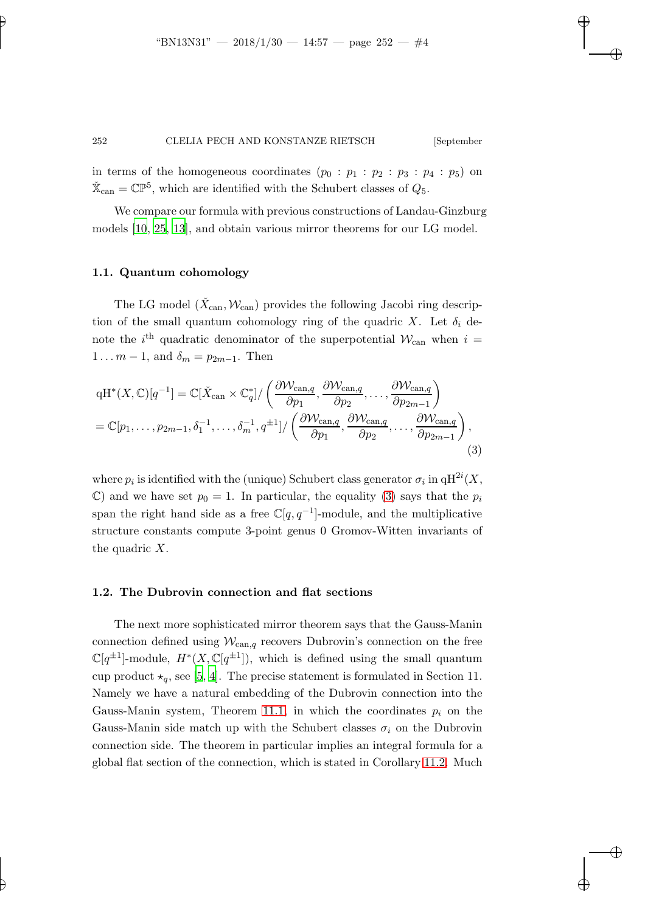in terms of the homogeneous coordinates $(p_0 : p_1 : p_2 : p_3 : p_4 : p_5)$ on $\check{\mathbb{X}}_{\mathrm{can}} = \mathbb{CP}^5$, which are identified with the Schubert classes of $Q_5$.

We compare our formula with previous constructions of Landau-Ginzburg models [10, 25, 13], and obtain various mirror theorems for our LG model.

### 1.1. Quantum cohomology

The LG model $(\check{X}_{\mathrm{can}}, \mathcal{W}_{\mathrm{can}})$ provides the following Jacobi ring description of the small quantum cohomology ring of the quadric $X$. Let $\delta_i$ denote the $i^{\mathrm{th}}$ quadratic denominator of the superpotential $\mathcal{W}_{\mathrm{can}}$ when $i = 1 \ldots m-1$, and $\delta_m = p_{2m-1}$. Then

$$
\begin{aligned}
\mathrm{qH}^*(X, \mathbb{C})[q^{-1}] &= \mathbb{C}[\check{X}_{\mathrm{can}} \times \mathbb{C}_q^*] / \left( \frac{\partial \mathcal{W}_{\mathrm{can},q}}{\partial p_1}, \frac{\partial \mathcal{W}_{\mathrm{can},q}}{\partial p_2}, \ldots, \frac{\partial \mathcal{W}_{\mathrm{can},q}}{\partial p_{2m-1}} \right) \\
&= \mathbb{C}[p_1, \ldots, p_{2m-1}, \delta_1^{-1}, \ldots, \delta_m^{-1}, q^{\pm 1}] / \left( \frac{\partial \mathcal{W}_{\mathrm{can},q}}{\partial p_1}, \frac{\partial \mathcal{W}_{\mathrm{can},q}}{\partial p_2}, \ldots, \frac{\partial \mathcal{W}_{\mathrm{can},q}}{\partial p_{2m-1}} \right),
\end{aligned}
\tag{3}
$$

where $p_i$ is identified with the (unique) Schubert class generator $\sigma_i$ in $\mathrm{qH}^{2i}(X, \mathbb{C})$ and we have set $p_0 = 1$. In particular, the equality (3) says that the $p_i$ span the right hand side as a free $\mathbb{C}[q, q^{-1}]$-module, and the multiplicative structure constants compute 3-point genus 0 Gromov-Witten invariants of the quadric $X$.

### 1.2. The Dubrovin connection and flat sections

The next more sophisticated mirror theorem says that the Gauss-Manin connection defined using $\mathcal{W}_{\mathrm{can},q}$ recovers Dubrovin's connection on the free $\mathbb{C}[q^{\pm 1}]$-module, $H^*(X, \mathbb{C}[q^{\pm 1}])$, which is defined using the small quantum cup product $\star_q$, see [5, 4]. The precise statement is formulated in Section 11. Namely we have a natural embedding of the Dubrovin connection into the Gauss-Manin system, Theorem 11.1, in which the coordinates $p_i$ on the Gauss-Manin side match up with the Schubert classes $\sigma_i$ on the Dubrovin connection side. The theorem in particular implies an integral formula for a global flat section of the connection, which is stated in Corollary 11.2. Much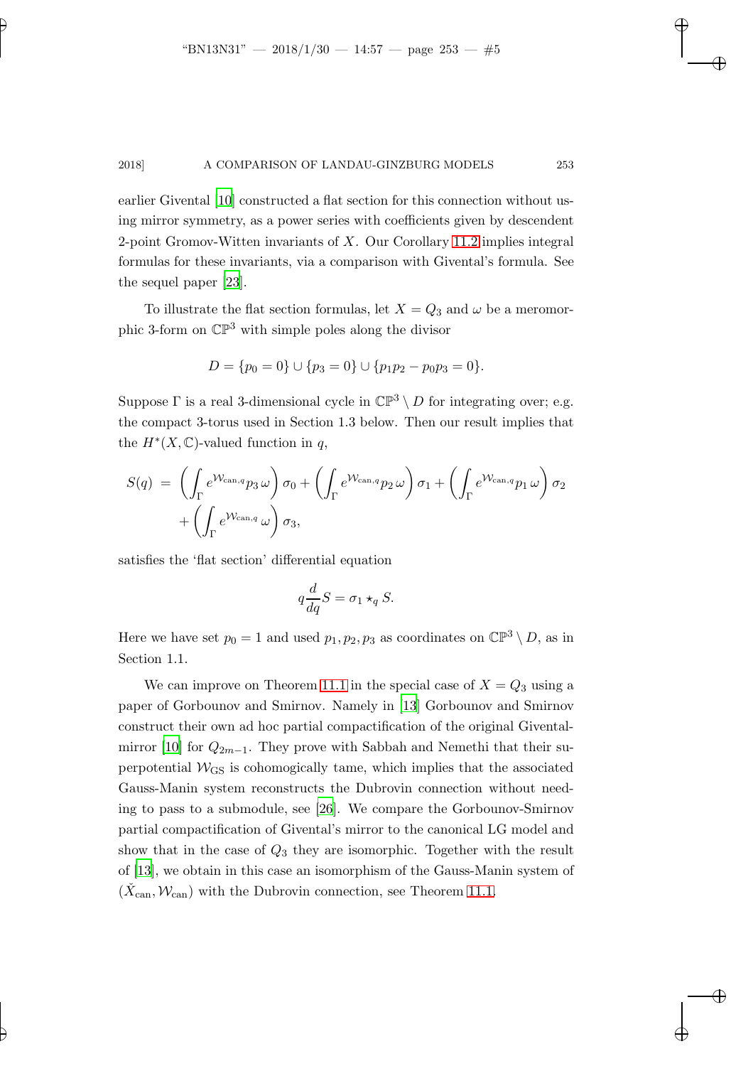earlier Givental [10] constructed a flat section for this connection without using mirror symmetry, as a power series with coefficients given by descendent 2-point Gromov-Witten invariants of $X$. Our Corollary 11.2 implies integral formulas for these invariants, via a comparison with Givental's formula. See the sequel paper [23].

To illustrate the flat section formulas, let $X = Q_3$ and $\omega$ be a meromorphic 3-form on $\mathbb{CP}^3$ with simple poles along the divisor

$$D = \{p_0 = 0\} \cup \{p_3 = 0\} \cup \{p_1 p_2 - p_0 p_3 = 0\}.$$

Suppose $\Gamma$ is a real 3-dimensional cycle in $\mathbb{CP}^3 \setminus D$ for integrating over; e.g. the compact 3-torus used in Section 1.3 below. Then our result implies that the $H^*(X, \mathbb{C})$-valued function in $q$,

$$\begin{aligned} S(q) \;=\; & \left(\int_\Gamma e^{\mathcal{W}_{\mathrm{can},q}} p_3\, \omega\right) \sigma_0 + \left(\int_\Gamma e^{\mathcal{W}_{\mathrm{can},q}} p_2\, \omega\right) \sigma_1 + \left(\int_\Gamma e^{\mathcal{W}_{\mathrm{can},q}} p_1\, \omega\right) \sigma_2 \\ & + \left(\int_\Gamma e^{\mathcal{W}_{\mathrm{can},q}}\, \omega\right) \sigma_3, \end{aligned}$$

satisfies the 'flat section' differential equation

$$q \frac{d}{dq} S = \sigma_1 \star_q S.$$

Here we have set $p_0 = 1$ and used $p_1, p_2, p_3$ as coordinates on $\mathbb{CP}^3 \setminus D$, as in Section 1.1.

We can improve on Theorem 11.1 in the special case of $X = Q_3$ using a paper of Gorbounov and Smirnov. Namely in [13] Gorbounov and Smirnov construct their own ad hoc partial compactification of the original Givental-mirror [10] for $Q_{2m-1}$. They prove with Sabbah and Nemethi that their superpotential $\mathcal{W}_{\mathrm{GS}}$ is cohomogically tame, which implies that the associated Gauss-Manin system reconstructs the Dubrovin connection without needing to pass to a submodule, see [26]. We compare the Gorbounov-Smirnov partial compactification of Givental's mirror to the canonical LG model and show that in the case of $Q_3$ they are isomorphic. Together with the result of [13], we obtain in this case an isomorphism of the Gauss-Manin system of $(\check{X}_{\mathrm{can}}, \mathcal{W}_{\mathrm{can}})$ with the Dubrovin connection, see Theorem 11.1.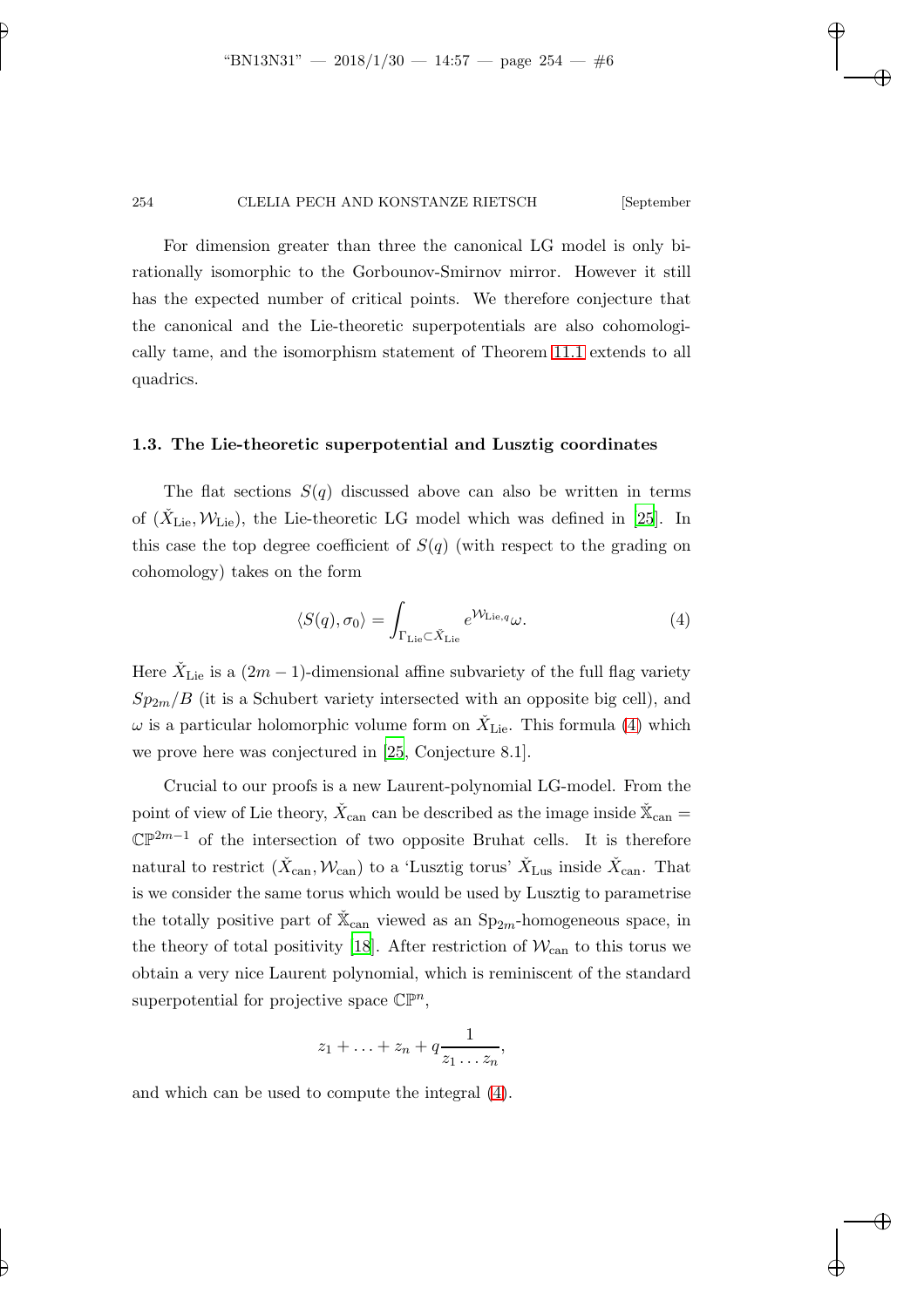For dimension greater than three the canonical LG model is only birationally isomorphic to the Gorbounov-Smirnov mirror. However it still has the expected number of critical points. We therefore conjecture that the canonical and the Lie-theoretic superpotentials are also cohomologically tame, and the isomorphism statement of Theorem 11.1 extends to all quadrics.

### 1.3. The Lie-theoretic superpotential and Lusztig coordinates

The flat sections $S(q)$ discussed above can also be written in terms of $(\check{X}_{\mathrm{Lie}}, \mathcal{W}_{\mathrm{Lie}})$, the Lie-theoretic LG model which was defined in [25]. In this case the top degree coefficient of $S(q)$ (with respect to the grading on cohomology) takes on the form

$$\langle S(q), \sigma_0 \rangle = \int_{\Gamma_{\mathrm{Lie}} \subset \check{X}_{\mathrm{Lie}}} e^{\mathcal{W}_{\mathrm{Lie},q}} \omega. \tag{4}$$

Here $\check{X}_{\mathrm{Lie}}$ is a $(2m-1)$-dimensional affine subvariety of the full flag variety $Sp_{2m}/B$ (it is a Schubert variety intersected with an opposite big cell), and $\omega$ is a particular holomorphic volume form on $\check{X}_{\mathrm{Lie}}$. This formula (4) which we prove here was conjectured in [25, Conjecture 8.1].

Crucial to our proofs is a new Laurent-polynomial LG-model. From the point of view of Lie theory, $\check{X}_{\mathrm{can}}$ can be described as the image inside $\check{\mathbb{X}}_{\mathrm{can}} = \mathbb{CP}^{2m-1}$ of the intersection of two opposite Bruhat cells. It is therefore natural to restrict $(\check{X}_{\mathrm{can}}, \mathcal{W}_{\mathrm{can}})$ to a 'Lusztig torus' $\check{X}_{\mathrm{Lus}}$ inside $\check{X}_{\mathrm{can}}$. That is we consider the same torus which would be used by Lusztig to parametrise the totally positive part of $\check{\mathbb{X}}_{\mathrm{can}}$ viewed as an $\mathrm{Sp}_{2m}$-homogeneous space, in the theory of total positivity [18]. After restriction of $\mathcal{W}_{\mathrm{can}}$ to this torus we obtain a very nice Laurent polynomial, which is reminiscent of the standard superpotential for projective space $\mathbb{CP}^n$,

$$z_1 + \ldots + z_n + q\frac{1}{z_1 \ldots z_n},$$

and which can be used to compute the integral (4).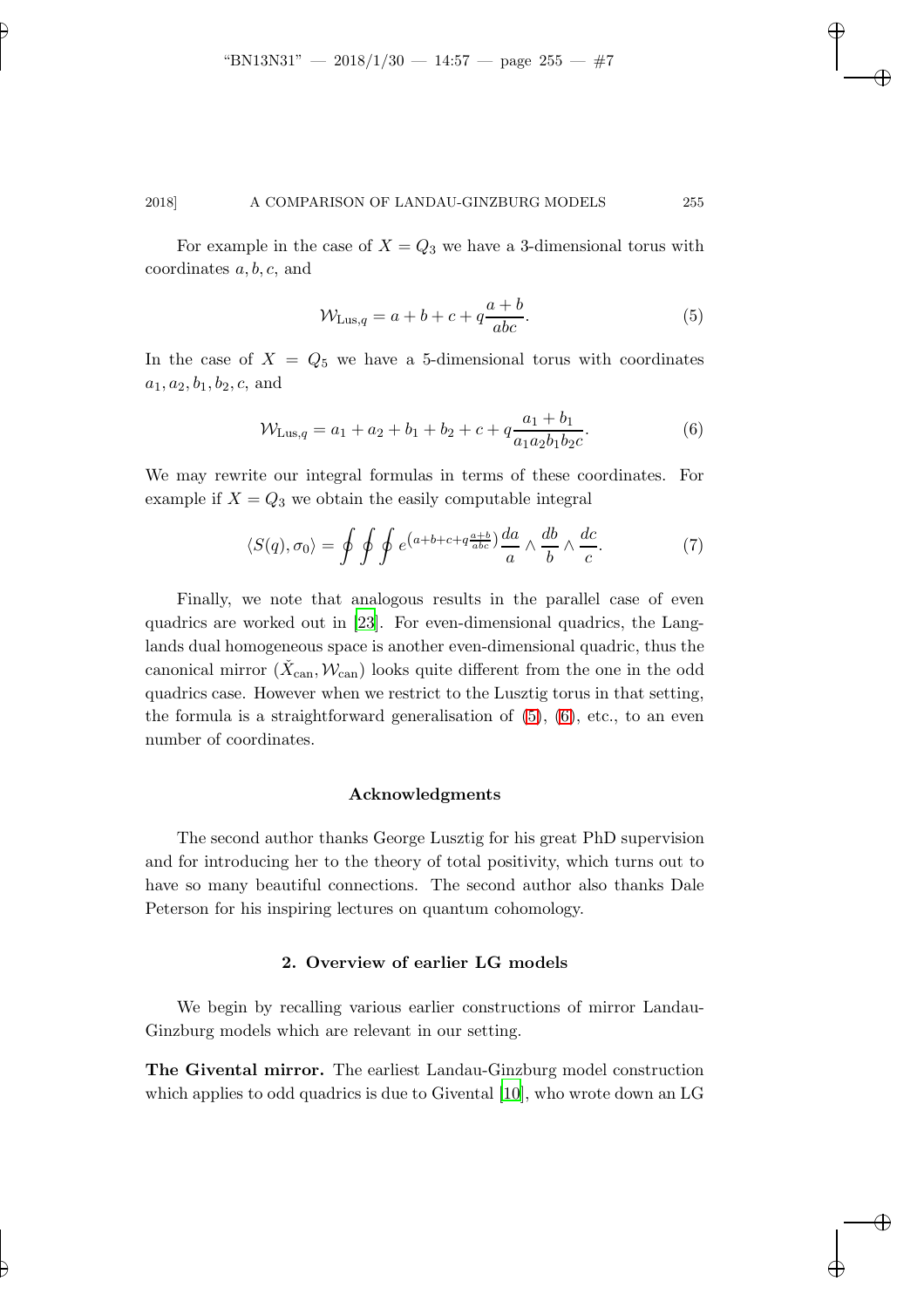For example in the case of $X = Q_3$ we have a 3-dimensional torus with coordinates $a, b, c$, and

$$\mathcal{W}_{\mathrm{Lus},q} = a + b + c + q\frac{a+b}{abc}. \tag{5}$$

In the case of $X = Q_5$ we have a 5-dimensional torus with coordinates $a_1, a_2, b_1, b_2, c$, and

$$\mathcal{W}_{\mathrm{Lus},q} = a_1 + a_2 + b_1 + b_2 + c + q\frac{a_1 + b_1}{a_1 a_2 b_1 b_2 c}. \tag{6}$$

We may rewrite our integral formulas in terms of these coordinates. For example if $X = Q_3$ we obtain the easily computable integral

$$\langle S(q), \sigma_0 \rangle = \oint \oint \oint e^{\left(a+b+c+q\frac{a+b}{abc}\right)} \frac{da}{a} \wedge \frac{db}{b} \wedge \frac{dc}{c}. \tag{7}$$

Finally, we note that analogous results in the parallel case of even quadrics are worked out in [23]. For even-dimensional quadrics, the Langlands dual homogeneous space is another even-dimensional quadric, thus the canonical mirror $(\check{X}_{\mathrm{can}}, \mathcal{W}_{\mathrm{can}})$ looks quite different from the one in the odd quadrics case. However when we restrict to the Lusztig torus in that setting, the formula is a straightforward generalisation of (5), (6), etc., to an even number of coordinates.

### Acknowledgments

The second author thanks George Lusztig for his great PhD supervision and for introducing her to the theory of total positivity, which turns out to have so many beautiful connections. The second author also thanks Dale Peterson for his inspiring lectures on quantum cohomology.

## 2. Overview of earlier LG models

We begin by recalling various earlier constructions of mirror Landau-Ginzburg models which are relevant in our setting.

**The Givental mirror.** The earliest Landau-Ginzburg model construction which applies to odd quadrics is due to Givental [10], who wrote down an LG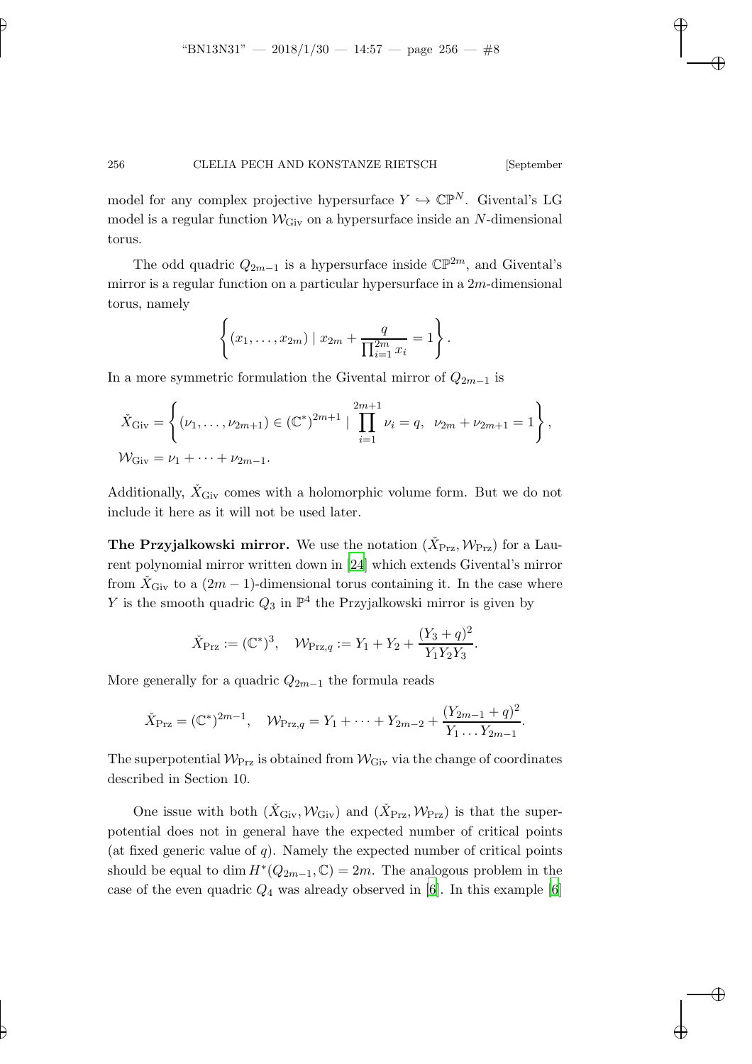model for any complex projective hypersurface $Y \hookrightarrow \mathbb{CP}^N$. Givental's LG model is a regular function $\mathcal{W}_{\mathrm{Giv}}$ on a hypersurface inside an $N$-dimensional torus.

The odd quadric $Q_{2m-1}$ is a hypersurface inside $\mathbb{CP}^{2m}$, and Givental's mirror is a regular function on a particular hypersurface in a $2m$-dimensional torus, namely

$$\left\{ (x_1, \ldots, x_{2m}) \mid x_{2m} + \frac{q}{\prod_{i=1}^{2m} x_i} = 1 \right\}.$$

In a more symmetric formulation the Givental mirror of $Q_{2m-1}$ is

$$\check{X}_{\mathrm{Giv}} = \left\{ (\nu_1, \ldots, \nu_{2m+1}) \in (\mathbb{C}^*)^{2m+1} \mid \prod_{i=1}^{2m+1} \nu_i = q, \;\; \nu_{2m} + \nu_{2m+1} = 1 \right\},$$
$$\mathcal{W}_{\mathrm{Giv}} = \nu_1 + \cdots + \nu_{2m-1}.$$

Additionally, $\check{X}_{\mathrm{Giv}}$ comes with a holomorphic volume form. But we do not include it here as it will not be used later.

**The Przyjalkowski mirror.** We use the notation $(\check{X}_{\mathrm{Prz}}, \mathcal{W}_{\mathrm{Prz}})$ for a Laurent polynomial mirror written down in [24] which extends Givental's mirror from $\check{X}_{\mathrm{Giv}}$ to a $(2m-1)$-dimensional torus containing it. In the case where $Y$ is the smooth quadric $Q_3$ in $\mathbb{P}^4$ the Przyjalkowski mirror is given by

$$\check{X}_{\mathrm{Prz}} := (\mathbb{C}^*)^3, \quad \mathcal{W}_{\mathrm{Prz},q} := Y_1 + Y_2 + \frac{(Y_3 + q)^2}{Y_1 Y_2 Y_3}.$$

More generally for a quadric $Q_{2m-1}$ the formula reads

$$\check{X}_{\mathrm{Prz}} = (\mathbb{C}^*)^{2m-1}, \quad \mathcal{W}_{\mathrm{Prz},q} = Y_1 + \cdots + Y_{2m-2} + \frac{(Y_{2m-1} + q)^2}{Y_1 \ldots Y_{2m-1}}.$$

The superpotential $\mathcal{W}_{\mathrm{Prz}}$ is obtained from $\mathcal{W}_{\mathrm{Giv}}$ via the change of coordinates described in Section 10.

One issue with both $(\check{X}_{\mathrm{Giv}}, \mathcal{W}_{\mathrm{Giv}})$ and $(\check{X}_{\mathrm{Prz}}, \mathcal{W}_{\mathrm{Prz}})$ is that the superpotential does not in general have the expected number of critical points (at fixed generic value of $q$). Namely the expected number of critical points should be equal to $\dim H^*(Q_{2m-1}, \mathbb{C}) = 2m$. The analogous problem in the case of the even quadric $Q_4$ was already observed in [6]. In this example [6]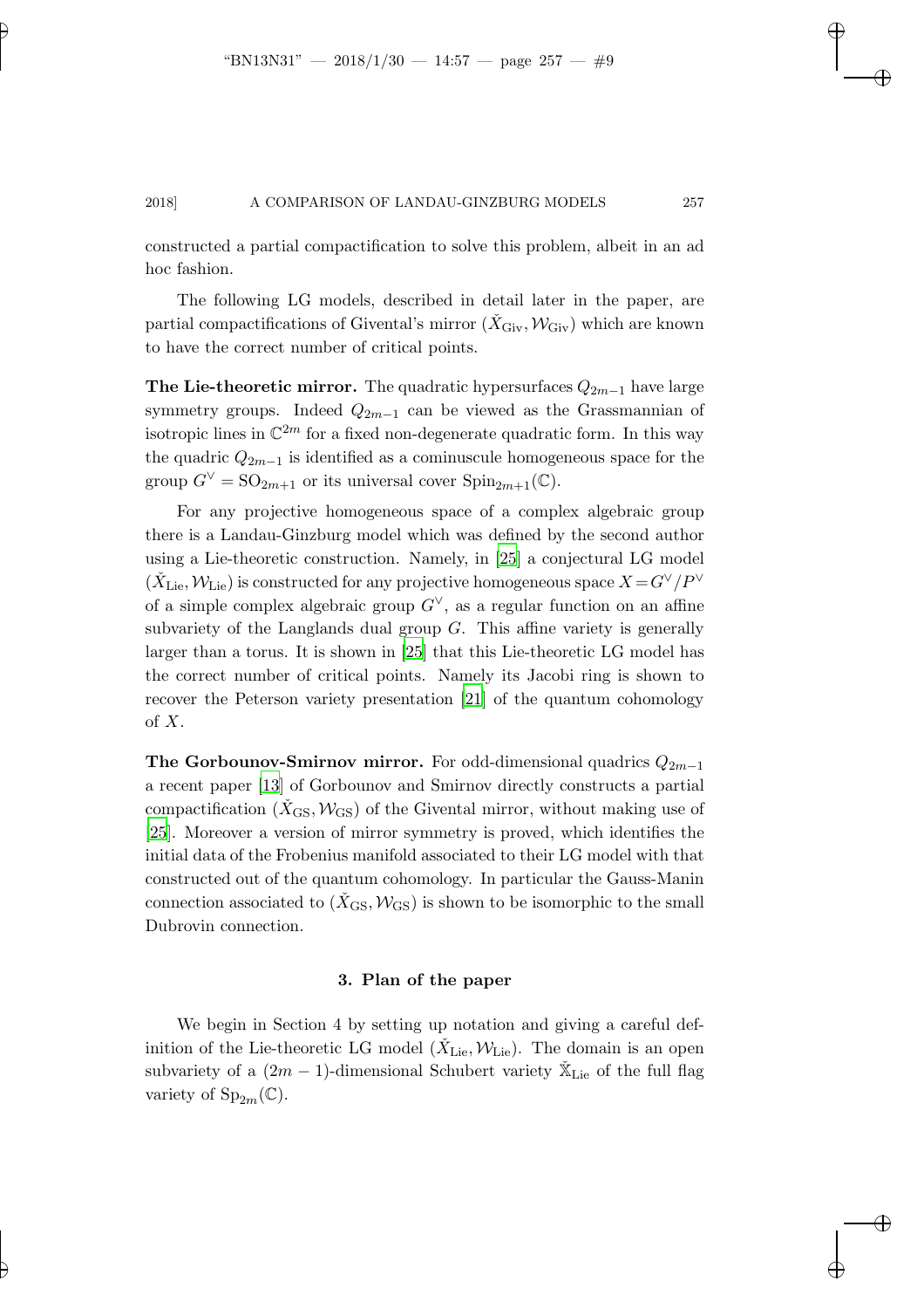constructed a partial compactification to solve this problem, albeit in an ad hoc fashion.

The following LG models, described in detail later in the paper, are partial compactifications of Givental's mirror $(\check{X}_{\mathrm{Giv}}, \mathcal{W}_{\mathrm{Giv}})$ which are known to have the correct number of critical points.

**The Lie-theoretic mirror.** The quadratic hypersurfaces $Q_{2m-1}$ have large symmetry groups. Indeed $Q_{2m-1}$ can be viewed as the Grassmannian of isotropic lines in $\mathbb{C}^{2m}$ for a fixed non-degenerate quadratic form. In this way the quadric $Q_{2m-1}$ is identified as a cominuscule homogeneous space for the group $G^\vee = \mathrm{SO}_{2m+1}$ or its universal cover $\mathrm{Spin}_{2m+1}(\mathbb{C})$.

For any projective homogeneous space of a complex algebraic group there is a Landau-Ginzburg model which was defined by the second author using a Lie-theoretic construction. Namely, in [25] a conjectural LG model $(\check{X}_{\mathrm{Lie}}, \mathcal{W}_{\mathrm{Lie}})$ is constructed for any projective homogeneous space $X = G^\vee/P^\vee$ of a simple complex algebraic group $G^\vee$, as a regular function on an affine subvariety of the Langlands dual group $G$. This affine variety is generally larger than a torus. It is shown in [25] that this Lie-theoretic LG model has the correct number of critical points. Namely its Jacobi ring is shown to recover the Peterson variety presentation [21] of the quantum cohomology of $X$.

**The Gorbounov-Smirnov mirror.** For odd-dimensional quadrics $Q_{2m-1}$ a recent paper [13] of Gorbounov and Smirnov directly constructs a partial compactification $(\check{X}_{\mathrm{GS}}, \mathcal{W}_{\mathrm{GS}})$ of the Givental mirror, without making use of [25]. Moreover a version of mirror symmetry is proved, which identifies the initial data of the Frobenius manifold associated to their LG model with that constructed out of the quantum cohomology. In particular the Gauss-Manin connection associated to $(\check{X}_{\mathrm{GS}}, \mathcal{W}_{\mathrm{GS}})$ is shown to be isomorphic to the small Dubrovin connection.

## 3. Plan of the paper

We begin in Section 4 by setting up notation and giving a careful definition of the Lie-theoretic LG model $(\check{X}_{\mathrm{Lie}}, \mathcal{W}_{\mathrm{Lie}})$. The domain is an open subvariety of a $(2m-1)$-dimensional Schubert variety $\check{\mathbb{X}}_{\mathrm{Lie}}$ of the full flag variety of $\mathrm{Sp}_{2m}(\mathbb{C})$.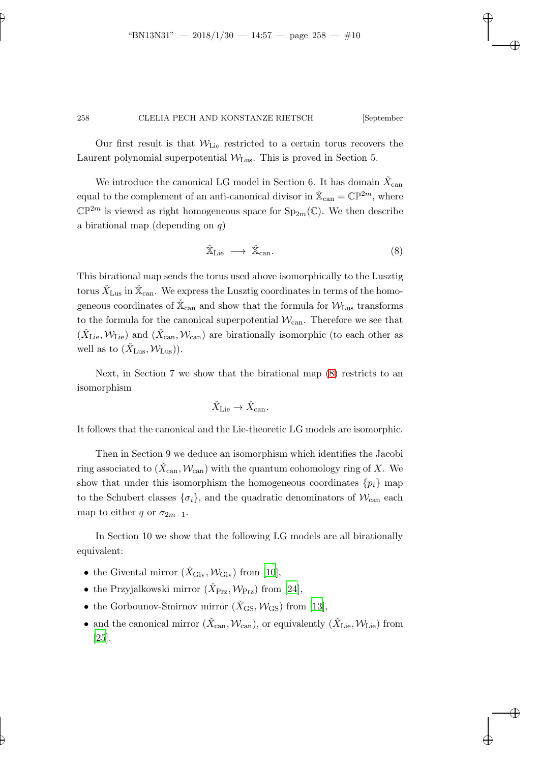Our first result is that $\mathcal{W}_{\text{Lie}}$ restricted to a certain torus recovers the Laurent polynomial superpotential $\mathcal{W}_{\text{Lus}}$. This is proved in Section 5.

We introduce the canonical LG model in Section 6. It has domain $\check{X}_{\text{can}}$ equal to the complement of an anti-canonical divisor in $\check{\mathbb{X}}_{\text{can}} = \mathbb{CP}^{2m}$, where $\mathbb{CP}^{2m}$ is viewed as right homogeneous space for $\mathrm{Sp}_{2m}(\mathbb{C})$. We then describe a birational map (depending on $q$)

$$\check{\mathbb{X}}_{\text{Lie}} \longrightarrow \check{\mathbb{X}}_{\text{can}}. \tag{8}$$

This birational map sends the torus used above isomorphically to the Lusztig torus $\check{X}_{\text{Lus}}$ in $\check{\mathbb{X}}_{\text{can}}$. We express the Lusztig coordinates in terms of the homogeneous coordinates of $\check{\mathbb{X}}_{\text{can}}$ and show that the formula for $\mathcal{W}_{\text{Lus}}$ transforms to the formula for the canonical superpotential $\mathcal{W}_{\text{can}}$. Therefore we see that $(\check{X}_{\text{Lie}}, \mathcal{W}_{\text{Lie}})$ and $(\check{X}_{\text{can}}, \mathcal{W}_{\text{can}})$ are birationally isomorphic (to each other as well as to $(\check{X}_{\text{Lus}}, \mathcal{W}_{\text{Lus}})$).

Next, in Section 7 we show that the birational map (8) restricts to an isomorphism

$$\check{X}_{\text{Lie}} \to \check{X}_{\text{can}}.$$

It follows that the canonical and the Lie-theoretic LG models are isomorphic.

Then in Section 9 we deduce an isomorphism which identifies the Jacobi ring associated to $(\check{X}_{\text{can}}, \mathcal{W}_{\text{can}})$ with the quantum cohomology ring of $X$. We show that under this isomorphism the homogeneous coordinates $\{p_i\}$ map to the Schubert classes $\{\sigma_i\}$, and the quadratic denominators of $\mathcal{W}_{\text{can}}$ each map to either $q$ or $\sigma_{2m-1}$.

In Section 10 we show that the following LG models are all birationally equivalent:

- the Givental mirror $(\check{X}_{\text{Giv}}, \mathcal{W}_{\text{Giv}})$ from [10],
- the Przyjalkowski mirror $(\check{X}_{\text{Prz}}, \mathcal{W}_{\text{Prz}})$ from [24],
- the Gorbounov-Smirnov mirror $(\check{X}_{\text{GS}}, \mathcal{W}_{\text{GS}})$ from [13],
- and the canonical mirror $(\check{X}_{\text{can}}, \mathcal{W}_{\text{can}})$, or equivalently $(\check{X}_{\text{Lie}}, \mathcal{W}_{\text{Lie}})$ from [25].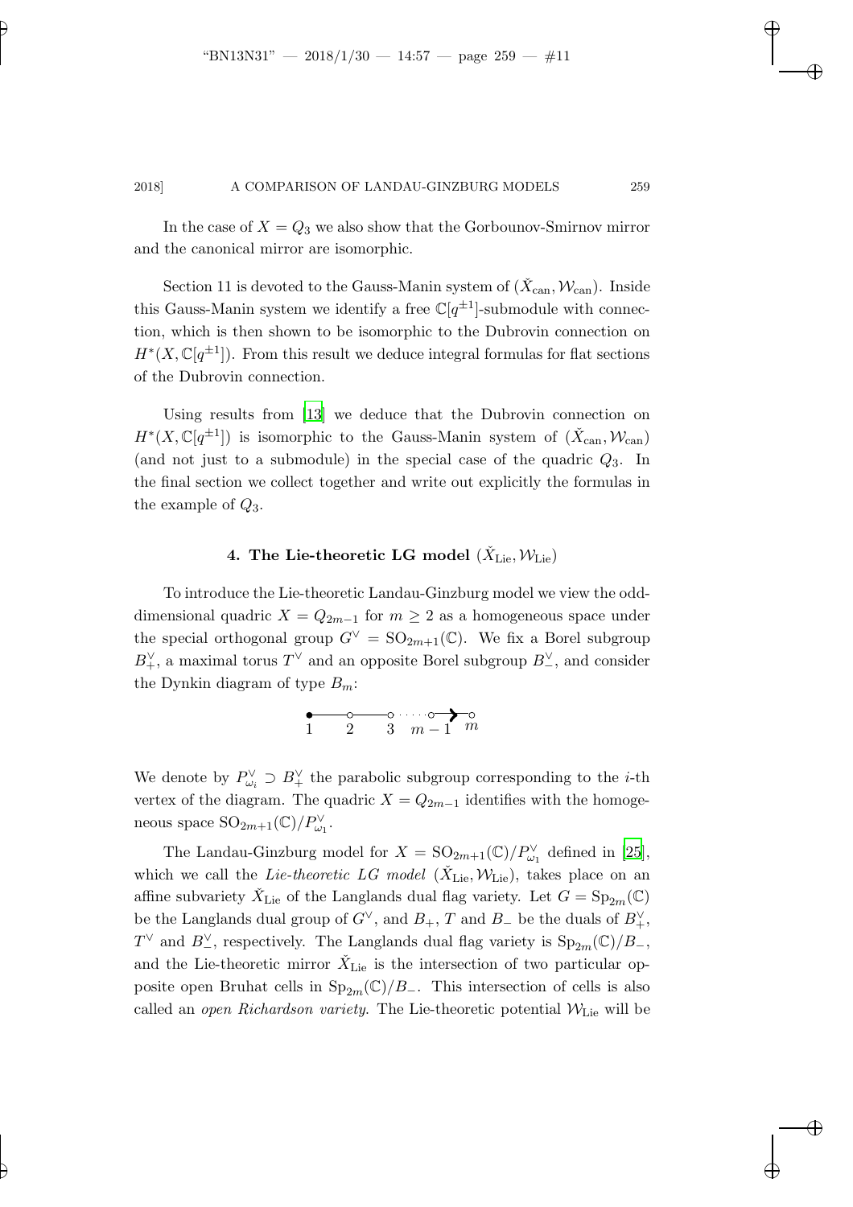In the case of $X = Q_3$ we also show that the Gorbounov-Smirnov mirror and the canonical mirror are isomorphic.

Section 11 is devoted to the Gauss-Manin system of $(\check{X}_{\mathrm{can}}, \mathcal{W}_{\mathrm{can}})$. Inside this Gauss-Manin system we identify a free $\mathbb{C}[q^{\pm 1}]$-submodule with connection, which is then shown to be isomorphic to the Dubrovin connection on $H^*(X, \mathbb{C}[q^{\pm 1}])$. From this result we deduce integral formulas for flat sections of the Dubrovin connection.

Using results from [13] we deduce that the Dubrovin connection on $H^*(X, \mathbb{C}[q^{\pm 1}])$ is isomorphic to the Gauss-Manin system of $(\check{X}_{\mathrm{can}}, \mathcal{W}_{\mathrm{can}})$ (and not just to a submodule) in the special case of the quadric $Q_3$. In the final section we collect together and write out explicitly the formulas in the example of $Q_3$.

## 4. The Lie-theoretic LG model $(\check{X}_{\mathrm{Lie}}, \mathcal{W}_{\mathrm{Lie}})$

To introduce the Lie-theoretic Landau-Ginzburg model we view the odd-dimensional quadric $X = Q_{2m-1}$ for $m \geq 2$ as a homogeneous space under the special orthogonal group $G^\vee = \mathrm{SO}_{2m+1}(\mathbb{C})$. We fix a Borel subgroup $B_+^\vee$, a maximal torus $T^\vee$ and an opposite Borel subgroup $B_-^\vee$, and consider the Dynkin diagram of type $B_m$:

$$\underset{1}{\bullet} \!-\!\!-\!\! \underset{2}{\circ} \!-\!\!-\!\! \underset{3}{\circ} \cdots \underset{m-1}{\circ} \Rightarrow \underset{m}{\circ}$$

We denote by $P_{\omega_i}^\vee \supset B_+^\vee$ the parabolic subgroup corresponding to the $i$-th vertex of the diagram. The quadric $X = Q_{2m-1}$ identifies with the homogeneous space $\mathrm{SO}_{2m+1}(\mathbb{C})/P_{\omega_1}^\vee$.

The Landau-Ginzburg model for $X = \mathrm{SO}_{2m+1}(\mathbb{C})/P_{\omega_1}^\vee$ defined in [25], which we call the *Lie-theoretic LG model* $(\check{X}_{\mathrm{Lie}}, \mathcal{W}_{\mathrm{Lie}})$, takes place on an affine subvariety $\check{X}_{\mathrm{Lie}}$ of the Langlands dual flag variety. Let $G = \mathrm{Sp}_{2m}(\mathbb{C})$ be the Langlands dual group of $G^\vee$, and $B_+$, $T$ and $B_-$ be the duals of $B_+^\vee$, $T^\vee$ and $B_-^\vee$, respectively. The Langlands dual flag variety is $\mathrm{Sp}_{2m}(\mathbb{C})/B_-$, and the Lie-theoretic mirror $\check{X}_{\mathrm{Lie}}$ is the intersection of two particular opposite open Bruhat cells in $\mathrm{Sp}_{2m}(\mathbb{C})/B_-$. This intersection of cells is also called an *open Richardson variety*. The Lie-theoretic potential $\mathcal{W}_{\mathrm{Lie}}$ will be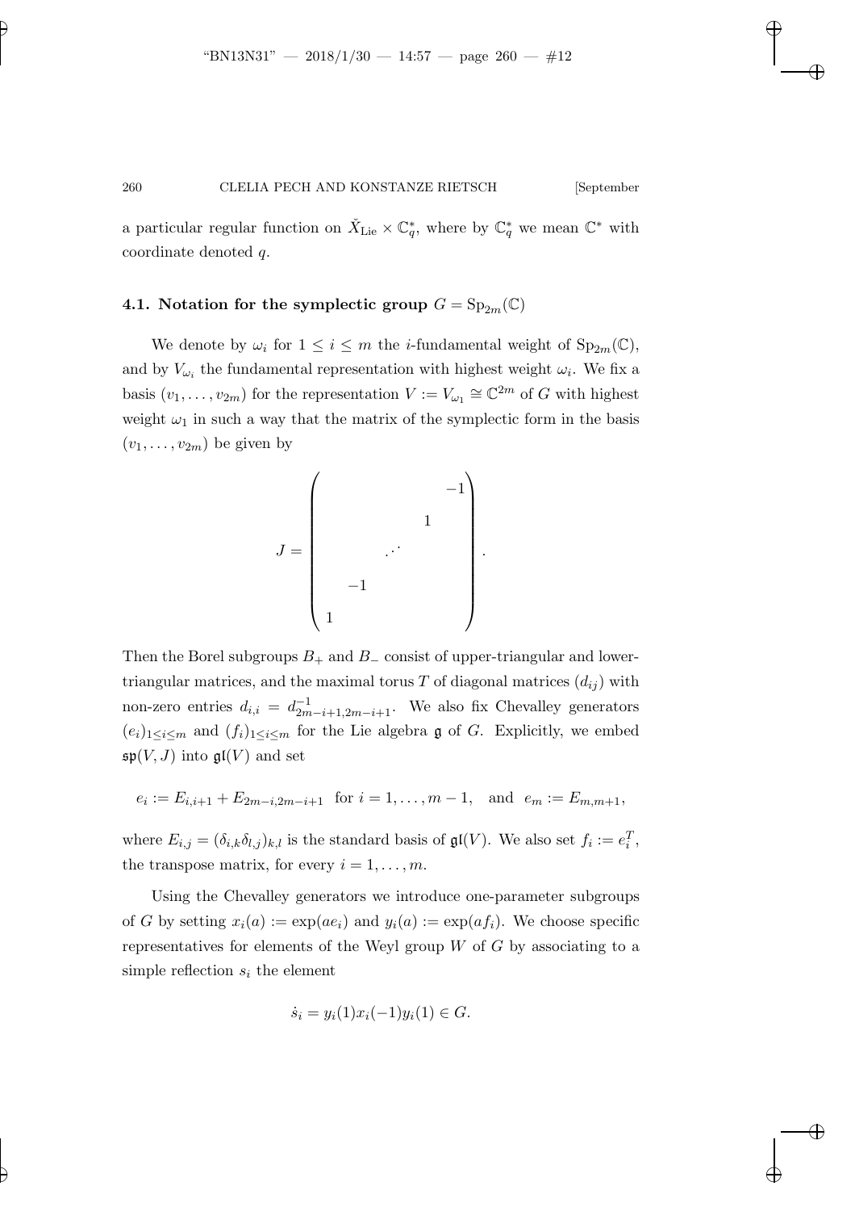a particular regular function on $\check{X}_{\mathrm{Lie}} \times \mathbb{C}_q^*$, where by $\mathbb{C}_q^*$ we mean $\mathbb{C}^*$ with coordinate denoted $q$.

### 4.1. Notation for the symplectic group $G = \mathrm{Sp}_{2m}(\mathbb{C})$

We denote by $\omega_i$ for $1 \leq i \leq m$ the $i$-fundamental weight of $\mathrm{Sp}_{2m}(\mathbb{C})$, and by $V_{\omega_i}$ the fundamental representation with highest weight $\omega_i$. We fix a basis $(v_1, \ldots, v_{2m})$ for the representation $V := V_{\omega_1} \cong \mathbb{C}^{2m}$ of $G$ with highest weight $\omega_1$ in such a way that the matrix of the symplectic form in the basis $(v_1, \ldots, v_{2m})$ be given by

$$J = \begin{pmatrix} & & & & -1 \\ & & & 1 & \\ & & \iddots & & \\ & -1 & & & \\ 1 & & & & \end{pmatrix}.$$

Then the Borel subgroups $B_+$ and $B_-$ consist of upper-triangular and lower-triangular matrices, and the maximal torus $T$ of diagonal matrices $(d_{ij})$ with non-zero entries $d_{i,i} = d_{2m-i+1,2m-i+1}^{-1}$. We also fix Chevalley generators $(e_i)_{1 \leq i \leq m}$ and $(f_i)_{1 \leq i \leq m}$ for the Lie algebra $\mathfrak{g}$ of $G$. Explicitly, we embed $\mathfrak{sp}(V, J)$ into $\mathfrak{gl}(V)$ and set

$$e_i := E_{i,i+1} + E_{2m-i,2m-i+1} \quad \text{for } i = 1, \ldots, m-1, \quad \text{and} \quad e_m := E_{m,m+1},$$

where $E_{i,j} = (\delta_{i,k}\delta_{l,j})_{k,l}$ is the standard basis of $\mathfrak{gl}(V)$. We also set $f_i := e_i^T$, the transpose matrix, for every $i = 1, \ldots, m$.

Using the Chevalley generators we introduce one-parameter subgroups of $G$ by setting $x_i(a) := \exp(ae_i)$ and $y_i(a) := \exp(af_i)$. We choose specific representatives for elements of the Weyl group $W$ of $G$ by associating to a simple reflection $s_i$ the element

$$\dot{s}_i = y_i(1)x_i(-1)y_i(1) \in G.$$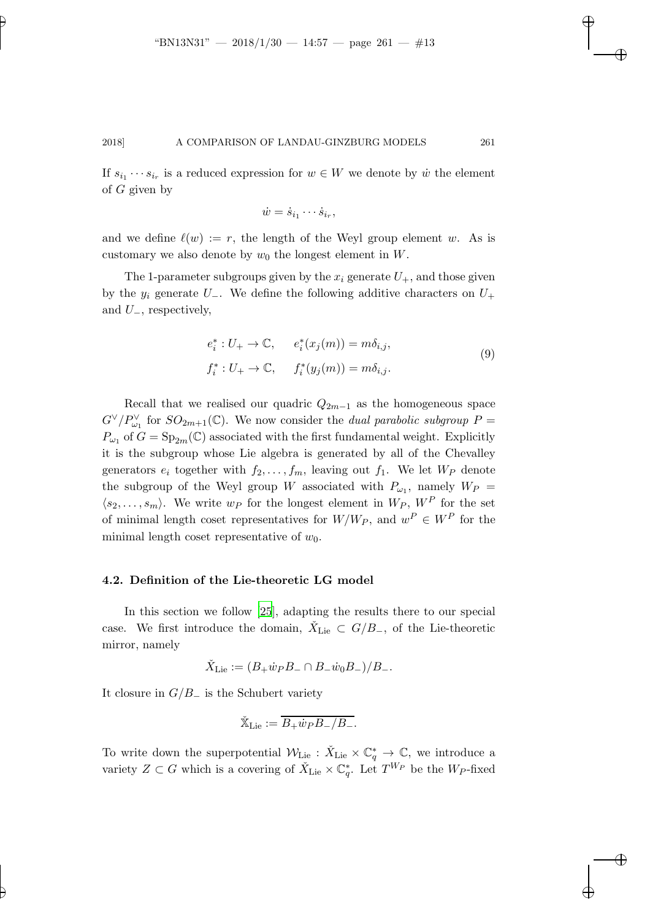If $s_{i_1} \cdots s_{i_r}$ is a reduced expression for $w \in W$ we denote by $\dot{w}$ the element of $G$ given by

$$\dot{w} = \dot{s}_{i_1} \cdots \dot{s}_{i_r},$$

and we define $\ell(w) := r$, the length of the Weyl group element $w$. As is customary we also denote by $w_0$ the longest element in $W$.

The 1-parameter subgroups given by the $x_i$ generate $U_+$, and those given by the $y_i$ generate $U_-$. We define the following additive characters on $U_+$ and $U_-$, respectively,

$$\begin{aligned} e_i^* &: U_+ \to \mathbb{C}, \quad e_i^*(x_j(m)) = m\delta_{i,j}, \\ f_i^* &: U_+ \to \mathbb{C}, \quad f_i^*(y_j(m)) = m\delta_{i,j}. \end{aligned} \tag{9}$$

Recall that we realised our quadric $Q_{2m-1}$ as the homogeneous space $G^\vee/P^\vee_{\omega_1}$ for $SO_{2m+1}(\mathbb{C})$. We now consider the *dual parabolic subgroup* $P = P_{\omega_1}$ of $G = \mathrm{Sp}_{2m}(\mathbb{C})$ associated with the first fundamental weight. Explicitly it is the subgroup whose Lie algebra is generated by all of the Chevalley generators $e_i$ together with $f_2, \ldots, f_m$, leaving out $f_1$. We let $W_P$ denote the subgroup of the Weyl group $W$ associated with $P_{\omega_1}$, namely $W_P = \langle s_2, \ldots, s_m \rangle$. We write $w_P$ for the longest element in $W_P$, $W^P$ for the set of minimal length coset representatives for $W/W_P$, and $w^P \in W^P$ for the minimal length coset representative of $w_0$.

### 4.2. Definition of the Lie-theoretic LG model

In this section we follow [25], adapting the results there to our special case. We first introduce the domain, $\check{X}_{\mathrm{Lie}} \subset G/B_-$, of the Lie-theoretic mirror, namely

$$\check{X}_{\mathrm{Lie}} := (B_+ \dot{w}_P B_- \cap B_- \dot{w}_0 B_-)/B_-.$$

It closure in $G/B_-$ is the Schubert variety

$$\check{\mathbb{X}}_{\mathrm{Lie}} := \overline{B_+ \dot{w}_P B_-/B_-}.$$

To write down the superpotential $\mathcal{W}_{\mathrm{Lie}} : \check{X}_{\mathrm{Lie}} \times \mathbb{C}_q^* \to \mathbb{C}$, we introduce a variety $Z \subset G$ which is a covering of $\check{X}_{\mathrm{Lie}} \times \mathbb{C}_q^*$. Let $T^{W_P}$ be the $W_P$-fixed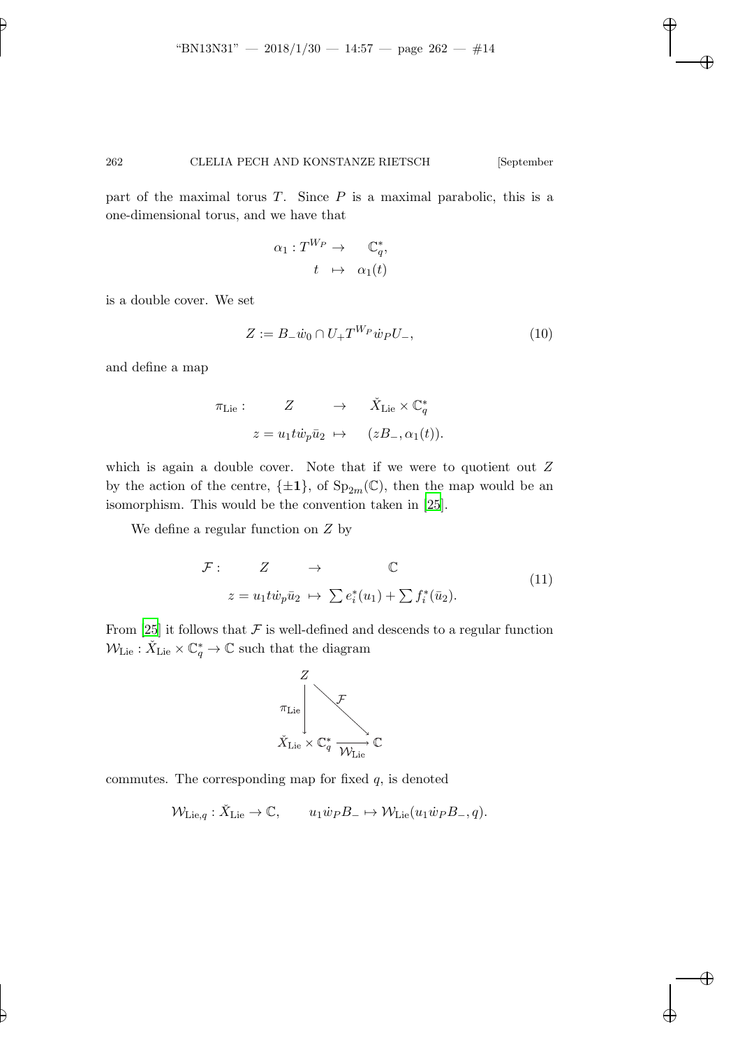part of the maximal torus $T$. Since $P$ is a maximal parabolic, this is a one-dimensional torus, and we have that

$$\begin{array}{rcl} \alpha_1 : T^{W_P} & \to & \mathbb{C}_q^*, \\ t & \mapsto & \alpha_1(t) \end{array}$$

is a double cover. We set

$$Z := B_- \dot{w}_0 \cap U_+ T^{W_P} \dot{w}_P U_-, \tag{10}$$

and define a map

$$\begin{array}{rrcl} \pi_{\mathrm{Lie}} : & Z & \to & \check{X}_{\mathrm{Lie}} \times \mathbb{C}_q^* \\ & z = u_1 t \dot{w}_p \bar{u}_2 & \mapsto & (z B_-, \alpha_1(t)). \end{array}$$

which is again a double cover. Note that if we were to quotient out $Z$ by the action of the centre, $\{\pm \mathbf{1}\}$, of $\mathrm{Sp}_{2m}(\mathbb{C})$, then the map would be an isomorphism. This would be the convention taken in [25].

We define a regular function on $Z$ by

$$\begin{array}{rrcl} \mathcal{F} : & Z & \to & \mathbb{C} \\ & z = u_1 t \dot{w}_p \bar{u}_2 & \mapsto & \sum e_i^*(u_1) + \sum f_i^*(\bar{u}_2). \end{array} \tag{11}$$

From [25] it follows that $\mathcal{F}$ is well-defined and descends to a regular function $\mathcal{W}_{\mathrm{Lie}} : \check{X}_{\mathrm{Lie}} \times \mathbb{C}_q^* \to \mathbb{C}$ such that the diagram

$$\begin{array}{ccc} Z & & \\ {\scriptstyle \pi_{\mathrm{Lie}}} \downarrow & \searrow^{\mathcal{F}} & \\ \check{X}_{\mathrm{Lie}} \times \mathbb{C}_q^* & \xrightarrow[\mathcal{W}_{\mathrm{Lie}}]{} & \mathbb{C} \end{array}$$

commutes. The corresponding map for fixed $q$, is denoted

$$\mathcal{W}_{\mathrm{Lie},q} : \check{X}_{\mathrm{Lie}} \to \mathbb{C}, \qquad u_1 \dot{w}_P B_- \mapsto \mathcal{W}_{\mathrm{Lie}}(u_1 \dot{w}_P B_-, q).$$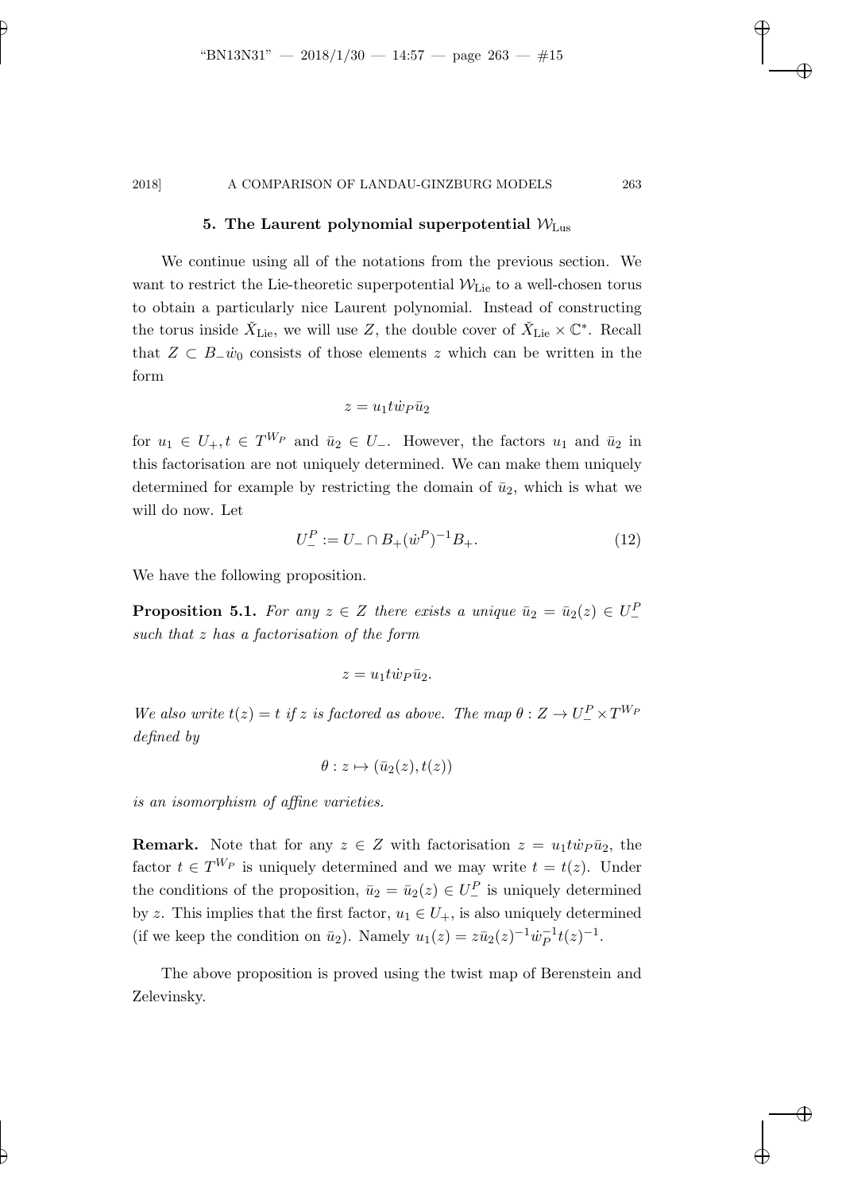## 5. The Laurent polynomial superpotential $\mathcal{W}_{\text{Lus}}$

We continue using all of the notations from the previous section. We want to restrict the Lie-theoretic superpotential $\mathcal{W}_{\text{Lie}}$ to a well-chosen torus to obtain a particularly nice Laurent polynomial. Instead of constructing the torus inside $\check{X}_{\text{Lie}}$, we will use $Z$, the double cover of $\check{X}_{\text{Lie}} \times \mathbb{C}^*$. Recall that $Z \subset B_- \dot{w}_0$ consists of those elements $z$ which can be written in the form

$$z = u_1 t \dot{w}_P \bar{u}_2$$

for $u_1 \in U_+, t \in T^{W_P}$ and $\bar{u}_2 \in U_-$. However, the factors $u_1$ and $\bar{u}_2$ in this factorisation are not uniquely determined. We can make them uniquely determined for example by restricting the domain of $\bar{u}_2$, which is what we will do now. Let

$$U_-^P := U_- \cap B_+ (\dot{w}^P)^{-1} B_+. \tag{12}$$

We have the following proposition.

**Proposition 5.1.** *For any $z \in Z$ there exists a unique $\bar{u}_2 = \bar{u}_2(z) \in U_-^P$ such that $z$ has a factorisation of the form*

$$z = u_1 t \dot{w}_P \bar{u}_2.$$

*We also write $t(z) = t$ if $z$ is factored as above. The map $\theta : Z \to U_-^P \times T^{W_P}$ defined by*

$$\theta : z \mapsto (\bar{u}_2(z), t(z))$$

*is an isomorphism of affine varieties.*

**Remark.** Note that for any $z \in Z$ with factorisation $z = u_1 t \dot{w}_P \bar{u}_2$, the factor $t \in T^{W_P}$ is uniquely determined and we may write $t = t(z)$. Under the conditions of the proposition, $\bar{u}_2 = \bar{u}_2(z) \in U_-^P$ is uniquely determined by $z$. This implies that the first factor, $u_1 \in U_+$, is also uniquely determined (if we keep the condition on $\bar{u}_2$). Namely $u_1(z) = z \bar{u}_2(z)^{-1} \dot{w}_P^{-1} t(z)^{-1}$.

The above proposition is proved using the twist map of Berenstein and Zelevinsky.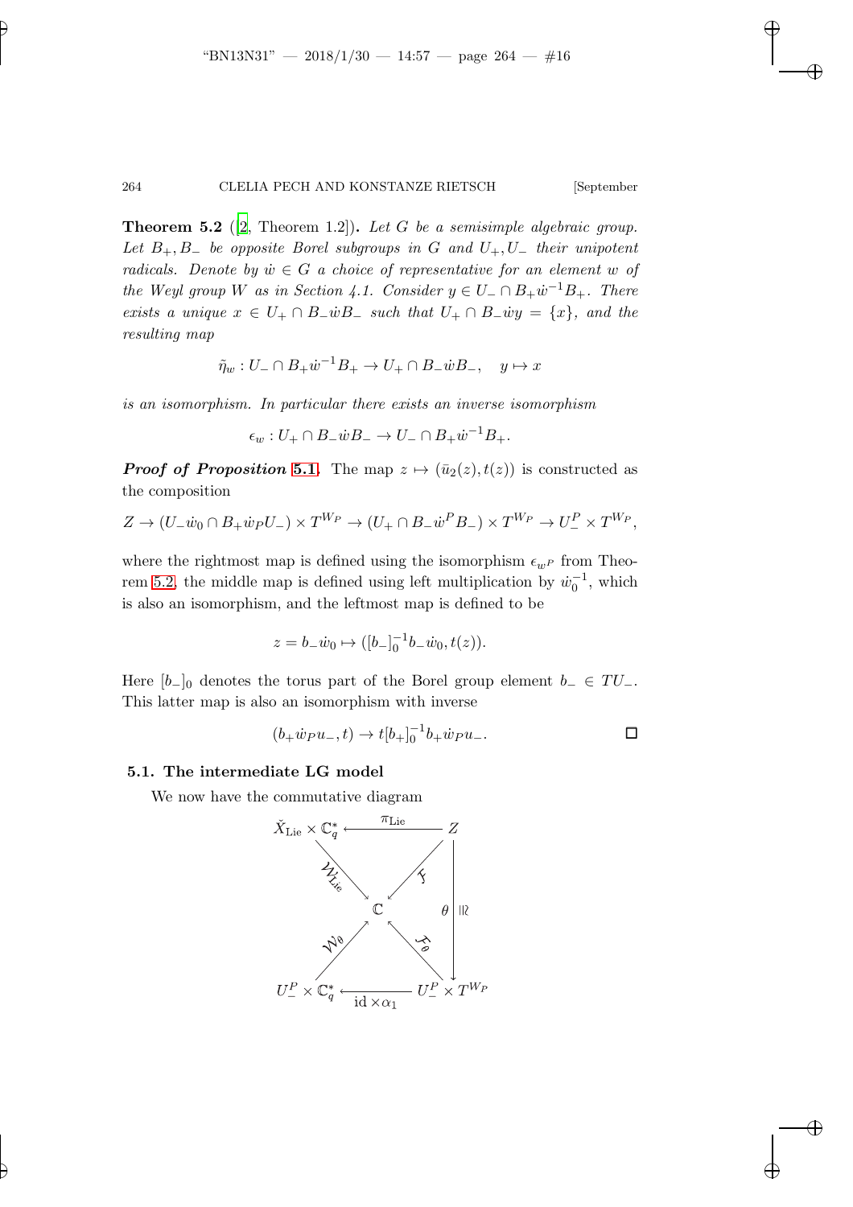**Theorem 5.2** ([2, Theorem 1.2])**.** *Let $G$ be a semisimple algebraic group. Let $B_+, B_-$ be opposite Borel subgroups in $G$ and $U_+, U_-$ their unipotent radicals. Denote by $\dot{w} \in G$ a choice of representative for an element $w$ of the Weyl group $W$ as in Section 4.1. Consider $y \in U_- \cap B_+\dot{w}^{-1}B_+$. There exists a unique $x \in U_+ \cap B_-\dot{w}B_-$ such that $U_+ \cap B_-\dot{w}y = \{x\}$, and the resulting map*

$$\tilde{\eta}_w : U_- \cap B_+\dot{w}^{-1}B_+ \to U_+ \cap B_-\dot{w}B_-, \quad y \mapsto x$$

*is an isomorphism. In particular there exists an inverse isomorphism*

$$\epsilon_w : U_+ \cap B_-\dot{w}B_- \to U_- \cap B_+\dot{w}^{-1}B_+.$$

***Proof of Proposition* 5.1.** The map $z \mapsto (\bar{u}_2(z), t(z))$ is constructed as the composition

$$Z \to (U_-\dot{w}_0 \cap B_+\dot{w}_P U_-) \times T^{W_P} \to (U_+ \cap B_-\dot{w}^P B_-) \times T^{W_P} \to U_-^P \times T^{W_P},$$

where the rightmost map is defined using the isomorphism $\epsilon_{w^P}$ from Theorem 5.2, the middle map is defined using left multiplication by $\dot{w}_0^{-1}$, which is also an isomorphism, and the leftmost map is defined to be

$$z = b_-\dot{w}_0 \mapsto ([b_-]_0^{-1}b_-\dot{w}_0, t(z)).$$

Here $[b_-]_0$ denotes the torus part of the Borel group element $b_- \in TU_-$. This latter map is also an isomorphism with inverse

$$(b_+\dot{w}_P u_-, t) \to t[b_+]_0^{-1}b_+\dot{w}_P u_-. \qquad \square$$

### 5.1. The intermediate LG model

We now have the commutative diagram

$$\begin{array}{ccccc}
\check{X}_{\mathrm{Lie}} \times \mathbb{C}_q^* & & \xleftarrow{\quad \pi_{\mathrm{Lie}} \quad} & & Z \\
& \searrow^{\mathcal{W}_{\mathrm{Lie}}} & & \swarrow^{\mathcal{F}} & \\
& & \mathbb{C} & & \Big\downarrow \theta \; \wr\Vert \\
& \nearrow_{\mathcal{W}_\theta} & & \nwarrow_{\mathcal{F}_\theta} & \\
U_-^P \times \mathbb{C}_q^* & & \xleftarrow[\mathrm{id} \times \alpha_1]{} & & U_-^P \times T^{W_P}
\end{array}$$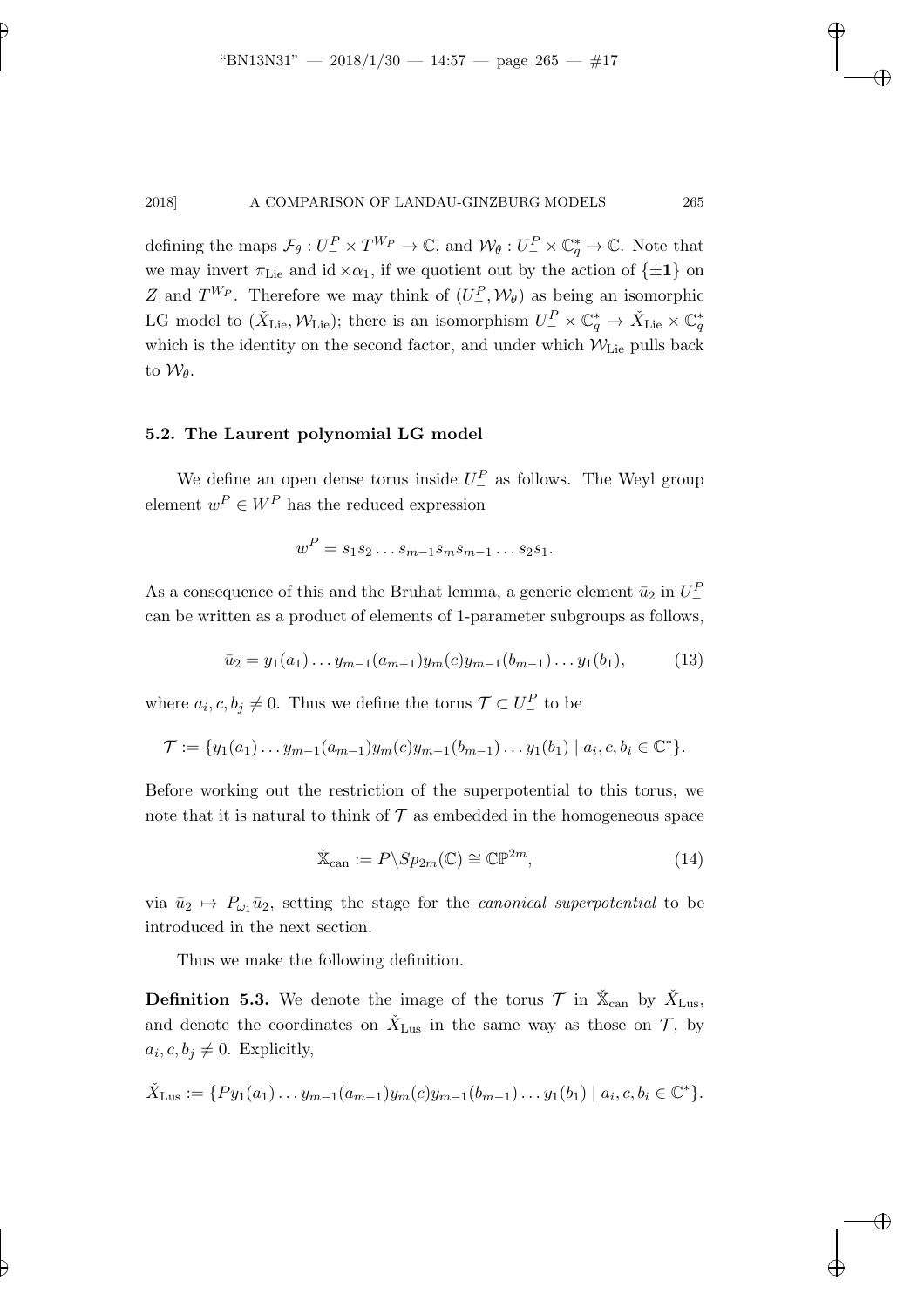defining the maps $\mathcal{F}_\theta : U_-^P \times T^{W_P} \to \mathbb{C}$, and $\mathcal{W}_\theta : U_-^P \times \mathbb{C}_q^* \to \mathbb{C}$. Note that we may invert $\pi_{\mathrm{Lie}}$ and $\mathrm{id} \times \alpha_1$, if we quotient out by the action of $\{\pm\mathbf{1}\}$ on $Z$ and $T^{W_P}$. Therefore we may think of $(U_-^P, \mathcal{W}_\theta)$ as being an isomorphic LG model to $(\check{X}_{\mathrm{Lie}}, \mathcal{W}_{\mathrm{Lie}})$; there is an isomorphism $U_-^P \times \mathbb{C}_q^* \to \check{X}_{\mathrm{Lie}} \times \mathbb{C}_q^*$ which is the identity on the second factor, and under which $\mathcal{W}_{\mathrm{Lie}}$ pulls back to $\mathcal{W}_\theta$.

### 5.2. The Laurent polynomial LG model

We define an open dense torus inside $U_-^P$ as follows. The Weyl group element $w^P \in W^P$ has the reduced expression

$$w^P = s_1 s_2 \dots s_{m-1} s_m s_{m-1} \dots s_2 s_1.$$

As a consequence of this and the Bruhat lemma, a generic element $\bar{u}_2$ in $U_-^P$ can be written as a product of elements of 1-parameter subgroups as follows,

$$\bar{u}_2 = y_1(a_1) \dots y_{m-1}(a_{m-1}) y_m(c) y_{m-1}(b_{m-1}) \dots y_1(b_1), \tag{13}$$

where $a_i, c, b_j \neq 0$. Thus we define the torus $\mathcal{T} \subset U_-^P$ to be

$$\mathcal{T} := \{y_1(a_1) \dots y_{m-1}(a_{m-1}) y_m(c) y_{m-1}(b_{m-1}) \dots y_1(b_1) \mid a_i, c, b_i \in \mathbb{C}^*\}.$$

Before working out the restriction of the superpotential to this torus, we note that it is natural to think of $\mathcal{T}$ as embedded in the homogeneous space

$$\check{\mathbb{X}}_{\mathrm{can}} := P \backslash Sp_{2m}(\mathbb{C}) \cong \mathbb{CP}^{2m}, \tag{14}$$

via $\bar{u}_2 \mapsto P_{\omega_1} \bar{u}_2$, setting the stage for the *canonical superpotential* to be introduced in the next section.

Thus we make the following definition.

**Definition 5.3.** We denote the image of the torus $\mathcal{T}$ in $\check{\mathbb{X}}_{\mathrm{can}}$ by $\check{X}_{\mathrm{Lus}}$, and denote the coordinates on $\check{X}_{\mathrm{Lus}}$ in the same way as those on $\mathcal{T}$, by $a_i, c, b_j \neq 0$. Explicitly,

$$\check{X}_{\mathrm{Lus}} := \{P y_1(a_1) \dots y_{m-1}(a_{m-1}) y_m(c) y_{m-1}(b_{m-1}) \dots y_1(b_1) \mid a_i, c, b_i \in \mathbb{C}^*\}.$$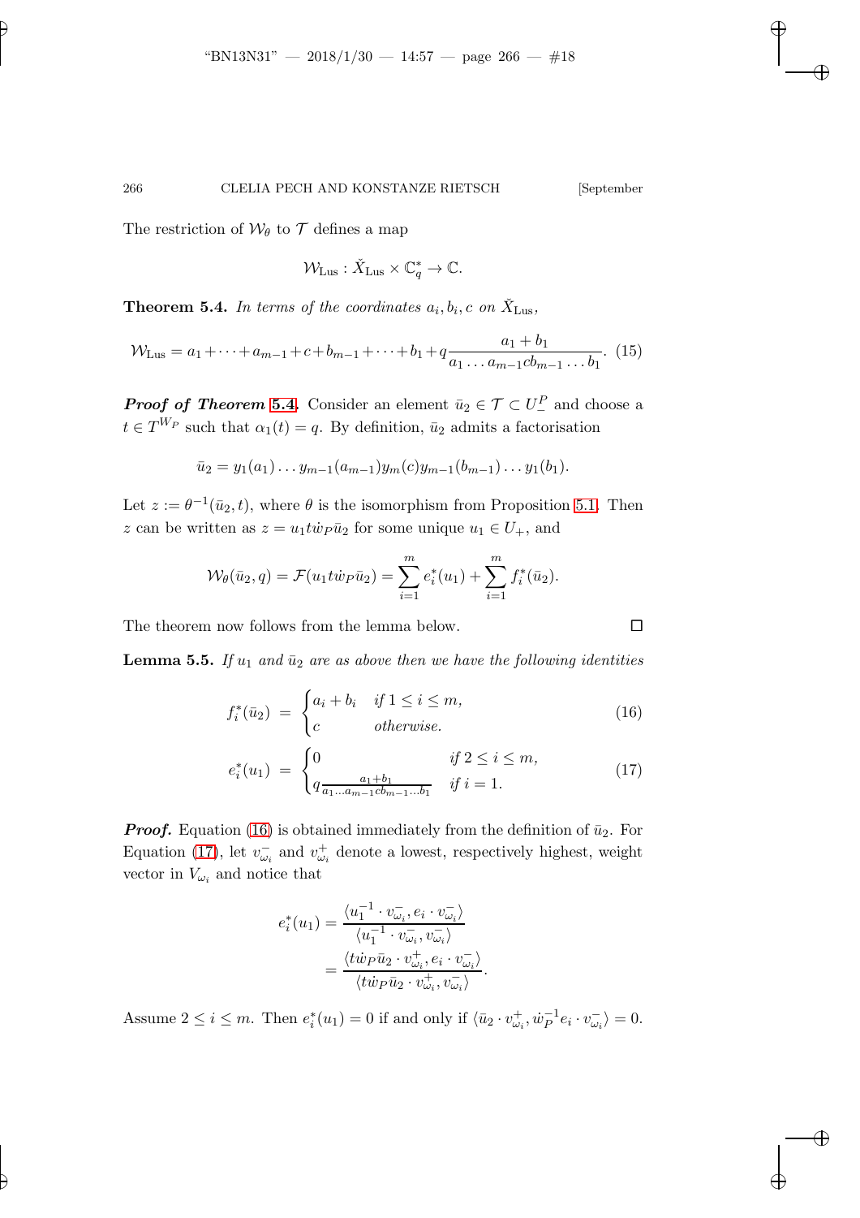The restriction of $\mathcal{W}_\theta$ to $\mathcal{T}$ defines a map

$$\mathcal{W}_{\mathrm{Lus}} : \check{X}_{\mathrm{Lus}} \times \mathbb{C}_q^* \to \mathbb{C}.$$

**Theorem 5.4.** *In terms of the coordinates $a_i, b_i, c$ on $\check{X}_{\mathrm{Lus}}$,*

$$\mathcal{W}_{\mathrm{Lus}} = a_1 + \cdots + a_{m-1} + c + b_{m-1} + \cdots + b_1 + q\frac{a_1 + b_1}{a_1 \dots a_{m-1} c b_{m-1} \dots b_1}. \quad (15)$$

***Proof of Theorem 5.4.*** Consider an element $\bar{u}_2 \in \mathcal{T} \subset U_-^P$ and choose a $t \in T^{W_P}$ such that $\alpha_1(t) = q$. By definition, $\bar{u}_2$ admits a factorisation

$$\bar{u}_2 = y_1(a_1) \dots y_{m-1}(a_{m-1}) y_m(c) y_{m-1}(b_{m-1}) \dots y_1(b_1).$$

Let $z := \theta^{-1}(\bar{u}_2, t)$, where $\theta$ is the isomorphism from Proposition 5.1. Then $z$ can be written as $z = u_1 t \dot{w}_P \bar{u}_2$ for some unique $u_1 \in U_+$, and

$$\mathcal{W}_\theta(\bar{u}_2, q) = \mathcal{F}(u_1 t \dot{w}_P \bar{u}_2) = \sum_{i=1}^m e_i^*(u_1) + \sum_{i=1}^m f_i^*(\bar{u}_2).$$

The theorem now follows from the lemma below. $\square$

**Lemma 5.5.** *If $u_1$ and $\bar{u}_2$ are as above then we have the following identities*

$$f_i^*(\bar{u}_2) = \begin{cases} a_i + b_i & \text{if } 1 \le i \le m, \\ c & \text{otherwise.} \end{cases} \quad (16)$$

$$e_i^*(u_1) = \begin{cases} 0 & \text{if } 2 \le i \le m, \\ q\frac{a_1 + b_1}{a_1 \dots a_{m-1} c b_{m-1} \dots b_1} & \text{if } i = 1. \end{cases} \quad (17)$$

***Proof.*** Equation (16) is obtained immediately from the definition of $\bar{u}_2$. For Equation (17), let $v_{\omega_i}^-$ and $v_{\omega_i}^+$ denote a lowest, respectively highest, weight vector in $V_{\omega_i}$ and notice that

$$\begin{aligned} e_i^*(u_1) &= \frac{\langle u_1^{-1} \cdot v_{\omega_i}^-, e_i \cdot v_{\omega_i}^- \rangle}{\langle u_1^{-1} \cdot v_{\omega_i}^-, v_{\omega_i}^- \rangle} \\ &= \frac{\langle t \dot{w}_P \bar{u}_2 \cdot v_{\omega_i}^+, e_i \cdot v_{\omega_i}^- \rangle}{\langle t \dot{w}_P \bar{u}_2 \cdot v_{\omega_i}^+, v_{\omega_i}^- \rangle}. \end{aligned}$$

Assume $2 \le i \le m$. Then $e_i^*(u_1) = 0$ if and only if $\langle \bar{u}_2 \cdot v_{\omega_i}^+, \dot{w}_P^{-1} e_i \cdot v_{\omega_i}^- \rangle = 0$.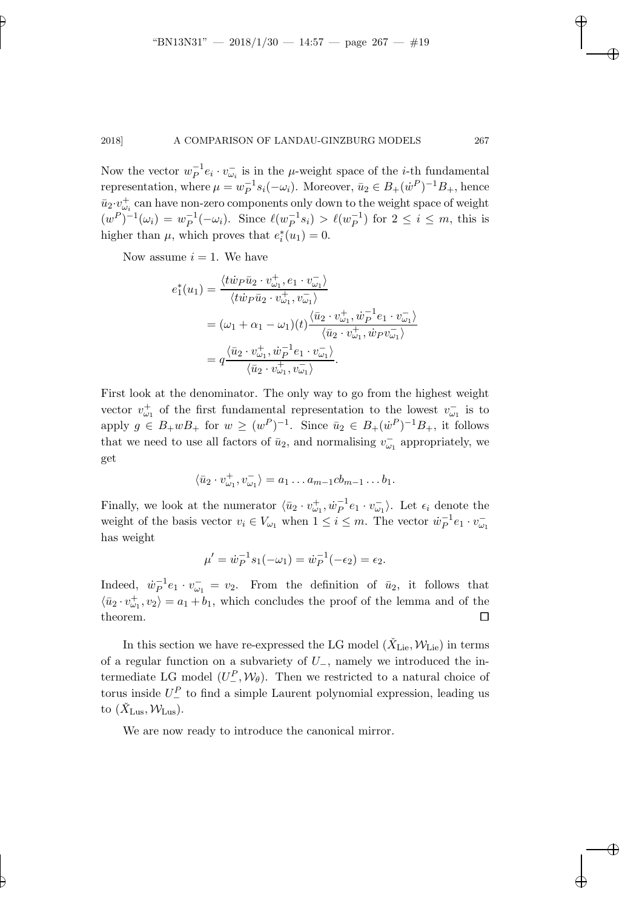Now the vector $w_P^{-1}e_i \cdot v_{\omega_i}^-$ is in the $\mu$-weight space of the $i$-th fundamental representation, where $\mu = w_P^{-1}s_i(-\omega_i)$. Moreover, $\bar{u}_2 \in B_+(\dot{w}^P)^{-1}B_+$, hence $\bar{u}_2 \cdot v_{\omega_i}^+$ can have non-zero components only down to the weight space of weight $(w^P)^{-1}(\omega_i) = w_P^{-1}(-\omega_i)$. Since $\ell(w_P^{-1}s_i) > \ell(w_P^{-1})$ for $2 \leq i \leq m$, this is higher than $\mu$, which proves that $e_i^*(u_1) = 0$.

Now assume $i = 1$. We have

$$
\begin{aligned}
e_1^*(u_1) &= \frac{\langle t\dot{w}_P\bar{u}_2 \cdot v_{\omega_1}^+, e_1 \cdot v_{\omega_1}^- \rangle}{\langle t\dot{w}_P\bar{u}_2 \cdot v_{\omega_1}^+, v_{\omega_1}^- \rangle} \\
&= (\omega_1 + \alpha_1 - \omega_1)(t)\frac{\langle \bar{u}_2 \cdot v_{\omega_1}^+, \dot{w}_P^{-1}e_1 \cdot v_{\omega_1}^- \rangle}{\langle \bar{u}_2 \cdot v_{\omega_1}^+, \dot{w}_P v_{\omega_1}^- \rangle} \\
&= q\frac{\langle \bar{u}_2 \cdot v_{\omega_1}^+, \dot{w}_P^{-1}e_1 \cdot v_{\omega_1}^- \rangle}{\langle \bar{u}_2 \cdot v_{\omega_1}^+, v_{\omega_1}^- \rangle}.
\end{aligned}
$$

First look at the denominator. The only way to go from the highest weight vector $v_{\omega_1}^+$ of the first fundamental representation to the lowest $v_{\omega_1}^-$ is to apply $g \in B_+wB_+$ for $w \geq (w^P)^{-1}$. Since $\bar{u}_2 \in B_+(\dot{w}^P)^{-1}B_+$, it follows that we need to use all factors of $\bar{u}_2$, and normalising $v_{\omega_1}^-$ appropriately, we get

$$
\langle \bar{u}_2 \cdot v_{\omega_1}^+, v_{\omega_1}^- \rangle = a_1 \ldots a_{m-1} c b_{m-1} \ldots b_1.
$$

Finally, we look at the numerator $\langle \bar{u}_2 \cdot v_{\omega_1}^+, \dot{w}_P^{-1}e_1 \cdot v_{\omega_1}^- \rangle$. Let $\epsilon_i$ denote the weight of the basis vector $v_i \in V_{\omega_1}$ when $1 \leq i \leq m$. The vector $\dot{w}_P^{-1}e_1 \cdot v_{\omega_1}^-$ has weight

$$
\mu' = \dot{w}_P^{-1}s_1(-\omega_1) = \dot{w}_P^{-1}(-\epsilon_2) = \epsilon_2.
$$

Indeed, $\dot{w}_P^{-1}e_1 \cdot v_{\omega_1}^- = v_2$. From the definition of $\bar{u}_2$, it follows that $\langle \bar{u}_2 \cdot v_{\omega_1}^+, v_2 \rangle = a_1 + b_1$, which concludes the proof of the lemma and of the theorem. $\square$

In this section we have re-expressed the LG model $(\check{X}_{\mathrm{Lie}}, \mathcal{W}_{\mathrm{Lie}})$ in terms of a regular function on a subvariety of $U_-$, namely we introduced the intermediate LG model $(U_-^P, \mathcal{W}_\theta)$. Then we restricted to a natural choice of torus inside $U_-^P$ to find a simple Laurent polynomial expression, leading us to $(\check{X}_{\mathrm{Lus}}, \mathcal{W}_{\mathrm{Lus}})$.

We are now ready to introduce the canonical mirror.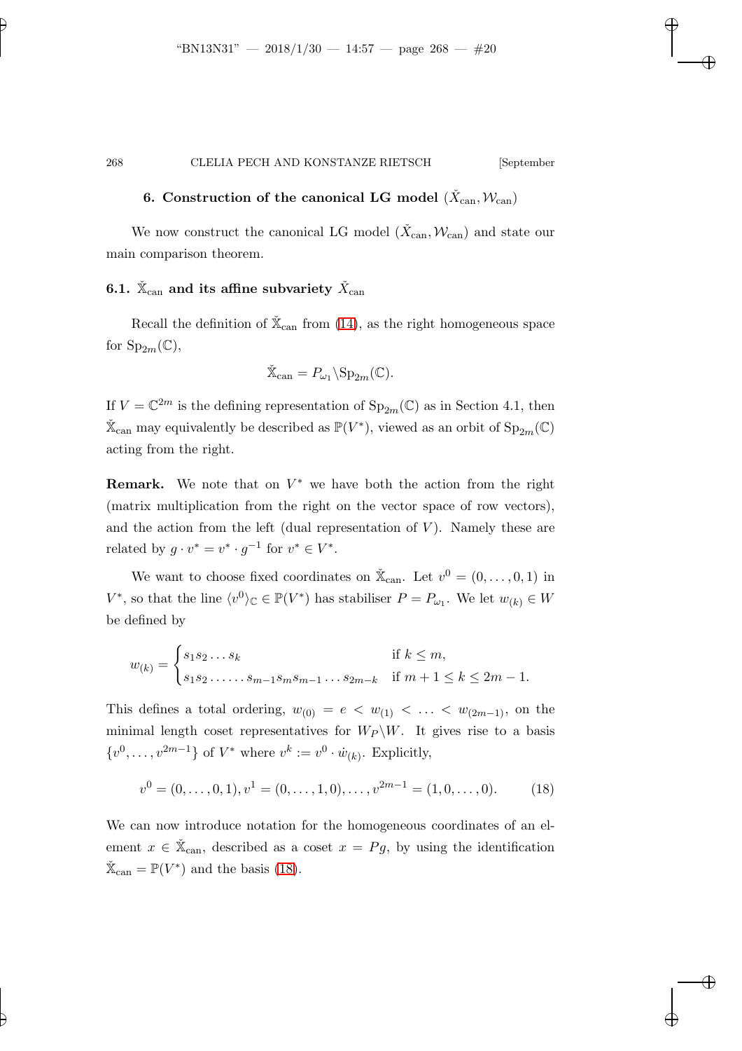## 6. Construction of the canonical LG model $(\check{X}_{\mathrm{can}}, \mathcal{W}_{\mathrm{can}})$

We now construct the canonical LG model $(\check{X}_{\mathrm{can}}, \mathcal{W}_{\mathrm{can}})$ and state our main comparison theorem.

### 6.1. $\check{\mathbb{X}}_{\mathrm{can}}$ and its affine subvariety $\check{X}_{\mathrm{can}}$

Recall the definition of $\check{\mathbb{X}}_{\mathrm{can}}$ from (14), as the right homogeneous space for $\mathrm{Sp}_{2m}(\mathbb{C})$,

$$\check{\mathbb{X}}_{\mathrm{can}} = P_{\omega_1} \backslash \mathrm{Sp}_{2m}(\mathbb{C}).$$

If $V = \mathbb{C}^{2m}$ is the defining representation of $\mathrm{Sp}_{2m}(\mathbb{C})$ as in Section 4.1, then $\check{\mathbb{X}}_{\mathrm{can}}$ may equivalently be described as $\mathbb{P}(V^*)$, viewed as an orbit of $\mathrm{Sp}_{2m}(\mathbb{C})$ acting from the right.

**Remark.** We note that on $V^*$ we have both the action from the right (matrix multiplication from the right on the vector space of row vectors), and the action from the left (dual representation of $V$). Namely these are related by $g \cdot v^* = v^* \cdot g^{-1}$ for $v^* \in V^*$.

We want to choose fixed coordinates on $\check{\mathbb{X}}_{\mathrm{can}}$. Let $v^0 = (0, \dots, 0, 1)$ in $V^*$, so that the line $\langle v^0 \rangle_{\mathbb{C}} \in \mathbb{P}(V^*)$ has stabiliser $P = P_{\omega_1}$. We let $w_{(k)} \in W$ be defined by

$$w_{(k)} = \begin{cases} s_1 s_2 \dots s_k & \text{if } k \leq m, \\ s_1 s_2 \dots \dots s_{m-1} s_m s_{m-1} \dots s_{2m-k} & \text{if } m+1 \leq k \leq 2m-1. \end{cases}$$

This defines a total ordering, $w_{(0)} = e < w_{(1)} < \dots < w_{(2m-1)}$, on the minimal length coset representatives for $W_P \backslash W$. It gives rise to a basis $\{v^0, \dots, v^{2m-1}\}$ of $V^*$ where $v^k := v^0 \cdot \dot{w}_{(k)}$. Explicitly,

$$v^0 = (0, \dots, 0, 1), v^1 = (0, \dots, 1, 0), \dots, v^{2m-1} = (1, 0, \dots, 0). \tag{18}$$

We can now introduce notation for the homogeneous coordinates of an element $x \in \check{\mathbb{X}}_{\mathrm{can}}$, described as a coset $x = Pg$, by using the identification $\check{\mathbb{X}}_{\mathrm{can}} = \mathbb{P}(V^*)$ and the basis (18).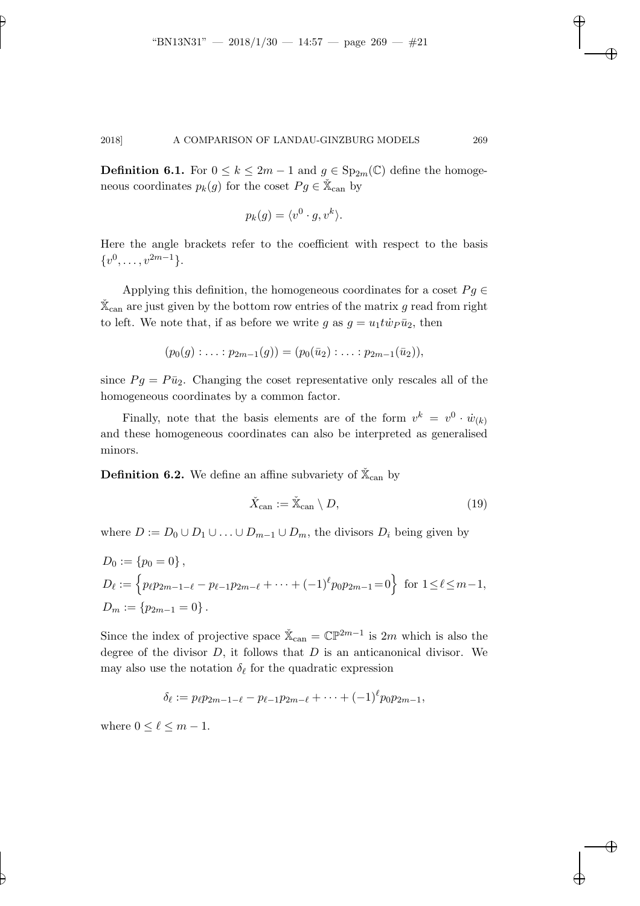**Definition 6.1.** For $0 \le k \le 2m-1$ and $g \in \mathrm{Sp}_{2m}(\mathbb{C})$ define the homogeneous coordinates $p_k(g)$ for the coset $Pg \in \check{\mathbb{X}}_{\mathrm{can}}$ by

$$p_k(g) = \langle v^0 \cdot g, v^k \rangle.$$

Here the angle brackets refer to the coefficient with respect to the basis $\{v^0, \ldots, v^{2m-1}\}$.

Applying this definition, the homogeneous coordinates for a coset $Pg \in \check{\mathbb{X}}_{\mathrm{can}}$ are just given by the bottom row entries of the matrix $g$ read from right to left. We note that, if as before we write $g$ as $g = u_1 t \dot{w}_P \bar{u}_2$, then

$$(p_0(g) : \ldots : p_{2m-1}(g)) = (p_0(\bar{u}_2) : \ldots : p_{2m-1}(\bar{u}_2)),$$

since $Pg = P\bar{u}_2$. Changing the coset representative only rescales all of the homogeneous coordinates by a common factor.

Finally, note that the basis elements are of the form $v^k = v^0 \cdot \dot{w}_{(k)}$ and these homogeneous coordinates can also be interpreted as generalised minors.

**Definition 6.2.** We define an affine subvariety of $\check{\mathbb{X}}_{\mathrm{can}}$ by

$$\check{X}_{\mathrm{can}} := \check{\mathbb{X}}_{\mathrm{can}} \setminus D, \tag{19}$$

where $D := D_0 \cup D_1 \cup \ldots \cup D_{m-1} \cup D_m$, the divisors $D_i$ being given by

$$\begin{aligned}
D_0 &:= \{p_0 = 0\}, \\
D_\ell &:= \left\{ p_\ell p_{2m-1-\ell} - p_{\ell-1} p_{2m-\ell} + \cdots + (-1)^\ell p_0 p_{2m-1} = 0 \right\} \text{ for } 1 \le \ell \le m-1, \\
D_m &:= \{p_{2m-1} = 0\}.
\end{aligned}$$

Since the index of projective space $\check{\mathbb{X}}_{\mathrm{can}} = \mathbb{CP}^{2m-1}$ is $2m$ which is also the degree of the divisor $D$, it follows that $D$ is an anticanonical divisor. We may also use the notation $\delta_\ell$ for the quadratic expression

$$\delta_\ell := p_\ell p_{2m-1-\ell} - p_{\ell-1} p_{2m-\ell} + \cdots + (-1)^\ell p_0 p_{2m-1},$$

where $0 \le \ell \le m-1$.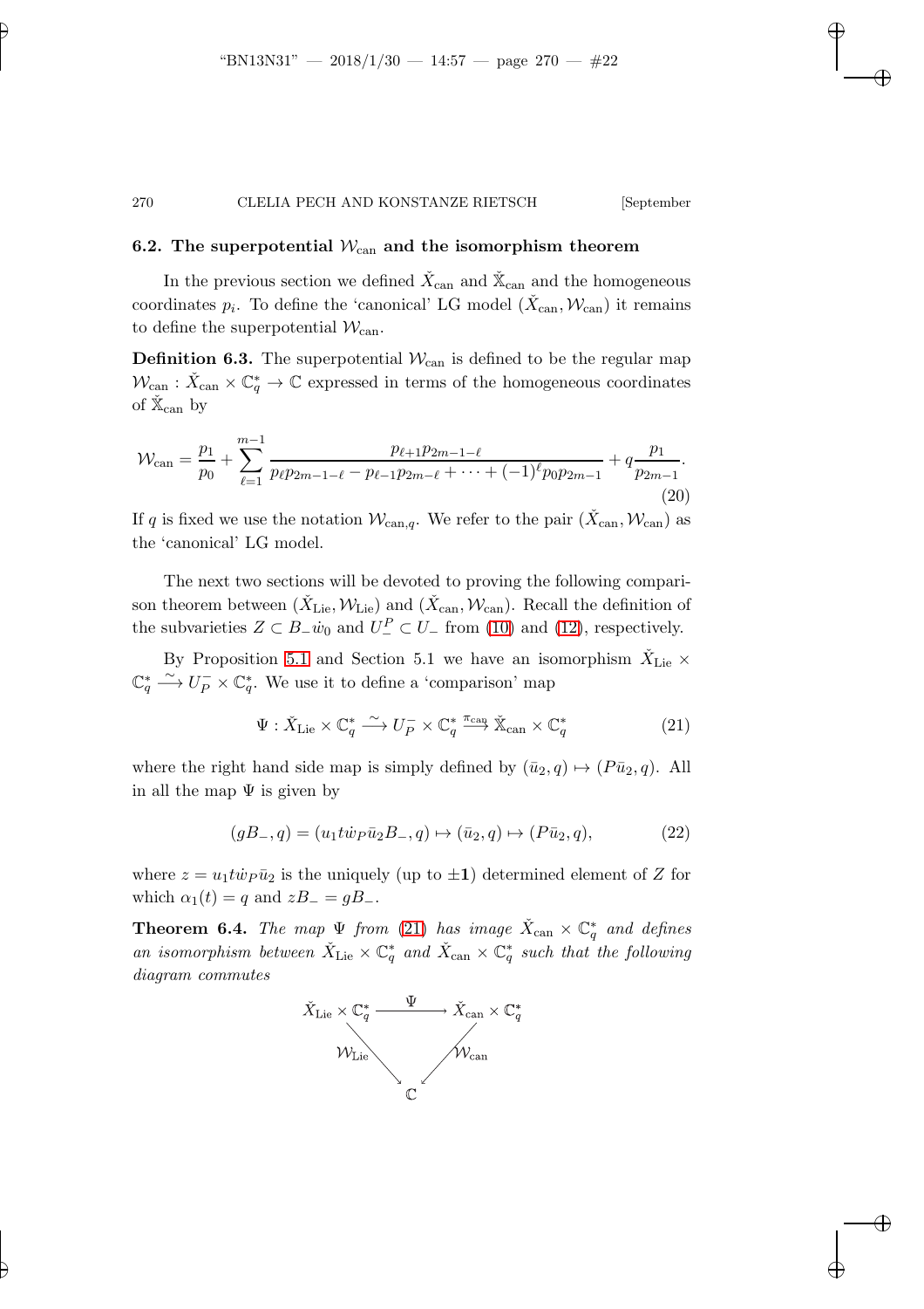### 6.2. The superpotential $\mathcal{W}_{\mathrm{can}}$ and the isomorphism theorem

In the previous section we defined $\check{X}_{\mathrm{can}}$ and $\check{\mathbb{X}}_{\mathrm{can}}$ and the homogeneous coordinates $p_i$. To define the 'canonical' LG model $(\check{X}_{\mathrm{can}}, \mathcal{W}_{\mathrm{can}})$ it remains to define the superpotential $\mathcal{W}_{\mathrm{can}}$.

**Definition 6.3.** The superpotential $\mathcal{W}_{\mathrm{can}}$ is defined to be the regular map $\mathcal{W}_{\mathrm{can}} : \check{X}_{\mathrm{can}} \times \mathbb{C}_q^* \to \mathbb{C}$ expressed in terms of the homogeneous coordinates of $\check{\mathbb{X}}_{\mathrm{can}}$ by

$$\mathcal{W}_{\mathrm{can}} = \frac{p_1}{p_0} + \sum_{\ell=1}^{m-1} \frac{p_{\ell+1}p_{2m-1-\ell}}{p_\ell p_{2m-1-\ell} - p_{\ell-1}p_{2m-\ell} + \cdots + (-1)^\ell p_0 p_{2m-1}} + q\frac{p_1}{p_{2m-1}}. \tag{20}$$

If $q$ is fixed we use the notation $\mathcal{W}_{\mathrm{can},q}$. We refer to the pair $(\check{X}_{\mathrm{can}}, \mathcal{W}_{\mathrm{can}})$ as the 'canonical' LG model.

The next two sections will be devoted to proving the following comparison theorem between $(\check{X}_{\mathrm{Lie}}, \mathcal{W}_{\mathrm{Lie}})$ and $(\check{X}_{\mathrm{can}}, \mathcal{W}_{\mathrm{can}})$. Recall the definition of the subvarieties $Z \subset B_-\dot{w}_0$ and $U_-^P \subset U_-$ from (10) and (12), respectively.

By Proposition 5.1 and Section 5.1 we have an isomorphism $\check{X}_{\mathrm{Lie}} \times \mathbb{C}_q^* \xrightarrow{\sim} U_P^- \times \mathbb{C}_q^*$. We use it to define a 'comparison' map

$$\Psi : \check{X}_{\mathrm{Lie}} \times \mathbb{C}_q^* \xrightarrow{\sim} U_P^- \times \mathbb{C}_q^* \xrightarrow{\pi_{\mathrm{can}}} \check{\mathbb{X}}_{\mathrm{can}} \times \mathbb{C}_q^* \tag{21}$$

where the right hand side map is simply defined by $(\bar{u}_2, q) \mapsto (P\bar{u}_2, q)$. All in all the map $\Psi$ is given by

$$(gB_-, q) = (u_1 t \dot{w}_P \bar{u}_2 B_-, q) \mapsto (\bar{u}_2, q) \mapsto (P\bar{u}_2, q), \tag{22}$$

where $z = u_1 t \dot{w}_P \bar{u}_2$ is the uniquely (up to $\pm\mathbf{1}$) determined element of $Z$ for which $\alpha_1(t) = q$ and $zB_- = gB_-$.

**Theorem 6.4.** *The map $\Psi$ from (21) has image $\check{X}_{\mathrm{can}} \times \mathbb{C}_q^*$ and defines an isomorphism between $\check{X}_{\mathrm{Lie}} \times \mathbb{C}_q^*$ and $\check{X}_{\mathrm{can}} \times \mathbb{C}_q^*$ such that the following diagram commutes*

$$\begin{array}{ccc} \check{X}_{\mathrm{Lie}} \times \mathbb{C}_q^* & \xrightarrow{\Psi} & \check{X}_{\mathrm{can}} \times \mathbb{C}_q^* \\ & \searrow^{\mathcal{W}_{\mathrm{Lie}}} \quad \swarrow_{\mathcal{W}_{\mathrm{can}}} & \\ & \mathbb{C} & \end{array}$$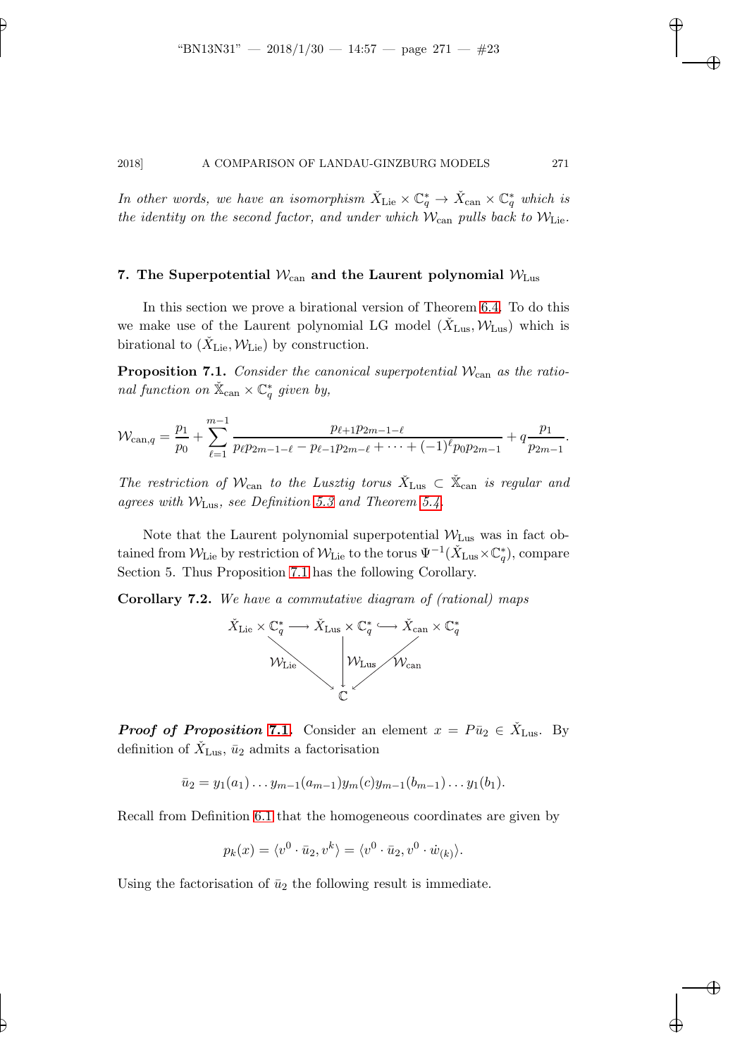*In other words, we have an isomorphism $\check{X}_{\mathrm{Lie}} \times \mathbb{C}_q^* \to \check{X}_{\mathrm{can}} \times \mathbb{C}_q^*$ which is the identity on the second factor, and under which $\mathcal{W}_{\mathrm{can}}$ pulls back to $\mathcal{W}_{\mathrm{Lie}}$.*

## 7. The Superpotential $\mathcal{W}_{\mathrm{can}}$ and the Laurent polynomial $\mathcal{W}_{\mathrm{Lus}}$

In this section we prove a birational version of Theorem 6.4. To do this we make use of the Laurent polynomial LG model $(\check{X}_{\mathrm{Lus}}, \mathcal{W}_{\mathrm{Lus}})$ which is birational to $(\check{X}_{\mathrm{Lie}}, \mathcal{W}_{\mathrm{Lie}})$ by construction.

**Proposition 7.1.** *Consider the canonical superpotential $\mathcal{W}_{\mathrm{can}}$ as the rational function on $\check{\mathbb{X}}_{\mathrm{can}} \times \mathbb{C}_q^*$ given by,*

$$\mathcal{W}_{\mathrm{can},q} = \frac{p_1}{p_0} + \sum_{\ell=1}^{m-1} \frac{p_{\ell+1} p_{2m-1-\ell}}{p_\ell p_{2m-1-\ell} - p_{\ell-1} p_{2m-\ell} + \cdots + (-1)^\ell p_0 p_{2m-1}} + q \frac{p_1}{p_{2m-1}}.$$

*The restriction of $\mathcal{W}_{\mathrm{can}}$ to the Lusztig torus $\check{X}_{\mathrm{Lus}} \subset \check{\mathbb{X}}_{\mathrm{can}}$ is regular and agrees with $\mathcal{W}_{\mathrm{Lus}}$, see Definition 5.3 and Theorem 5.4.*

Note that the Laurent polynomial superpotential $\mathcal{W}_{\mathrm{Lus}}$ was in fact obtained from $\mathcal{W}_{\mathrm{Lie}}$ by restriction of $\mathcal{W}_{\mathrm{Lie}}$ to the torus $\Psi^{-1}(\check{X}_{\mathrm{Lus}} \times \mathbb{C}_q^*)$, compare Section 5. Thus Proposition 7.1 has the following Corollary.

**Corollary 7.2.** *We have a commutative diagram of (rational) maps*

$$\begin{array}{ccccc} \check{X}_{\mathrm{Lie}} \times \mathbb{C}_q^* & \longrightarrow & \check{X}_{\mathrm{Lus}} \times \mathbb{C}_q^* & \hookrightarrow & \check{X}_{\mathrm{can}} \times \mathbb{C}_q^* \\ & \searrow^{\mathcal{W}_{\mathrm{Lie}}} & \downarrow^{\mathcal{W}_{\mathrm{Lus}}} & \swarrow_{\mathcal{W}_{\mathrm{can}}} & \\ & & \mathbb{C} & & \end{array}$$

***Proof of Proposition 7.1.*** Consider an element $x = P\bar{u}_2 \in \check{X}_{\mathrm{Lus}}$. By definition of $\check{X}_{\mathrm{Lus}}$, $\bar{u}_2$ admits a factorisation

$$\bar{u}_2 = y_1(a_1) \dots y_{m-1}(a_{m-1}) y_m(c) y_{m-1}(b_{m-1}) \dots y_1(b_1).$$

Recall from Definition 6.1 that the homogeneous coordinates are given by

$$p_k(x) = \langle v^0 \cdot \bar{u}_2, v^k \rangle = \langle v^0 \cdot \bar{u}_2, v^0 \cdot \dot{w}_{(k)} \rangle.$$

Using the factorisation of $\bar{u}_2$ the following result is immediate.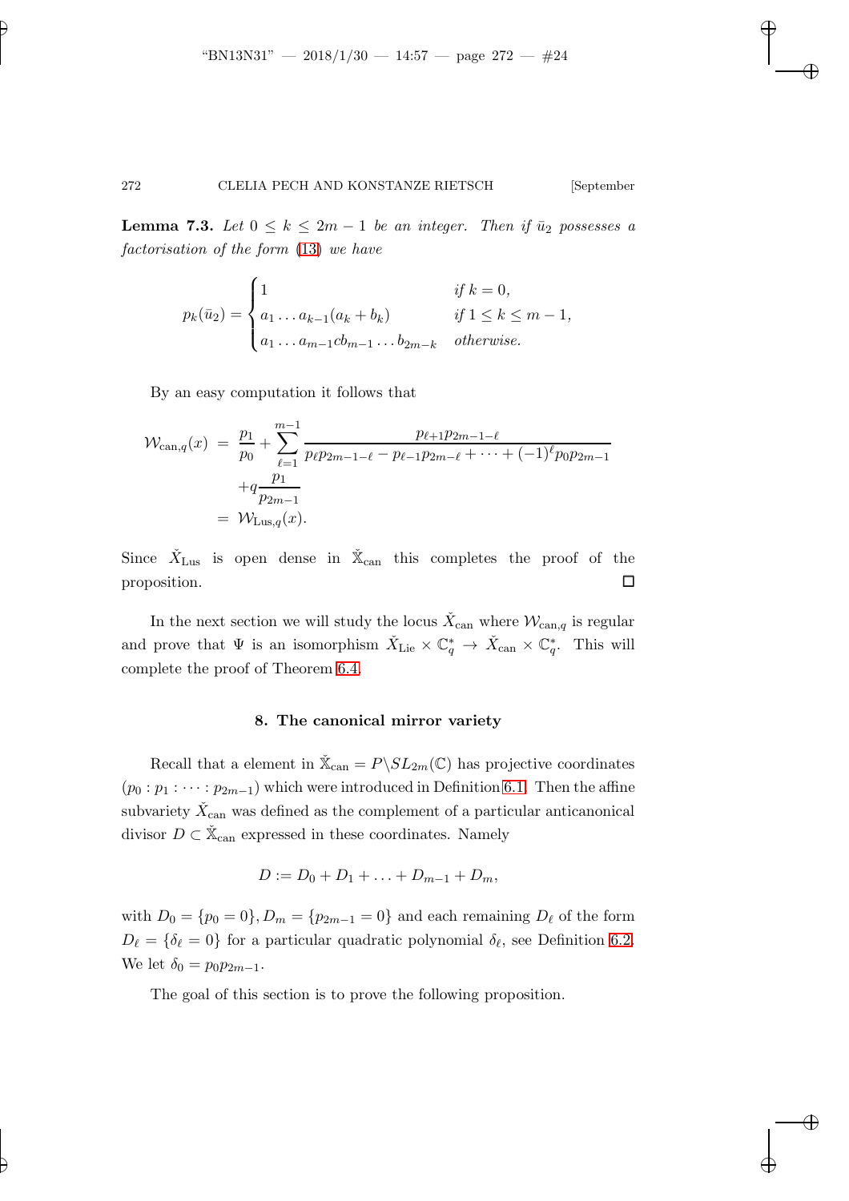**Lemma 7.3.** *Let $0 \leq k \leq 2m-1$ be an integer. Then if $\bar{u}_2$ possesses a factorisation of the form (13) we have*

$$p_k(\bar{u}_2) = \begin{cases} 1 & \text{if } k = 0, \\ a_1 \dots a_{k-1}(a_k + b_k) & \text{if } 1 \leq k \leq m-1, \\ a_1 \dots a_{m-1} c b_{m-1} \dots b_{2m-k} & \text{otherwise.} \end{cases}$$

By an easy computation it follows that

$$\begin{aligned} \mathcal{W}_{\mathrm{can},q}(x) &= \frac{p_1}{p_0} + \sum_{\ell=1}^{m-1} \frac{p_{\ell+1} p_{2m-1-\ell}}{p_\ell p_{2m-1-\ell} - p_{\ell-1} p_{2m-\ell} + \dots + (-1)^\ell p_0 p_{2m-1}} \\ &\quad + q \frac{p_1}{p_{2m-1}} \\ &= \mathcal{W}_{\mathrm{Lus},q}(x). \end{aligned}$$

Since $\check{X}_{\mathrm{Lus}}$ is open dense in $\check{\mathbb{X}}_{\mathrm{can}}$ this completes the proof of the proposition. $\square$

In the next section we will study the locus $\check{X}_{\mathrm{can}}$ where $\mathcal{W}_{\mathrm{can},q}$ is regular and prove that $\Psi$ is an isomorphism $\check{X}_{\mathrm{Lie}} \times \mathbb{C}_q^* \to \check{X}_{\mathrm{can}} \times \mathbb{C}_q^*$. This will complete the proof of Theorem 6.4.

## 8. The canonical mirror variety

Recall that a element in $\check{\mathbb{X}}_{\mathrm{can}} = P \backslash SL_{2m}(\mathbb{C})$ has projective coordinates $(p_0 : p_1 : \dots : p_{2m-1})$ which were introduced in Definition 6.1. Then the affine subvariety $\check{X}_{\mathrm{can}}$ was defined as the complement of a particular anticanonical divisor $D \subset \check{\mathbb{X}}_{\mathrm{can}}$ expressed in these coordinates. Namely

$$D := D_0 + D_1 + \dots + D_{m-1} + D_m,$$

with $D_0 = \{p_0 = 0\}, D_m = \{p_{2m-1} = 0\}$ and each remaining $D_\ell$ of the form $D_\ell = \{\delta_\ell = 0\}$ for a particular quadratic polynomial $\delta_\ell$, see Definition 6.2. We let $\delta_0 = p_0 p_{2m-1}$.

The goal of this section is to prove the following proposition.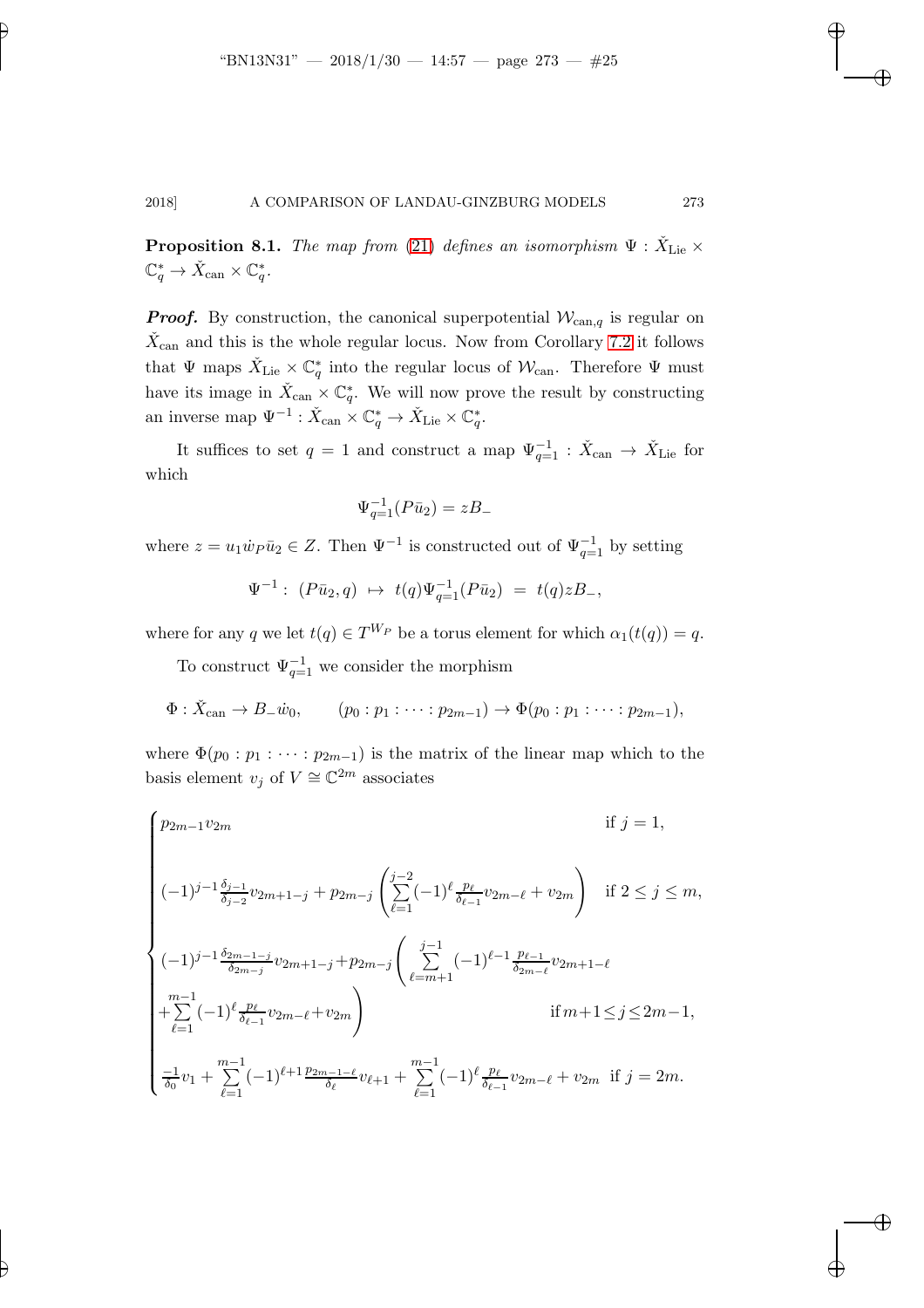**Proposition 8.1.** *The map from (21) defines an isomorphism $\Psi : \check{X}_{\mathrm{Lie}} \times \mathbb{C}_q^* \to \check{X}_{\mathrm{can}} \times \mathbb{C}_q^*$.*

***Proof.*** By construction, the canonical superpotential $\mathcal{W}_{\mathrm{can},q}$ is regular on $\check{X}_{\mathrm{can}}$ and this is the whole regular locus. Now from Corollary 7.2 it follows that $\Psi$ maps $\check{X}_{\mathrm{Lie}} \times \mathbb{C}_q^*$ into the regular locus of $\mathcal{W}_{\mathrm{can}}$. Therefore $\Psi$ must have its image in $\check{X}_{\mathrm{can}} \times \mathbb{C}_q^*$. We will now prove the result by constructing an inverse map $\Psi^{-1} : \check{X}_{\mathrm{can}} \times \mathbb{C}_q^* \to \check{X}_{\mathrm{Lie}} \times \mathbb{C}_q^*$.

It suffices to set $q = 1$ and construct a map $\Psi_{q=1}^{-1} : \check{X}_{\mathrm{can}} \to \check{X}_{\mathrm{Lie}}$ for which

$$\Psi_{q=1}^{-1}(P\bar{u}_2) = zB_-$$

where $z = u_1 \dot{w}_P \bar{u}_2 \in Z$. Then $\Psi^{-1}$ is constructed out of $\Psi_{q=1}^{-1}$ by setting

$$\Psi^{-1} : \ (P\bar{u}_2, q) \ \mapsto \ t(q)\Psi_{q=1}^{-1}(P\bar{u}_2) \ = \ t(q)zB_-,$$

where for any $q$ we let $t(q) \in T^{W_P}$ be a torus element for which $\alpha_1(t(q)) = q$.

To construct $\Psi_{q=1}^{-1}$ we consider the morphism

$$\Phi : \check{X}_{\mathrm{can}} \to B_- \dot{w}_0, \qquad (p_0 : p_1 : \cdots : p_{2m-1}) \to \Phi(p_0 : p_1 : \cdots : p_{2m-1}),$$

where $\Phi(p_0 : p_1 : \cdots : p_{2m-1})$ is the matrix of the linear map which to the basis element $v_j$ of $V \cong \mathbb{C}^{2m}$ associates

$$\begin{cases} p_{2m-1} v_{2m} & \text{if } j = 1, \\[2ex] (-1)^{j-1} \frac{\delta_{j-1}}{\delta_{j-2}} v_{2m+1-j} + p_{2m-j} \left( \sum\limits_{\ell=1}^{j-2} (-1)^{\ell} \frac{p_\ell}{\delta_{\ell-1}} v_{2m-\ell} + v_{2m} \right) & \text{if } 2 \le j \le m, \\[2ex] (-1)^{j-1} \frac{\delta_{2m-1-j}}{\delta_{2m-j}} v_{2m+1-j} + p_{2m-j} \left( \sum\limits_{\ell=m+1}^{j-1} (-1)^{\ell-1} \frac{p_{\ell-1}}{\delta_{2m-\ell}} v_{2m+1-\ell} \right. \\ \left. + \sum\limits_{\ell=1}^{m-1} (-1)^{\ell} \frac{p_\ell}{\delta_{\ell-1}} v_{2m-\ell} + v_{2m} \right) & \text{if } m+1 \le j \le 2m-1, \\[2ex] \frac{-1}{\delta_0} v_1 + \sum\limits_{\ell=1}^{m-1} (-1)^{\ell+1} \frac{p_{2m-1-\ell}}{\delta_\ell} v_{\ell+1} + \sum\limits_{\ell=1}^{m-1} (-1)^{\ell} \frac{p_\ell}{\delta_{\ell-1}} v_{2m-\ell} + v_{2m} & \text{if } j = 2m. \end{cases}$$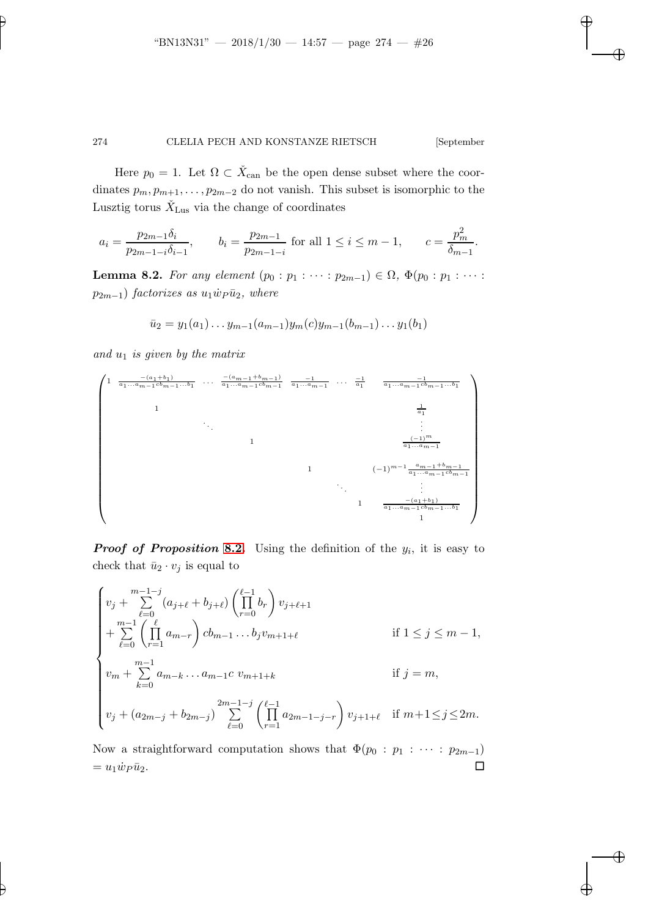Here $p_0 = 1$. Let $\Omega \subset \check{X}_{\mathrm{can}}$ be the open dense subset where the coordinates $p_m, p_{m+1}, \ldots, p_{2m-2}$ do not vanish. This subset is isomorphic to the Lusztig torus $\check{X}_{\mathrm{Lus}}$ via the change of coordinates

$$a_i = \frac{p_{2m-1}\delta_i}{p_{2m-1-i}\delta_{i-1}}, \qquad b_i = \frac{p_{2m-1}}{p_{2m-1-i}} \text{ for all } 1 \leq i \leq m-1, \qquad c = \frac{p_m^2}{\delta_{m-1}}.$$

**Lemma 8.2.** *For any element $(p_0 : p_1 : \cdots : p_{2m-1}) \in \Omega$, $\Phi(p_0 : p_1 : \cdots : p_{2m-1})$ factorizes as $u_1 \dot{w}_P \bar{u}_2$, where*

$$\bar{u}_2 = y_1(a_1) \ldots y_{m-1}(a_{m-1}) y_m(c) y_{m-1}(b_{m-1}) \ldots y_1(b_1)$$

*and $u_1$ is given by the matrix*

$$\begin{pmatrix}
1 & \frac{-(a_1+b_1)}{a_1\cdots a_{m-1}cb_{m-1}\cdots b_1} & \cdots & \frac{-(a_{m-1}+b_{m-1})}{a_1\cdots a_{m-1}cb_{m-1}} & \frac{-1}{a_1\cdots a_{m-1}} & \cdots & \frac{-1}{a_1} & \frac{-1}{a_1\cdots a_{m-1}cb_{m-1}\cdots b_1} \\
 & 1 & & & & & & \frac{1}{a_1} \\
 & & \ddots & & & & & \vdots \\
 & & & 1 & & & & \frac{(-1)^m}{a_1\cdots a_{m-1}} \\
 & & & & 1 & & & (-1)^{m-1}\frac{a_{m-1}+b_{m-1}}{a_1\cdots a_{m-1}cb_{m-1}} \\
 & & & & & \ddots & & \vdots \\
 & & & & & & 1 & \frac{-(a_1+b_1)}{a_1\cdots a_{m-1}cb_{m-1}\cdots b_1} \\
 & & & & & & & 1
\end{pmatrix}$$

***Proof of Proposition* 8.2.** Using the definition of the $y_i$, it is easy to check that $\bar{u}_2 \cdot v_j$ is equal to

$$\begin{cases}
v_j + \sum\limits_{\ell=0}^{m-1-j} (a_{j+\ell} + b_{j+\ell}) \left( \prod\limits_{r=0}^{\ell-1} b_r \right) v_{j+\ell+1} & \\
+ \sum\limits_{\ell=0}^{m-1} \left( \prod\limits_{r=1}^{\ell} a_{m-r} \right) c b_{m-1} \ldots b_j v_{m+1+\ell} & \text{if } 1 \leq j \leq m-1, \\
v_m + \sum\limits_{k=0}^{m-1} a_{m-k} \ldots a_{m-1} c \; v_{m+1+k} & \text{if } j = m, \\
v_j + (a_{2m-j} + b_{2m-j}) \sum\limits_{\ell=0}^{2m-1-j} \left( \prod\limits_{r=1}^{\ell-1} a_{2m-1-j-r} \right) v_{j+1+\ell} & \text{if } m+1 \leq j \leq 2m.
\end{cases}$$

Now a straightforward computation shows that $\Phi(p_0 : p_1 : \cdots : p_{2m-1}) = u_1 \dot{w}_P \bar{u}_2$. $\square$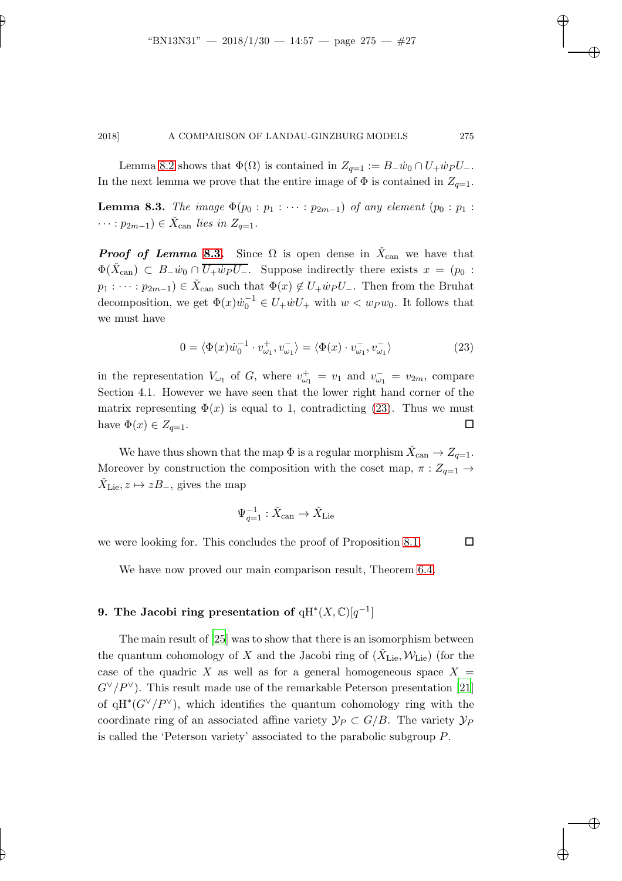Lemma 8.2 shows that $\Phi(\Omega)$ is contained in $Z_{q=1} := B_-\dot{w}_0 \cap U_+\dot{w}_P U_-$. In the next lemma we prove that the entire image of $\Phi$ is contained in $Z_{q=1}$.

**Lemma 8.3.** *The image $\Phi(p_0 : p_1 : \cdots : p_{2m-1})$ of any element $(p_0 : p_1 : \cdots : p_{2m-1}) \in \check{X}_{\mathrm{can}}$ lies in $Z_{q=1}$.*

***Proof of Lemma 8.3.*** Since $\Omega$ is open dense in $\check{X}_{\mathrm{can}}$ we have that $\Phi(\check{X}_{\mathrm{can}}) \subset B_-\dot{w}_0 \cap \overline{U_+\dot{w}_P U_-}$. Suppose indirectly there exists $x = (p_0 : p_1 : \cdots : p_{2m-1}) \in \check{X}_{\mathrm{can}}$ such that $\Phi(x) \notin U_+\dot{w}_P U_-$. Then from the Bruhat decomposition, we get $\Phi(x)\dot{w}_0^{-1} \in U_+\dot{w}U_+$ with $w < w_P w_0$. It follows that we must have

$$0 = \langle \Phi(x)\dot{w}_0^{-1} \cdot v_{\omega_1}^+, v_{\omega_1}^- \rangle = \langle \Phi(x) \cdot v_{\omega_1}^-, v_{\omega_1}^- \rangle \tag{23}$$

in the representation $V_{\omega_1}$ of $G$, where $v_{\omega_1}^+ = v_1$ and $v_{\omega_1}^- = v_{2m}$, compare Section 4.1. However we have seen that the lower right hand corner of the matrix representing $\Phi(x)$ is equal to 1, contradicting (23). Thus we must have $\Phi(x) \in Z_{q=1}$. □

We have thus shown that the map $\Phi$ is a regular morphism $\check{X}_{\mathrm{can}} \to Z_{q=1}$. Moreover by construction the composition with the coset map, $\pi : Z_{q=1} \to \check{X}_{\mathrm{Lie}}, z \mapsto zB_-$, gives the map

$$\Psi_{q=1}^{-1} : \check{X}_{\mathrm{can}} \to \check{X}_{\mathrm{Lie}}$$

we were looking for. This concludes the proof of Proposition 8.1. □

We have now proved our main comparison result, Theorem 6.4.

## 9. The Jacobi ring presentation of $\mathrm{qH}^*(X, \mathbb{C})[q^{-1}]$

The main result of [25] was to show that there is an isomorphism between the quantum cohomology of $X$ and the Jacobi ring of $(\check{X}_{\mathrm{Lie}}, \mathcal{W}_{\mathrm{Lie}})$ (for the case of the quadric $X$ as well as for a general homogeneous space $X = G^\vee/P^\vee$). This result made use of the remarkable Peterson presentation [21] of $\mathrm{qH}^*(G^\vee/P^\vee)$, which identifies the quantum cohomology ring with the coordinate ring of an associated affine variety $\mathcal{Y}_P \subset G/B$. The variety $\mathcal{Y}_P$ is called the 'Peterson variety' associated to the parabolic subgroup $P$.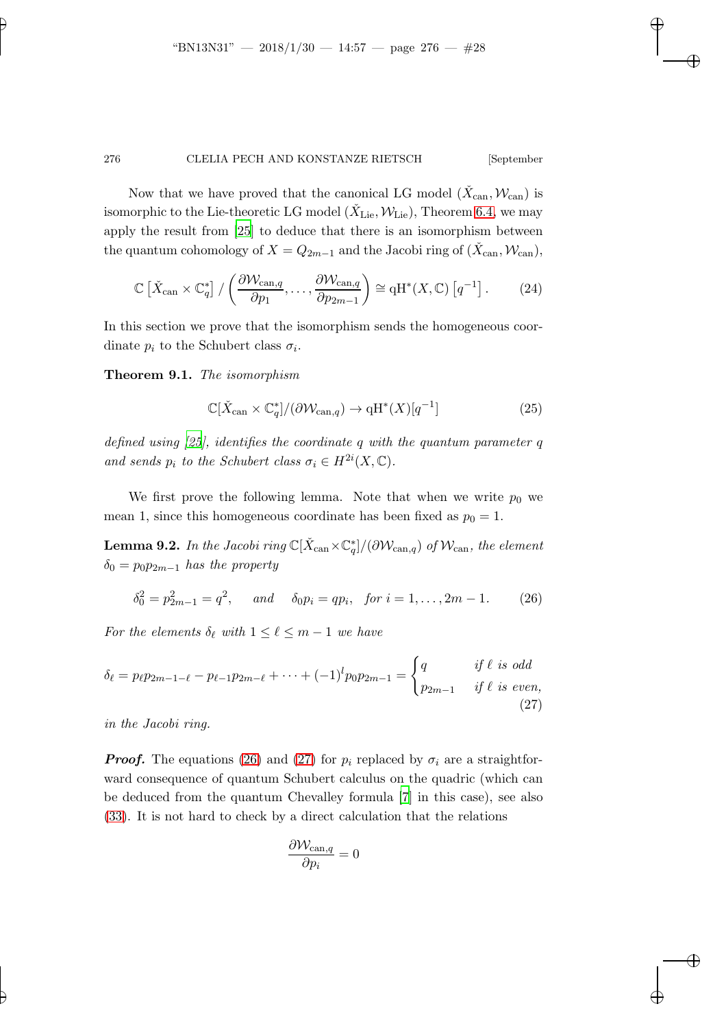Now that we have proved that the canonical LG model $(\check{X}_{\mathrm{can}}, \mathcal{W}_{\mathrm{can}})$ is isomorphic to the Lie-theoretic LG model $(\check{X}_{\mathrm{Lie}}, \mathcal{W}_{\mathrm{Lie}})$, Theorem 6.4, we may apply the result from [25] to deduce that there is an isomorphism between the quantum cohomology of $X = Q_{2m-1}$ and the Jacobi ring of $(\check{X}_{\mathrm{can}}, \mathcal{W}_{\mathrm{can}})$,

$$\mathbb{C}\left[\check{X}_{\mathrm{can}} \times \mathbb{C}_q^*\right] / \left(\frac{\partial \mathcal{W}_{\mathrm{can},q}}{\partial p_1}, \ldots, \frac{\partial \mathcal{W}_{\mathrm{can},q}}{\partial p_{2m-1}}\right) \cong \mathrm{qH}^*(X, \mathbb{C})\left[q^{-1}\right]. \tag{24}$$

In this section we prove that the isomorphism sends the homogeneous coordinate $p_i$ to the Schubert class $\sigma_i$.

**Theorem 9.1.** *The isomorphism*

$$\mathbb{C}[\check{X}_{\mathrm{can}} \times \mathbb{C}_q^*]/(\partial \mathcal{W}_{\mathrm{can},q}) \to \mathrm{qH}^*(X)[q^{-1}] \tag{25}$$

*defined using [25], identifies the coordinate $q$ with the quantum parameter $q$ and sends $p_i$ to the Schubert class $\sigma_i \in H^{2i}(X, \mathbb{C})$.*

We first prove the following lemma. Note that when we write $p_0$ we mean 1, since this homogeneous coordinate has been fixed as $p_0 = 1$.

**Lemma 9.2.** *In the Jacobi ring $\mathbb{C}[\check{X}_{\mathrm{can}} \times \mathbb{C}_q^*]/(\partial \mathcal{W}_{\mathrm{can},q})$ of $\mathcal{W}_{\mathrm{can}}$, the element $\delta_0 = p_0 p_{2m-1}$ has the property*

$$\delta_0^2 = p_{2m-1}^2 = q^2, \quad \text{and} \quad \delta_0 p_i = q p_i, \quad \text{for } i = 1, \ldots, 2m-1. \tag{26}$$

*For the elements $\delta_\ell$ with $1 \leq \ell \leq m-1$ we have*

$$\delta_\ell = p_\ell p_{2m-1-\ell} - p_{\ell-1} p_{2m-\ell} + \cdots + (-1)^l p_0 p_{2m-1} = \begin{cases} q & \text{if } \ell \text{ is odd} \\ p_{2m-1} & \text{if } \ell \text{ is even,} \end{cases} \tag{27}$$

*in the Jacobi ring.*

***Proof.*** The equations (26) and (27) for $p_i$ replaced by $\sigma_i$ are a straightforward consequence of quantum Schubert calculus on the quadric (which can be deduced from the quantum Chevalley formula [7] in this case), see also (33). It is not hard to check by a direct calculation that the relations

$$\frac{\partial \mathcal{W}_{\mathrm{can},q}}{\partial p_i} = 0$$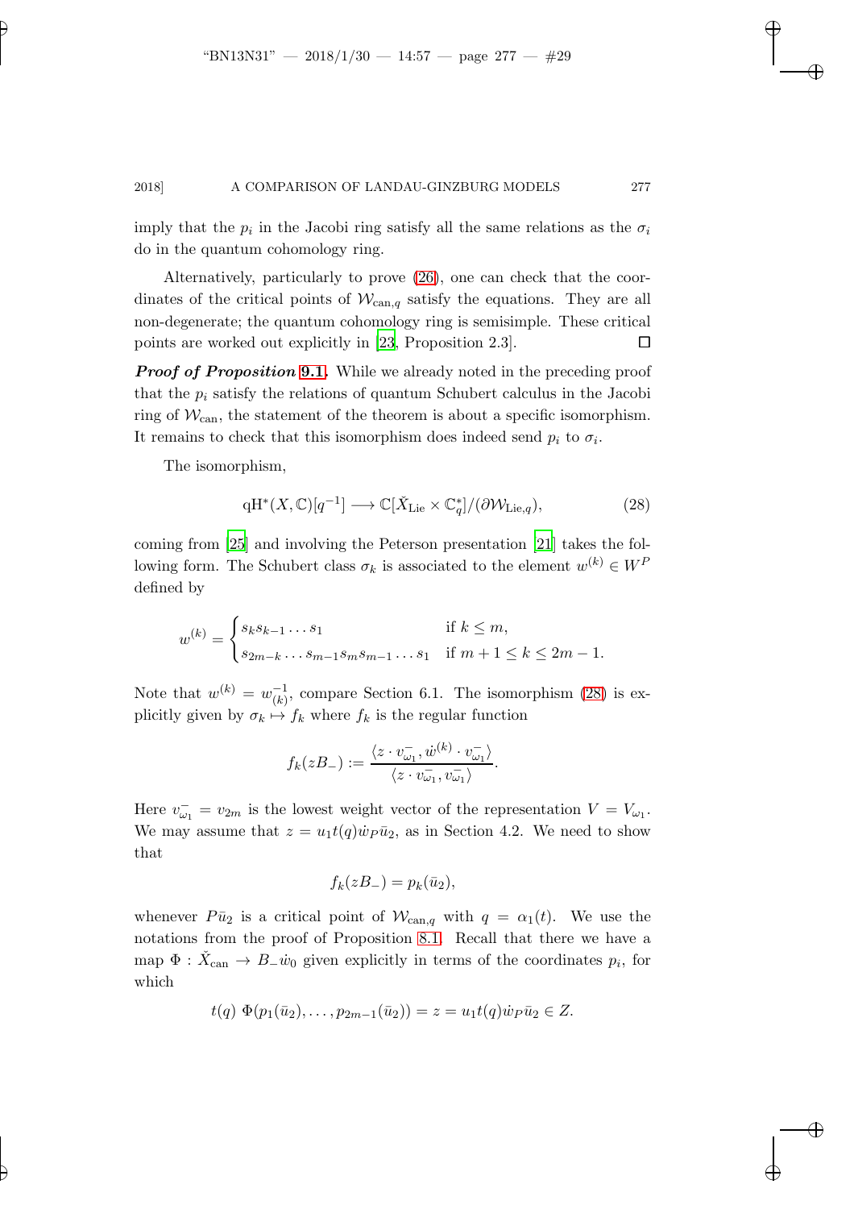imply that the $p_i$ in the Jacobi ring satisfy all the same relations as the $\sigma_i$ do in the quantum cohomology ring.

Alternatively, particularly to prove (26), one can check that the coordinates of the critical points of $\mathcal{W}_{\mathrm{can},q}$ satisfy the equations. They are all non-degenerate; the quantum cohomology ring is semisimple. These critical points are worked out explicitly in [23, Proposition 2.3]. $\square$

***Proof of Proposition* 9.1.** While we already noted in the preceding proof that the $p_i$ satisfy the relations of quantum Schubert calculus in the Jacobi ring of $\mathcal{W}_{\mathrm{can}}$, the statement of the theorem is about a specific isomorphism. It remains to check that this isomorphism does indeed send $p_i$ to $\sigma_i$.

The isomorphism,

$$\mathrm{qH}^*(X,\mathbb{C})[q^{-1}] \longrightarrow \mathbb{C}[\check{X}_{\mathrm{Lie}} \times \mathbb{C}_q^*]/(\partial \mathcal{W}_{\mathrm{Lie},q}), \tag{28}$$

coming from [25] and involving the Peterson presentation [21] takes the following form. The Schubert class $\sigma_k$ is associated to the element $w^{(k)} \in W^P$ defined by

$$w^{(k)} = \begin{cases} s_k s_{k-1} \dots s_1 & \text{if } k \leq m, \\ s_{2m-k} \dots s_{m-1} s_m s_{m-1} \dots s_1 & \text{if } m+1 \leq k \leq 2m-1. \end{cases}$$

Note that $w^{(k)} = w_{(k)}^{-1}$, compare Section 6.1. The isomorphism (28) is explicitly given by $\sigma_k \mapsto f_k$ where $f_k$ is the regular function

$$f_k(zB_-) := \frac{\langle z \cdot v_{\omega_1}^-, \dot{w}^{(k)} \cdot v_{\omega_1}^- \rangle}{\langle z \cdot v_{\omega_1}^-, v_{\omega_1}^- \rangle}.$$

Here $v_{\omega_1}^- = v_{2m}$ is the lowest weight vector of the representation $V = V_{\omega_1}$. We may assume that $z = u_1 t(q) \dot{w}_P \bar{u}_2$, as in Section 4.2. We need to show that

$$f_k(zB_-) = p_k(\bar{u}_2),$$

whenever $P\bar{u}_2$ is a critical point of $\mathcal{W}_{\mathrm{can},q}$ with $q = \alpha_1(t)$. We use the notations from the proof of Proposition 8.1. Recall that there we have a map $\Phi : \check{X}_{\mathrm{can}} \to B_- \dot{w}_0$ given explicitly in terms of the coordinates $p_i$, for which

$$t(q)\ \Phi(p_1(\bar{u}_2), \dots, p_{2m-1}(\bar{u}_2)) = z = u_1 t(q) \dot{w}_P \bar{u}_2 \in Z.$$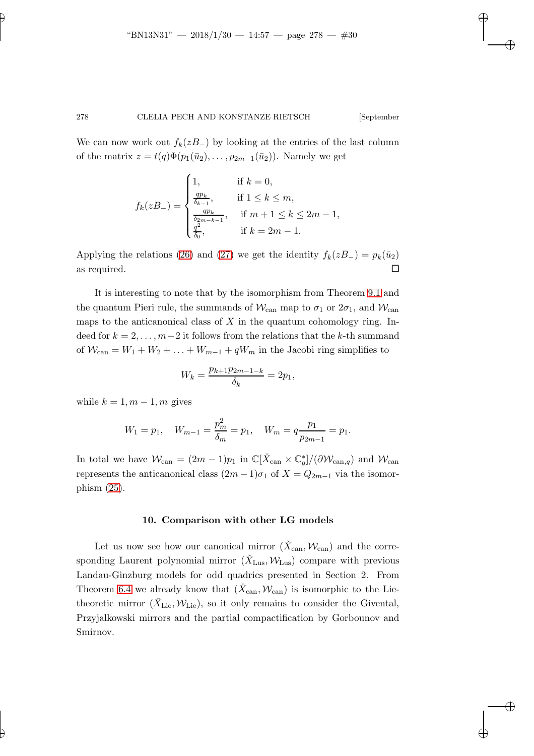We can now work out $f_k(zB_-)$ by looking at the entries of the last column of the matrix $z = t(q)\Phi(p_1(\bar{u}_2), \ldots, p_{2m-1}(\bar{u}_2))$. Namely we get

$$f_k(zB_-) = \begin{cases} 1, & \text{if } k = 0, \\ \frac{qp_k}{\delta_{k-1}}, & \text{if } 1 \leq k \leq m, \\ \frac{qp_k}{\delta_{2m-k-1}}, & \text{if } m+1 \leq k \leq 2m-1, \\ \frac{q^2}{\delta_0}, & \text{if } k = 2m-1. \end{cases}$$

Applying the relations (26) and (27) we get the identity $f_k(zB_-) = p_k(\bar{u}_2)$ as required. □

It is interesting to note that by the isomorphism from Theorem 9.1 and the quantum Pieri rule, the summands of $\mathcal{W}_{\text{can}}$ map to $\sigma_1$ or $2\sigma_1$, and $\mathcal{W}_{\text{can}}$ maps to the anticanonical class of $X$ in the quantum cohomology ring. Indeed for $k = 2, \ldots, m-2$ it follows from the relations that the $k$-th summand of $\mathcal{W}_{\text{can}} = W_1 + W_2 + \ldots + W_{m-1} + qW_m$ in the Jacobi ring simplifies to

$$W_k = \frac{p_{k+1}p_{2m-1-k}}{\delta_k} = 2p_1,$$

while $k = 1, m-1, m$ gives

$$W_1 = p_1, \quad W_{m-1} = \frac{p_m^2}{\delta_m} = p_1, \quad W_m = q\frac{p_1}{p_{2m-1}} = p_1.$$

In total we have $\mathcal{W}_{\text{can}} = (2m-1)p_1$ in $\mathbb{C}[\check{X}_{\text{can}} \times \mathbb{C}_q^*]/(\partial\mathcal{W}_{\text{can},q})$ and $\mathcal{W}_{\text{can}}$ represents the anticanonical class $(2m-1)\sigma_1$ of $X = Q_{2m-1}$ via the isomorphism (25).

## 10. Comparison with other LG models

Let us now see how our canonical mirror $(\check{X}_{\text{can}}, \mathcal{W}_{\text{can}})$ and the corresponding Laurent polynomial mirror $(\check{X}_{\text{Lus}}, \mathcal{W}_{\text{Lus}})$ compare with previous Landau-Ginzburg models for odd quadrics presented in Section 2. From Theorem 6.4 we already know that $(\check{X}_{\text{can}}, \mathcal{W}_{\text{can}})$ is isomorphic to the Lie-theoretic mirror $(\check{X}_{\text{Lie}}, \mathcal{W}_{\text{Lie}})$, so it only remains to consider the Givental, Przyjalkowski mirrors and the partial compactification by Gorbounov and Smirnov.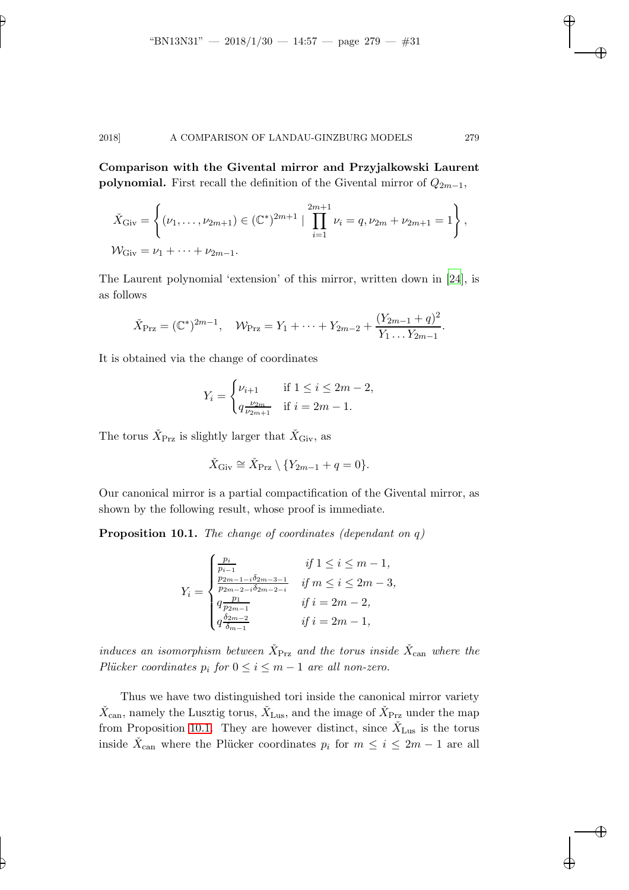**Comparison with the Givental mirror and Przyjalkowski Laurent polynomial.** First recall the definition of the Givental mirror of $Q_{2m-1}$,

$$
\check{X}_{\mathrm{Giv}} = \left\{ (\nu_1, \dots, \nu_{2m+1}) \in (\mathbb{C}^*)^{2m+1} \mid \prod_{i=1}^{2m+1} \nu_i = q, \nu_{2m} + \nu_{2m+1} = 1 \right\},
$$

$$
\mathcal{W}_{\mathrm{Giv}} = \nu_1 + \cdots + \nu_{2m-1}.
$$

The Laurent polynomial 'extension' of this mirror, written down in [24], is as follows

$$
\check{X}_{\mathrm{Prz}} = (\mathbb{C}^*)^{2m-1}, \quad \mathcal{W}_{\mathrm{Prz}} = Y_1 + \cdots + Y_{2m-2} + \frac{(Y_{2m-1} + q)^2}{Y_1 \dots Y_{2m-1}}.
$$

It is obtained via the change of coordinates

$$
Y_i = \begin{cases} \nu_{i+1} & \text{if } 1 \leq i \leq 2m-2, \\ q \frac{\nu_{2m}}{\nu_{2m+1}} & \text{if } i = 2m-1. \end{cases}
$$

The torus $\check{X}_{\mathrm{Prz}}$ is slightly larger that $\check{X}_{\mathrm{Giv}}$, as

$$
\check{X}_{\mathrm{Giv}} \cong \check{X}_{\mathrm{Prz}} \setminus \{Y_{2m-1} + q = 0\}.
$$

Our canonical mirror is a partial compactification of the Givental mirror, as shown by the following result, whose proof is immediate.

**Proposition 10.1.** *The change of coordinates (dependant on $q$)*

$$
Y_i = \begin{cases} \frac{p_i}{p_{i-1}} & \text{if } 1 \leq i \leq m-1, \\ \frac{p_{2m-1-i} \delta_{2m-3-1}}{p_{2m-2-i} \delta_{2m-2-i}} & \text{if } m \leq i \leq 2m-3, \\ q \frac{p_1}{p_{2m-1}} & \text{if } i = 2m-2, \\ q \frac{\delta_{2m-2}}{\delta_{m-1}} & \text{if } i = 2m-1, \end{cases}
$$

*induces an isomorphism between $\check{X}_{\mathrm{Prz}}$ and the torus inside $\check{X}_{\mathrm{can}}$ where the Plücker coordinates $p_i$ for $0 \leq i \leq m-1$ are all non-zero.*

Thus we have two distinguished tori inside the canonical mirror variety $\check{X}_{\mathrm{can}}$, namely the Lusztig torus, $\check{X}_{\mathrm{Lus}}$, and the image of $\check{X}_{\mathrm{Prz}}$ under the map from Proposition 10.1. They are however distinct, since $\check{X}_{\mathrm{Lus}}$ is the torus inside $\check{X}_{\mathrm{can}}$ where the Plücker coordinates $p_i$ for $m \leq i \leq 2m-1$ are all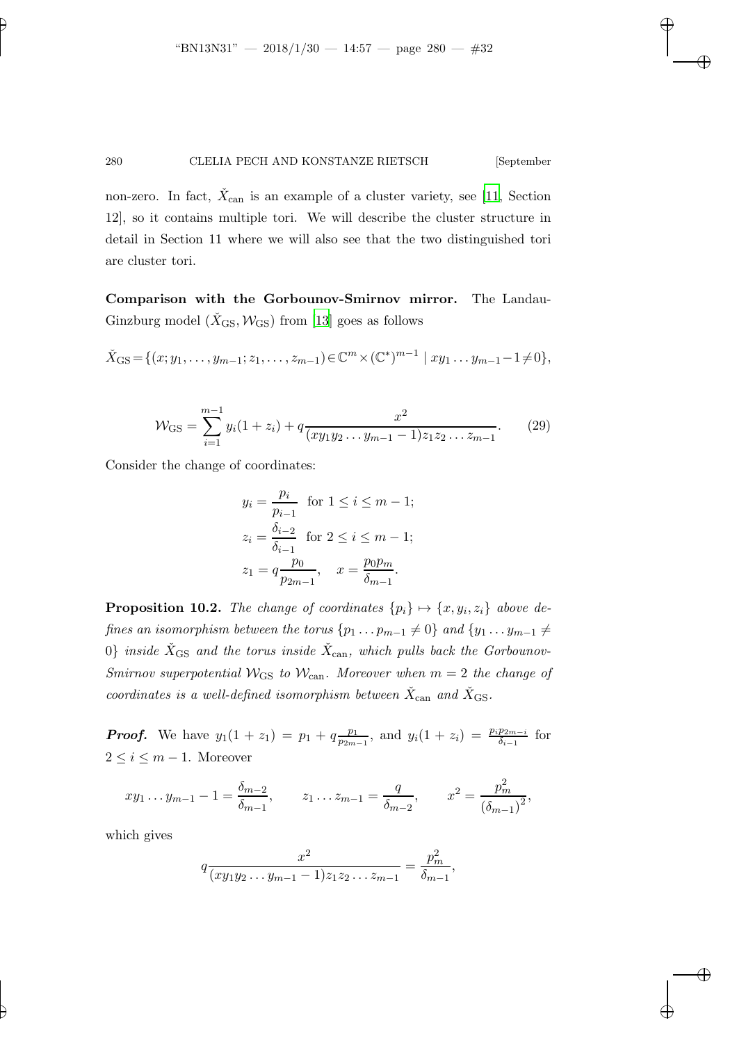non-zero. In fact, $\check{X}_{\text{can}}$ is an example of a cluster variety, see [11, Section 12], so it contains multiple tori. We will describe the cluster structure in detail in Section 11 where we will also see that the two distinguished tori are cluster tori.

**Comparison with the Gorbounov-Smirnov mirror.** The Landau-Ginzburg model $(\check{X}_{\text{GS}}, \mathcal{W}_{\text{GS}})$ from [13] goes as follows

$$\check{X}_{\text{GS}} = \{(x; y_1, \ldots, y_{m-1}; z_1, \ldots, z_{m-1}) \in \mathbb{C}^m \times (\mathbb{C}^*)^{m-1} \mid xy_1 \ldots y_{m-1} - 1 \neq 0\},$$

$$\mathcal{W}_{\text{GS}} = \sum_{i=1}^{m-1} y_i(1+z_i) + q\frac{x^2}{(xy_1y_2\ldots y_{m-1}-1)z_1z_2\ldots z_{m-1}}. \tag{29}$$

Consider the change of coordinates:

$$\begin{aligned}
y_i &= \frac{p_i}{p_{i-1}} \quad \text{for } 1 \leq i \leq m-1; \\
z_i &= \frac{\delta_{i-2}}{\delta_{i-1}} \quad \text{for } 2 \leq i \leq m-1; \\
z_1 &= q\frac{p_0}{p_{2m-1}}, \quad x = \frac{p_0 p_m}{\delta_{m-1}}.
\end{aligned}$$

**Proposition 10.2.** *The change of coordinates $\{p_i\} \mapsto \{x, y_i, z_i\}$ above defines an isomorphism between the torus $\{p_1 \ldots p_{m-1} \neq 0\}$ and $\{y_1 \ldots y_{m-1} \neq 0\}$ inside $\check{X}_{\text{GS}}$ and the torus inside $\check{X}_{\text{can}}$, which pulls back the Gorbounov-Smirnov superpotential $\mathcal{W}_{\text{GS}}$ to $\mathcal{W}_{\text{can}}$. Moreover when $m = 2$ the change of coordinates is a well-defined isomorphism between $\check{X}_{\text{can}}$ and $\check{X}_{\text{GS}}$.*

***Proof.*** We have $y_1(1+z_1) = p_1 + q\frac{p_1}{p_{2m-1}}$, and $y_i(1+z_i) = \frac{p_i p_{2m-i}}{\delta_{i-1}}$ for $2 \leq i \leq m-1$. Moreover

$$xy_1 \ldots y_{m-1} - 1 = \frac{\delta_{m-2}}{\delta_{m-1}}, \qquad z_1 \ldots z_{m-1} = \frac{q}{\delta_{m-2}}, \qquad x^2 = \frac{p_m^2}{(\delta_{m-1})^2},$$

which gives

$$q\frac{x^2}{(xy_1y_2\ldots y_{m-1}-1)z_1z_2\ldots z_{m-1}} = \frac{p_m^2}{\delta_{m-1}},$$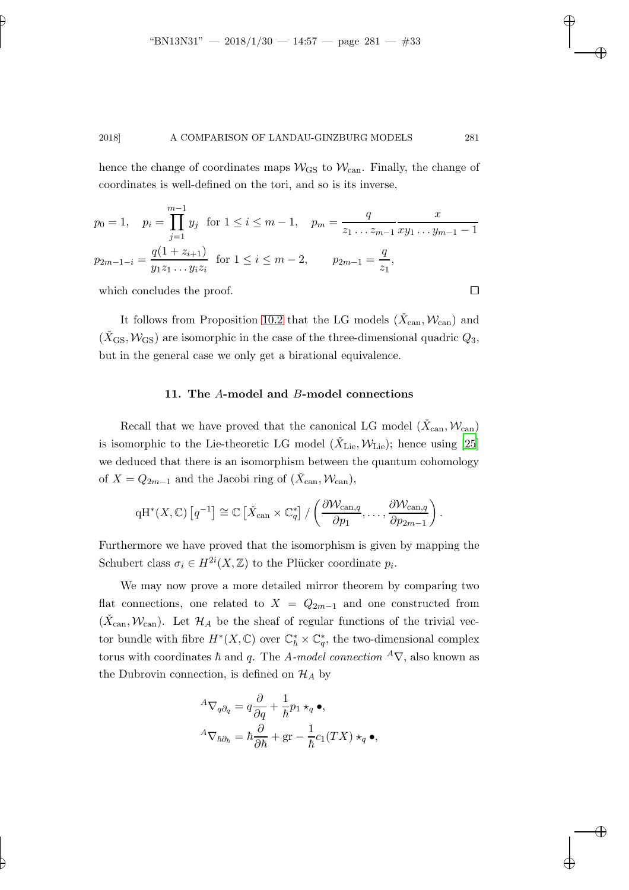hence the change of coordinates maps $\mathcal{W}_{\mathrm{GS}}$ to $\mathcal{W}_{\mathrm{can}}$. Finally, the change of coordinates is well-defined on the tori, and so is its inverse,

$$
p_0 = 1, \quad p_i = \prod_{j=1}^{m-1} y_j \quad \text{for } 1 \le i \le m-1, \quad p_m = \frac{q}{z_1 \dots z_{m-1}} \frac{x}{xy_1 \dots y_{m-1} - 1}
$$

$$
p_{2m-1-i} = \frac{q(1+z_{i+1})}{y_1 z_1 \dots y_i z_i} \quad \text{for } 1 \le i \le m-2, \qquad p_{2m-1} = \frac{q}{z_1},
$$

which concludes the proof. □

It follows from Proposition 10.2 that the LG models $(\check{X}_{\mathrm{can}}, \mathcal{W}_{\mathrm{can}})$ and $(\check{X}_{\mathrm{GS}}, \mathcal{W}_{\mathrm{GS}})$ are isomorphic in the case of the three-dimensional quadric $Q_3$, but in the general case we only get a birational equivalence.

## 11. The $A$-model and $B$-model connections

Recall that we have proved that the canonical LG model $(\check{X}_{\mathrm{can}}, \mathcal{W}_{\mathrm{can}})$ is isomorphic to the Lie-theoretic LG model $(\check{X}_{\mathrm{Lie}}, \mathcal{W}_{\mathrm{Lie}})$; hence using [25] we deduced that there is an isomorphism between the quantum cohomology of $X = Q_{2m-1}$ and the Jacobi ring of $(\check{X}_{\mathrm{can}}, \mathcal{W}_{\mathrm{can}})$,

$$
\mathrm{qH}^*(X, \mathbb{C})\left[q^{-1}\right] \cong \mathbb{C}\left[\check{X}_{\mathrm{can}} \times \mathbb{C}_q^*\right] / \left( \frac{\partial \mathcal{W}_{\mathrm{can},q}}{\partial p_1}, \dots, \frac{\partial \mathcal{W}_{\mathrm{can},q}}{\partial p_{2m-1}} \right).
$$

Furthermore we have proved that the isomorphism is given by mapping the Schubert class $\sigma_i \in H^{2i}(X, \mathbb{Z})$ to the Plücker coordinate $p_i$.

We may now prove a more detailed mirror theorem by comparing two flat connections, one related to $X = Q_{2m-1}$ and one constructed from $(\check{X}_{\mathrm{can}}, \mathcal{W}_{\mathrm{can}})$. Let $\mathcal{H}_A$ be the sheaf of regular functions of the trivial vector bundle with fibre $H^*(X, \mathbb{C})$ over $\mathbb{C}_\hbar^* \times \mathbb{C}_q^*$, the two-dimensional complex torus with coordinates $\hbar$ and $q$. The *$A$-model connection* ${}^A\nabla$, also known as the Dubrovin connection, is defined on $\mathcal{H}_A$ by

$$
{}^A\nabla_{q\partial_q} = q\frac{\partial}{\partial q} + \frac{1}{\hbar} p_1 \star_q \bullet,
$$

$$
{}^A\nabla_{\hbar\partial_\hbar} = \hbar\frac{\partial}{\partial \hbar} + \mathrm{gr} - \frac{1}{\hbar} c_1(TX) \star_q \bullet,
$$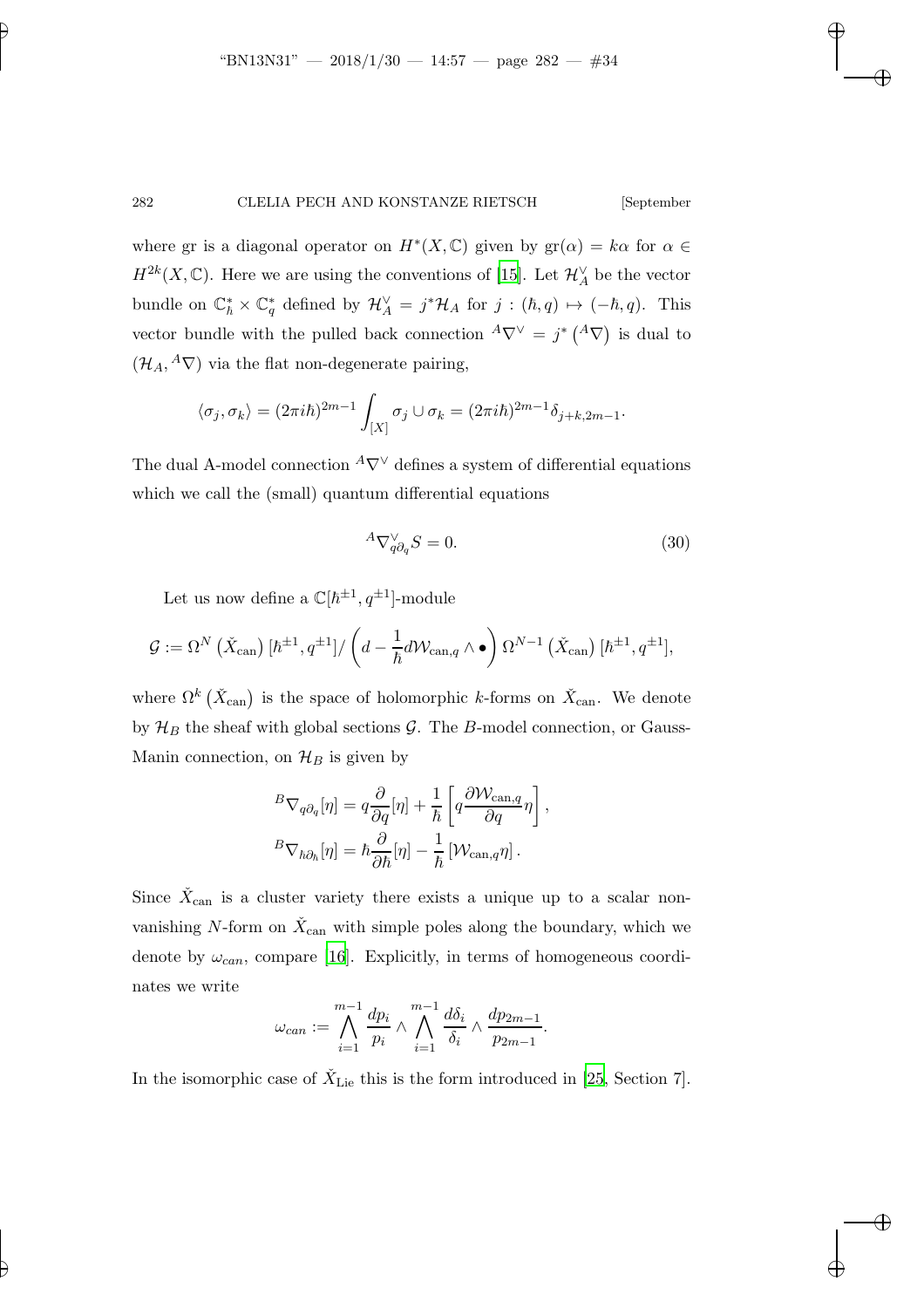where gr is a diagonal operator on $H^*(X,\mathbb{C})$ given by $\mathrm{gr}(\alpha) = k\alpha$ for $\alpha \in H^{2k}(X,\mathbb{C})$. Here we are using the conventions of [15]. Let $\mathcal{H}_A^\vee$ be the vector bundle on $\mathbb{C}^*_\hbar \times \mathbb{C}^*_q$ defined by $\mathcal{H}_A^\vee = j^*\mathcal{H}_A$ for $j : (\hbar, q) \mapsto (-\hbar, q)$. This vector bundle with the pulled back connection ${}^A\nabla^\vee = j^*\left({}^A\nabla\right)$ is dual to $(\mathcal{H}_A, {}^A\nabla)$ via the flat non-degenerate pairing,

$$\langle \sigma_j, \sigma_k \rangle = (2\pi i\hbar)^{2m-1} \int_{[X]} \sigma_j \cup \sigma_k = (2\pi i \hbar)^{2m-1} \delta_{j+k,2m-1}.$$

The dual A-model connection ${}^A\nabla^\vee$ defines a system of differential equations which we call the (small) quantum differential equations

$$ {}^A\nabla^\vee_{q\partial_q} S = 0. \tag{30}$$

Let us now define a $\mathbb{C}[\hbar^{\pm 1}, q^{\pm 1}]$-module

$$\mathcal{G} := \Omega^N\left(\check{X}_{\mathrm{can}}\right)[\hbar^{\pm 1}, q^{\pm 1}] / \left(d - \frac{1}{\hbar} d\mathcal{W}_{\mathrm{can},q} \wedge \bullet \right) \Omega^{N-1}\left(\check{X}_{\mathrm{can}}\right)[\hbar^{\pm 1}, q^{\pm 1}],$$

where $\Omega^k\left(\check{X}_{\mathrm{can}}\right)$ is the space of holomorphic $k$-forms on $\check{X}_{\mathrm{can}}$. We denote by $\mathcal{H}_B$ the sheaf with global sections $\mathcal{G}$. The $B$-model connection, or Gauss-Manin connection, on $\mathcal{H}_B$ is given by

$$\begin{aligned}
{}^B\nabla_{q\partial_q}[\eta] &= q\frac{\partial}{\partial q}[\eta] + \frac{1}{\hbar}\left[ q \frac{\partial \mathcal{W}_{\mathrm{can},q}}{\partial q} \eta \right], \\
{}^B\nabla_{\hbar\partial_\hbar}[\eta] &= \hbar \frac{\partial}{\partial \hbar}[\eta] - \frac{1}{\hbar}\left[\mathcal{W}_{\mathrm{can},q}\eta\right].
\end{aligned}$$

Since $\check{X}_{\mathrm{can}}$ is a cluster variety there exists a unique up to a scalar non-vanishing $N$-form on $\check{X}_{\mathrm{can}}$ with simple poles along the boundary, which we denote by $\omega_{can}$, compare [16]. Explicitly, in terms of homogeneous coordinates we write

$$\omega_{can} := \bigwedge_{i=1}^{m-1} \frac{dp_i}{p_i} \wedge \bigwedge_{i=1}^{m-1} \frac{d\delta_i}{\delta_i} \wedge \frac{dp_{2m-1}}{p_{2m-1}}.$$

In the isomorphic case of $\check{X}_{\mathrm{Lie}}$ this is the form introduced in [25, Section 7].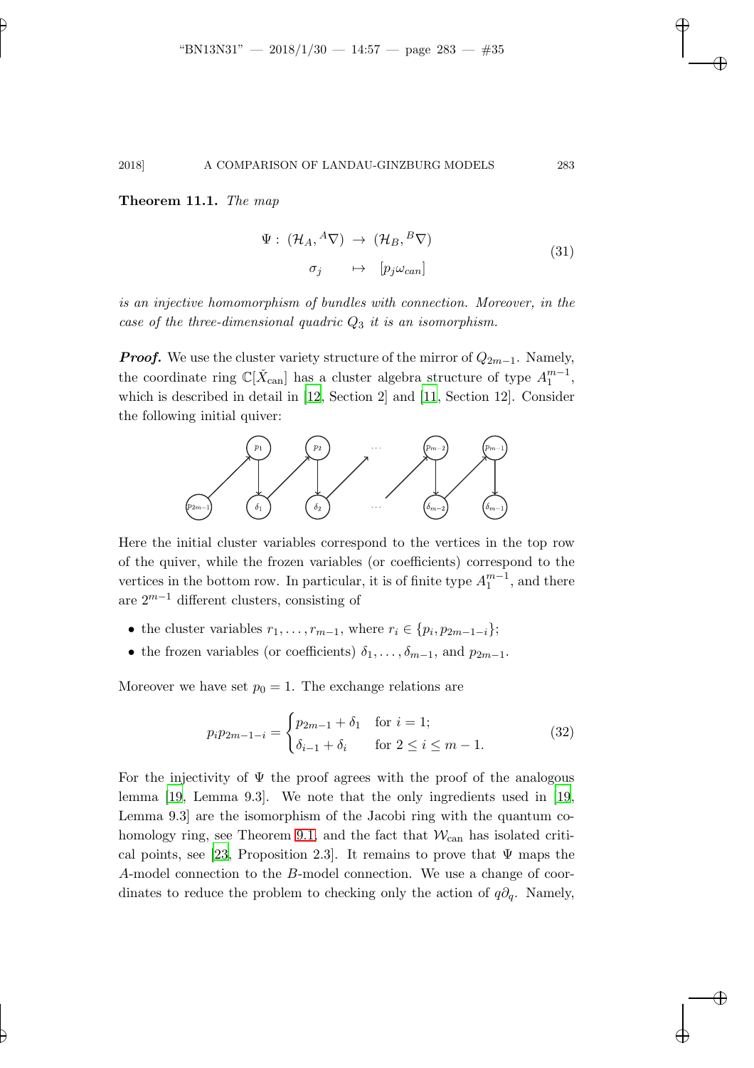**Theorem 11.1.** *The map*

$$\begin{aligned} \Psi:\ (\mathcal{H}_A, {}^A\nabla) &\to (\mathcal{H}_B, {}^B\nabla) \\ \sigma_j &\mapsto [p_j\omega_{can}] \end{aligned} \tag{31}$$

*is an injective homomorphism of bundles with connection. Moreover, in the case of the three-dimensional quadric $Q_3$ it is an isomorphism.*

***Proof.*** We use the cluster variety structure of the mirror of $Q_{2m-1}$. Namely, the coordinate ring $\mathbb{C}[\check{X}_{\text{can}}]$ has a cluster algebra structure of type $A_1^{m-1}$, which is described in detail in [12, Section 2] and [11, Section 12]. Consider the following initial quiver:

Here the initial cluster variables correspond to the vertices in the top row of the quiver, while the frozen variables (or coefficients) correspond to the vertices in the bottom row. In particular, it is of finite type $A_1^{m-1}$, and there are $2^{m-1}$ different clusters, consisting of

- the cluster variables $r_1, \ldots, r_{m-1}$, where $r_i \in \{p_i, p_{2m-1-i}\}$;
- the frozen variables (or coefficients) $\delta_1, \ldots, \delta_{m-1}$, and $p_{2m-1}$.

Moreover we have set $p_0 = 1$. The exchange relations are

$$p_i p_{2m-1-i} = \begin{cases} p_{2m-1} + \delta_1 & \text{for } i = 1; \\ \delta_{i-1} + \delta_i & \text{for } 2 \le i \le m-1. \end{cases} \tag{32}$$

For the injectivity of $\Psi$ the proof agrees with the proof of the analogous lemma [19, Lemma 9.3]. We note that the only ingredients used in [19, Lemma 9.3] are the isomorphism of the Jacobi ring with the quantum cohomology ring, see Theorem 9.1, and the fact that $\mathcal{W}_{\text{can}}$ has isolated critical points, see [23, Proposition 2.3]. It remains to prove that $\Psi$ maps the $A$-model connection to the $B$-model connection. We use a change of coordinates to reduce the problem to checking only the action of $q\partial_q$. Namely,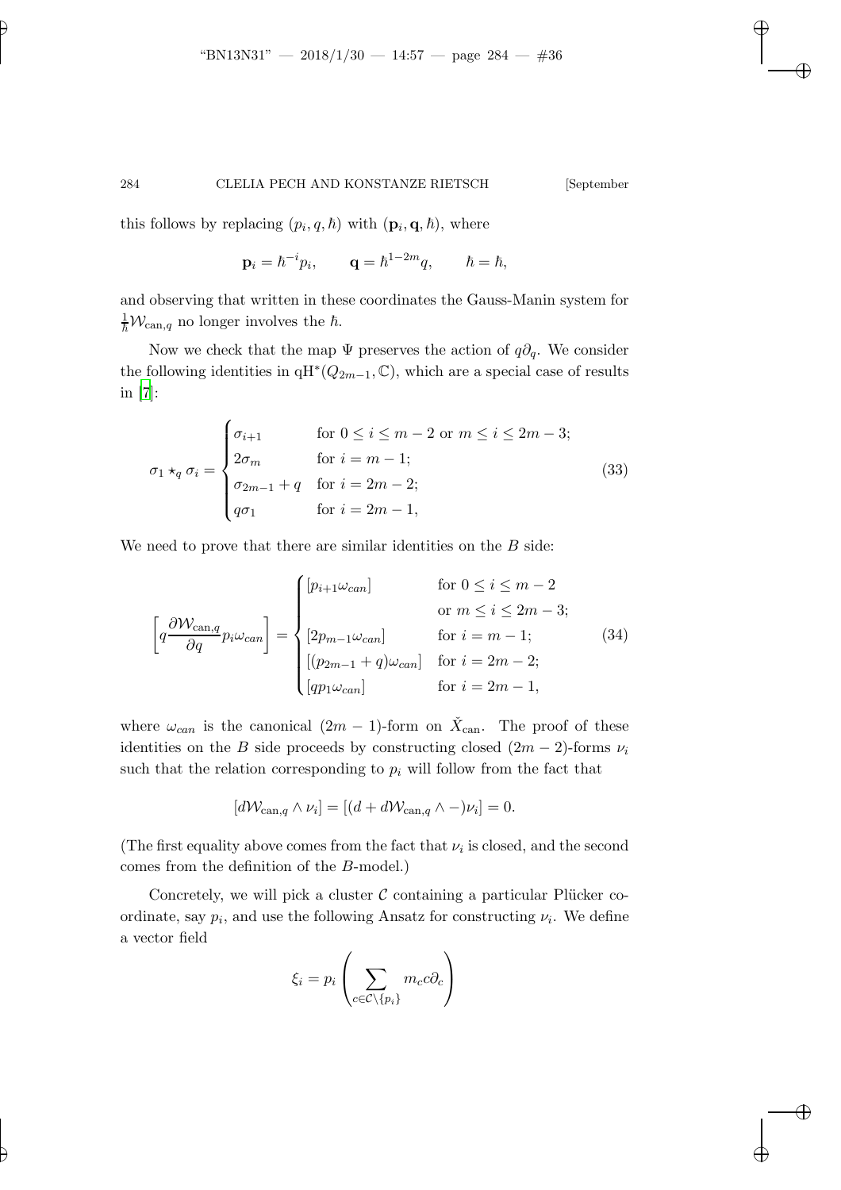this follows by replacing $(p_i, q, \hbar)$ with $(\mathbf{p}_i, \mathbf{q}, \hbar)$, where

$$\mathbf{p}_i = \hbar^{-i} p_i, \qquad \mathbf{q} = \hbar^{1-2m} q, \qquad \hbar = \hbar,$$

and observing that written in these coordinates the Gauss-Manin system for $\frac{1}{\hbar}\mathcal{W}_{\mathrm{can},q}$ no longer involves the $\hbar$.

Now we check that the map $\Psi$ preserves the action of $q\partial_q$. We consider the following identities in $\mathrm{qH}^*(Q_{2m-1}, \mathbb{C})$, which are a special case of results in [7]:

$$\sigma_1 \star_q \sigma_i = \begin{cases} \sigma_{i+1} & \text{for } 0 \le i \le m-2 \text{ or } m \le i \le 2m-3; \\ 2\sigma_m & \text{for } i = m-1; \\ \sigma_{2m-1} + q & \text{for } i = 2m-2; \\ q\sigma_1 & \text{for } i = 2m-1, \end{cases} \tag{33}$$

We need to prove that there are similar identities on the $B$ side:

$$\left[ q \frac{\partial \mathcal{W}_{\mathrm{can},q}}{\partial q} p_i \omega_{can} \right] = \begin{cases} [p_{i+1}\omega_{can}] & \text{for } 0 \le i \le m-2 \\ & \text{or } m \le i \le 2m-3; \\ [2p_{m-1}\omega_{can}] & \text{for } i = m-1; \\ [(p_{2m-1} + q)\omega_{can}] & \text{for } i = 2m-2; \\ [qp_1\omega_{can}] & \text{for } i = 2m-1, \end{cases} \tag{34}$$

where $\omega_{can}$ is the canonical $(2m-1)$-form on $\check{X}_{\mathrm{can}}$. The proof of these identities on the $B$ side proceeds by constructing closed $(2m-2)$-forms $\nu_i$ such that the relation corresponding to $p_i$ will follow from the fact that

$$[d\mathcal{W}_{\mathrm{can},q} \wedge \nu_i] = [(d + d\mathcal{W}_{\mathrm{can},q} \wedge -)\nu_i] = 0.$$

(The first equality above comes from the fact that $\nu_i$ is closed, and the second comes from the definition of the $B$-model.)

Concretely, we will pick a cluster $\mathcal{C}$ containing a particular Plücker coordinate, say $p_i$, and use the following Ansatz for constructing $\nu_i$. We define a vector field

$$\xi_i = p_i \left( \sum_{c \in \mathcal{C} \setminus \{p_i\}} m_c c \partial_c \right)$$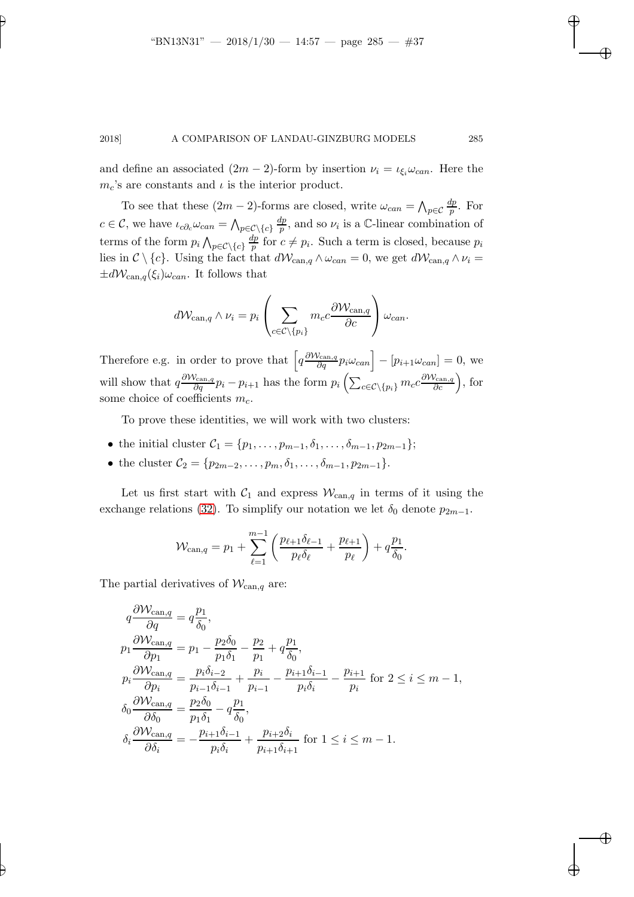and define an associated $(2m-2)$-form by insertion $\nu_i = \iota_{\xi_i}\omega_{can}$. Here the $m_c$'s are constants and $\iota$ is the interior product.

To see that these $(2m-2)$-forms are closed, write $\omega_{can} = \bigwedge_{p\in\mathcal{C}} \frac{dp}{p}$. For $c \in \mathcal{C}$, we have $\iota_{c\partial_c}\omega_{can} = \bigwedge_{p\in\mathcal{C}\setminus\{c\}} \frac{dp}{p}$, and so $\nu_i$ is a $\mathbb{C}$-linear combination of terms of the form $p_i \bigwedge_{p\in\mathcal{C}\setminus\{c\}} \frac{dp}{p}$ for $c \neq p_i$. Such a term is closed, because $p_i$ lies in $\mathcal{C}\setminus\{c\}$. Using the fact that $d\mathcal{W}_{\mathrm{can},q} \wedge \omega_{can} = 0$, we get $d\mathcal{W}_{\mathrm{can},q} \wedge \nu_i = \pm d\mathcal{W}_{\mathrm{can},q}(\xi_i)\omega_{can}$. It follows that

$$d\mathcal{W}_{\mathrm{can},q} \wedge \nu_i = p_i \left( \sum_{c\in\mathcal{C}\setminus\{p_i\}} m_c c \frac{\partial \mathcal{W}_{\mathrm{can},q}}{\partial c} \right) \omega_{can}.$$

Therefore e.g. in order to prove that $\left[q \frac{\partial \mathcal{W}_{\mathrm{can},q}}{\partial q} p_i \omega_{can}\right] - [p_{i+1}\omega_{can}] = 0$, we will show that $q \frac{\partial \mathcal{W}_{\mathrm{can},q}}{\partial q} p_i - p_{i+1}$ has the form $p_i \left( \sum_{c\in\mathcal{C}\setminus\{p_i\}} m_c c \frac{\partial \mathcal{W}_{\mathrm{can},q}}{\partial c} \right)$, for some choice of coefficients $m_c$.

To prove these identities, we will work with two clusters:

- the initial cluster $\mathcal{C}_1 = \{p_1, \ldots, p_{m-1}, \delta_1, \ldots, \delta_{m-1}, p_{2m-1}\}$;
- the cluster $\mathcal{C}_2 = \{p_{2m-2}, \ldots, p_m, \delta_1, \ldots, \delta_{m-1}, p_{2m-1}\}$.

Let us first start with $\mathcal{C}_1$ and express $\mathcal{W}_{\mathrm{can},q}$ in terms of it using the exchange relations (32). To simplify our notation we let $\delta_0$ denote $p_{2m-1}$.

$$\mathcal{W}_{\mathrm{can},q} = p_1 + \sum_{\ell=1}^{m-1} \left( \frac{p_{\ell+1}\delta_{\ell-1}}{p_\ell \delta_\ell} + \frac{p_{\ell+1}}{p_\ell} \right) + q\frac{p_1}{\delta_0}.$$

The partial derivatives of $\mathcal{W}_{\mathrm{can},q}$ are:

$$\begin{aligned}
q\frac{\partial \mathcal{W}_{\mathrm{can},q}}{\partial q} &= q\frac{p_1}{\delta_0}, \\
p_1\frac{\partial \mathcal{W}_{\mathrm{can},q}}{\partial p_1} &= p_1 - \frac{p_2\delta_0}{p_1\delta_1} - \frac{p_2}{p_1} + q\frac{p_1}{\delta_0}, \\
p_i\frac{\partial \mathcal{W}_{\mathrm{can},q}}{\partial p_i} &= \frac{p_i\delta_{i-2}}{p_{i-1}\delta_{i-1}} + \frac{p_i}{p_{i-1}} - \frac{p_{i+1}\delta_{i-1}}{p_i\delta_i} - \frac{p_{i+1}}{p_i} \text{ for } 2 \le i \le m-1, \\
\delta_0\frac{\partial \mathcal{W}_{\mathrm{can},q}}{\partial \delta_0} &= \frac{p_2\delta_0}{p_1\delta_1} - q\frac{p_1}{\delta_0}, \\
\delta_i\frac{\partial \mathcal{W}_{\mathrm{can},q}}{\partial \delta_i} &= -\frac{p_{i+1}\delta_{i-1}}{p_i\delta_i} + \frac{p_{i+2}\delta_i}{p_{i+1}\delta_{i+1}} \text{ for } 1 \le i \le m-1.
\end{aligned}$$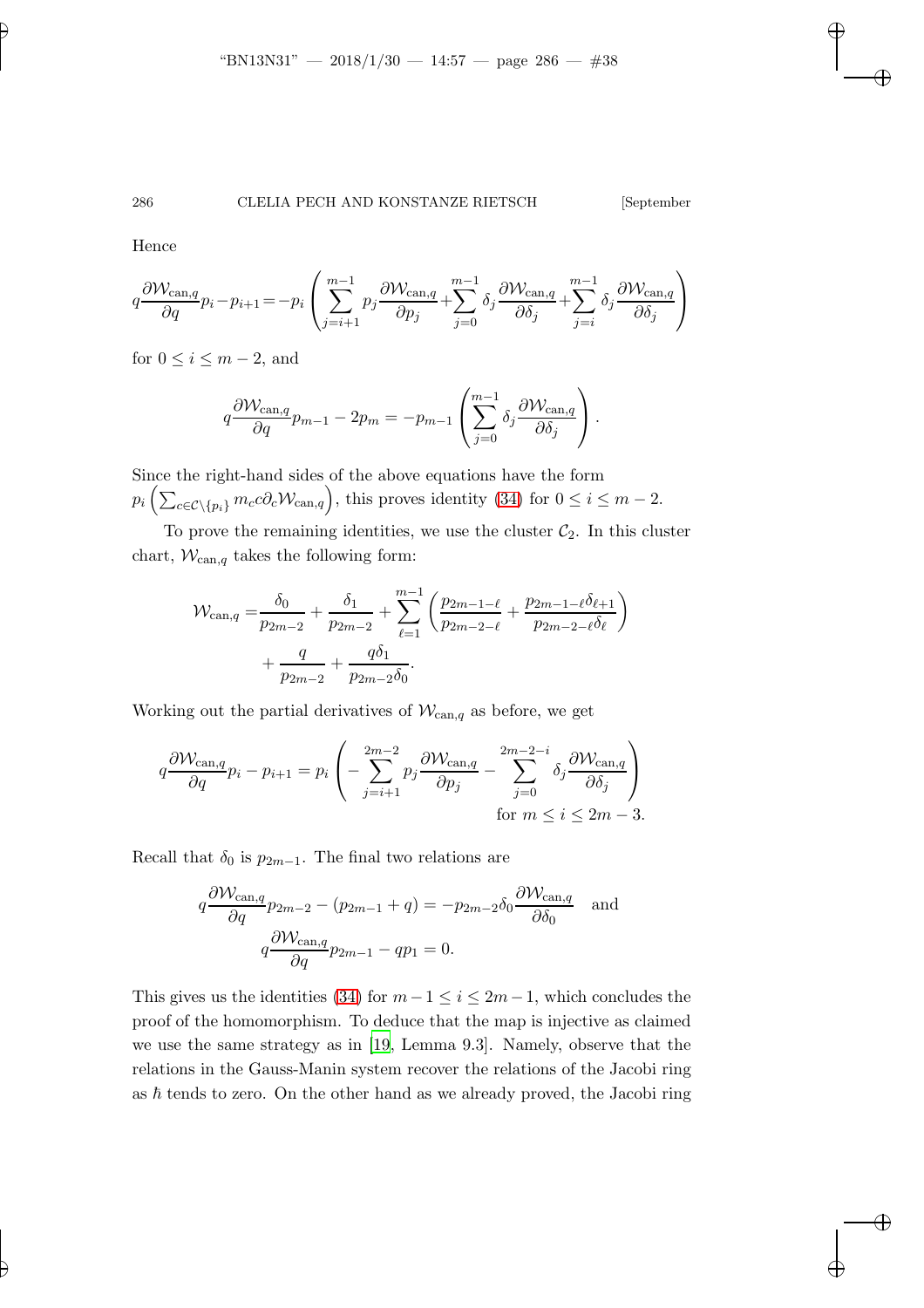Hence

$$q\frac{\partial \mathcal{W}_{\mathrm{can},q}}{\partial q}p_i - p_{i+1} = -p_i\left(\sum_{j=i+1}^{m-1} p_j\frac{\partial \mathcal{W}_{\mathrm{can},q}}{\partial p_j} + \sum_{j=0}^{m-1}\delta_j\frac{\partial \mathcal{W}_{\mathrm{can},q}}{\partial \delta_j} + \sum_{j=i}^{m-1}\delta_j\frac{\partial \mathcal{W}_{\mathrm{can},q}}{\partial \delta_j}\right)$$

for $0 \leq i \leq m-2$, and

$$q\frac{\partial \mathcal{W}_{\mathrm{can},q}}{\partial q}p_{m-1} - 2p_m = -p_{m-1}\left(\sum_{j=0}^{m-1}\delta_j\frac{\partial \mathcal{W}_{\mathrm{can},q}}{\partial \delta_j}\right).$$

Since the right-hand sides of the above equations have the form $p_i\left(\sum_{c\in\mathcal{C}\setminus\{p_i\}} m_c c\partial_c \mathcal{W}_{\mathrm{can},q}\right)$, this proves identity (34) for $0 \leq i \leq m-2$.

To prove the remaining identities, we use the cluster $\mathcal{C}_2$. In this cluster chart, $\mathcal{W}_{\mathrm{can},q}$ takes the following form:

$$\begin{aligned}\mathcal{W}_{\mathrm{can},q} =& \frac{\delta_0}{p_{2m-2}} + \frac{\delta_1}{p_{2m-2}} + \sum_{\ell=1}^{m-1}\left(\frac{p_{2m-1-\ell}}{p_{2m-2-\ell}} + \frac{p_{2m-1-\ell}\delta_{\ell+1}}{p_{2m-2-\ell}\delta_\ell}\right)\\ &+ \frac{q}{p_{2m-2}} + \frac{q\delta_1}{p_{2m-2}\delta_0}.\end{aligned}$$

Working out the partial derivatives of $\mathcal{W}_{\mathrm{can},q}$ as before, we get

$$q\frac{\partial \mathcal{W}_{\mathrm{can},q}}{\partial q}p_i - p_{i+1} = p_i\left(-\sum_{j=i+1}^{2m-2} p_j\frac{\partial \mathcal{W}_{\mathrm{can},q}}{\partial p_j} - \sum_{j=0}^{2m-2-i}\delta_j\frac{\partial \mathcal{W}_{\mathrm{can},q}}{\partial \delta_j}\right)$$
$$\text{for } m \leq i \leq 2m-3.$$

Recall that $\delta_0$ is $p_{2m-1}$. The final two relations are

$$q\frac{\partial \mathcal{W}_{\mathrm{can},q}}{\partial q}p_{2m-2} - (p_{2m-1}+q) = -p_{2m-2}\delta_0\frac{\partial \mathcal{W}_{\mathrm{can},q}}{\partial \delta_0} \quad \text{and}$$
$$q\frac{\partial \mathcal{W}_{\mathrm{can},q}}{\partial q}p_{2m-1} - qp_1 = 0.$$

This gives us the identities (34) for $m-1 \leq i \leq 2m-1$, which concludes the proof of the homomorphism. To deduce that the map is injective as claimed we use the same strategy as in [19, Lemma 9.3]. Namely, observe that the relations in the Gauss-Manin system recover the relations of the Jacobi ring as $\hbar$ tends to zero. On the other hand as we already proved, the Jacobi ring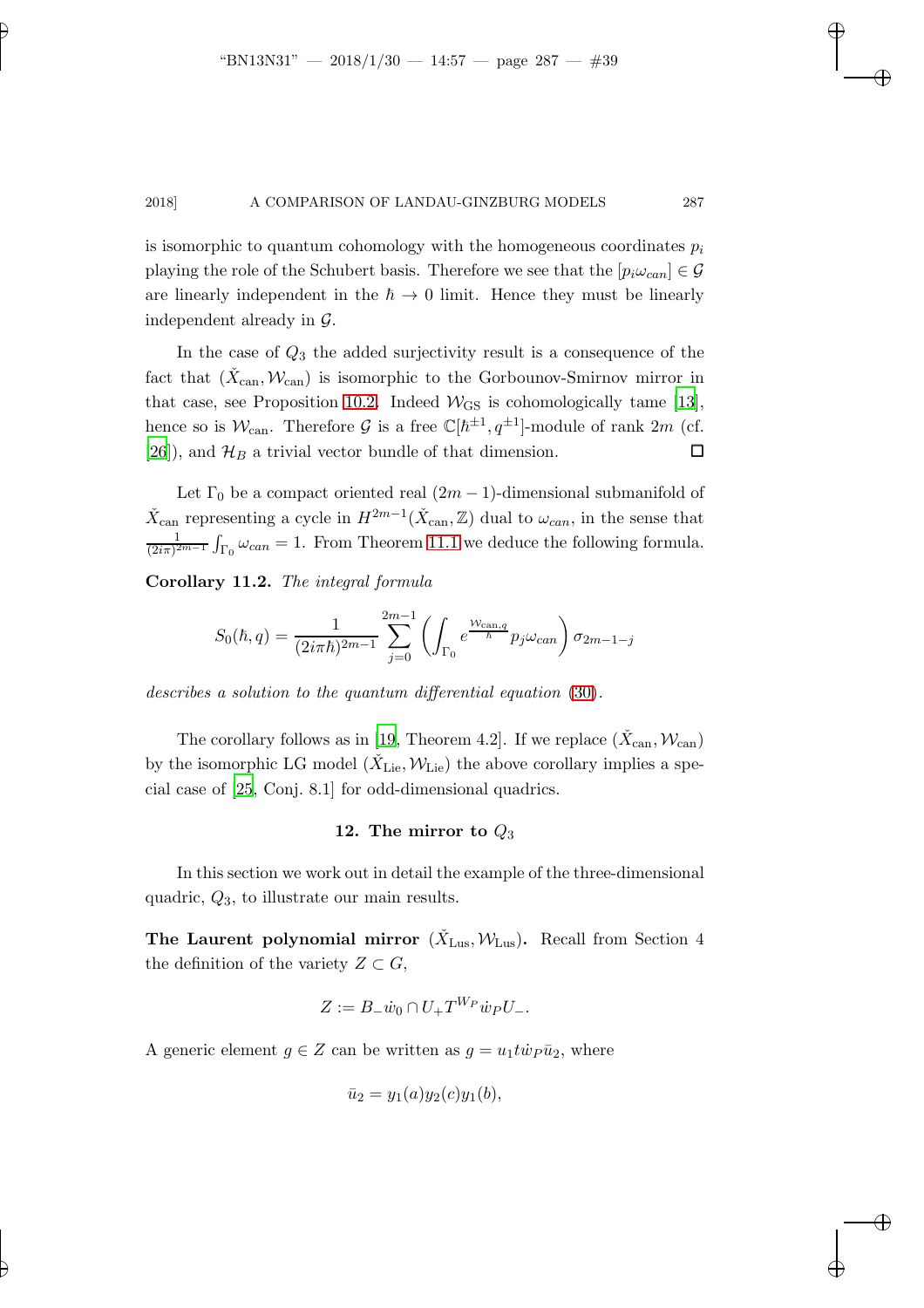is isomorphic to quantum cohomology with the homogeneous coordinates $p_i$ playing the role of the Schubert basis. Therefore we see that the $[p_i \omega_{can}] \in \mathcal{G}$ are linearly independent in the $\hbar \to 0$ limit. Hence they must be linearly independent already in $\mathcal{G}$.

In the case of $Q_3$ the added surjectivity result is a consequence of the fact that $(\check{X}_{\mathrm{can}}, \mathcal{W}_{\mathrm{can}})$ is isomorphic to the Gorbounov-Smirnov mirror in that case, see Proposition 10.2. Indeed $\mathcal{W}_{\mathrm{GS}}$ is cohomologically tame [13], hence so is $\mathcal{W}_{\mathrm{can}}$. Therefore $\mathcal{G}$ is a free $\mathbb{C}[\hbar^{\pm 1}, q^{\pm 1}]$-module of rank $2m$ (cf. [26]), and $\mathcal{H}_B$ a trivial vector bundle of that dimension. □

Let $\Gamma_0$ be a compact oriented real $(2m-1)$-dimensional submanifold of $\check{X}_{\mathrm{can}}$ representing a cycle in $H^{2m-1}(\check{X}_{\mathrm{can}}, \mathbb{Z})$ dual to $\omega_{can}$, in the sense that $\frac{1}{(2i\pi)^{2m-1}} \int_{\Gamma_0} \omega_{can} = 1$. From Theorem 11.1 we deduce the following formula.

**Corollary 11.2.** *The integral formula*

$$S_0(\hbar, q) = \frac{1}{(2i\pi\hbar)^{2m-1}} \sum_{j=0}^{2m-1} \left( \int_{\Gamma_0} e^{\frac{\mathcal{W}_{\mathrm{can},q}}{\hbar}} p_j \omega_{can} \right) \sigma_{2m-1-j}$$

*describes a solution to the quantum differential equation* (30).

The corollary follows as in [19, Theorem 4.2]. If we replace $(\check{X}_{\mathrm{can}}, \mathcal{W}_{\mathrm{can}})$ by the isomorphic LG model $(\check{X}_{\mathrm{Lie}}, \mathcal{W}_{\mathrm{Lie}})$ the above corollary implies a special case of [25, Conj. 8.1] for odd-dimensional quadrics.

## 12. The mirror to $Q_3$

In this section we work out in detail the example of the three-dimensional quadric, $Q_3$, to illustrate our main results.

**The Laurent polynomial mirror** $(\check{X}_{\mathrm{Lus}}, \mathcal{W}_{\mathrm{Lus}})$**.** Recall from Section 4 the definition of the variety $Z \subset G$,

$$Z := B_- \dot{w}_0 \cap U_+ T^{W_P} \dot{w}_P U_-.$$

A generic element $g \in Z$ can be written as $g = u_1 t \dot{w}_P \bar{u}_2$, where

$$\bar{u}_2 = y_1(a) y_2(c) y_1(b),$$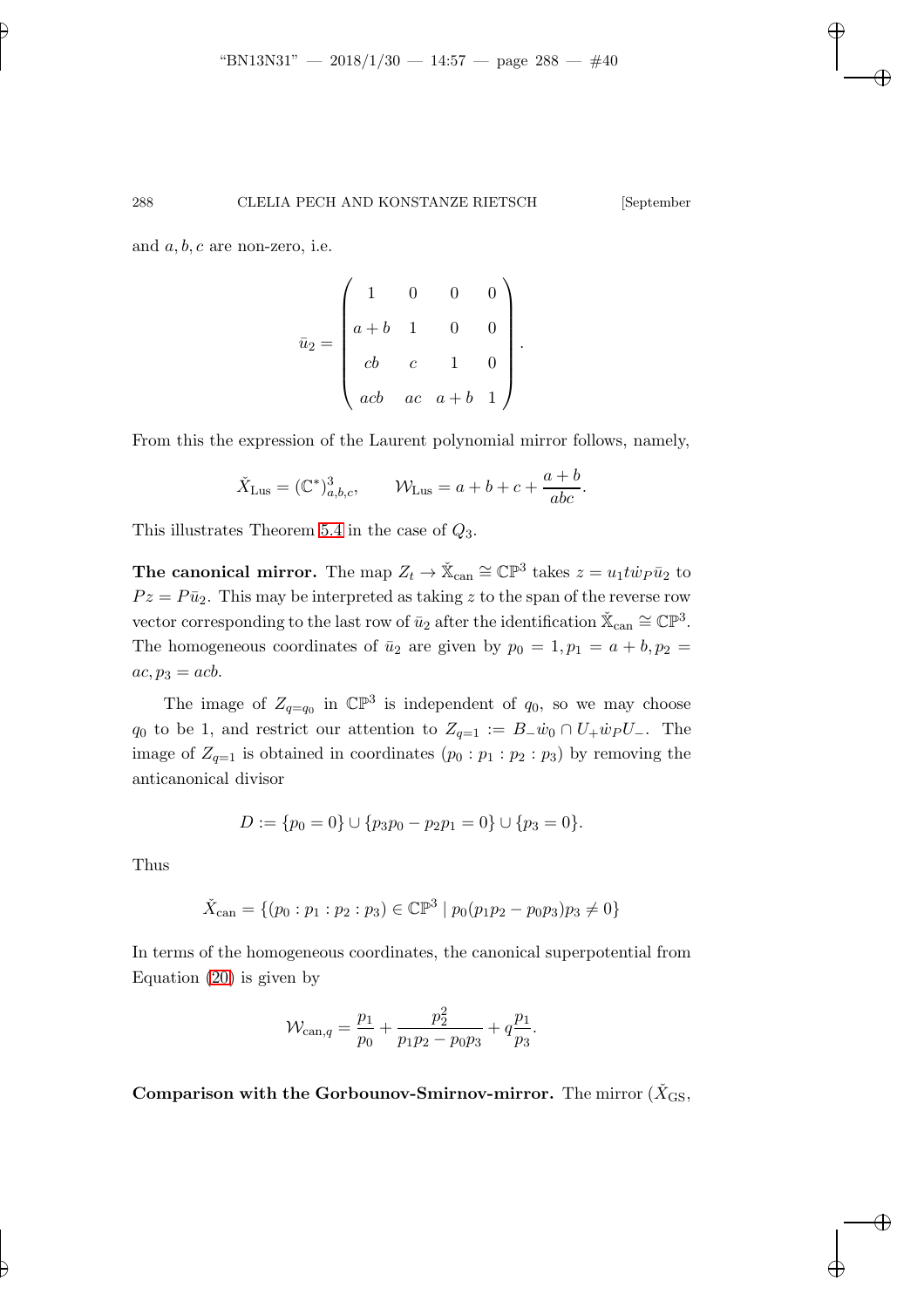and $a, b, c$ are non-zero, i.e.

$$\bar{u}_2 = \begin{pmatrix} 1 & 0 & 0 & 0 \\ a+b & 1 & 0 & 0 \\ cb & c & 1 & 0 \\ acb & ac & a+b & 1 \end{pmatrix}.$$

From this the expression of the Laurent polynomial mirror follows, namely,

$$\check{X}_{\mathrm{Lus}} = (\mathbb{C}^*)^3_{a,b,c}, \qquad \mathcal{W}_{\mathrm{Lus}} = a + b + c + \frac{a+b}{abc}.$$

This illustrates Theorem 5.4 in the case of $Q_3$.

**The canonical mirror.** The map $Z_t \to \check{\mathbb{X}}_{\mathrm{can}} \cong \mathbb{CP}^3$ takes $z = u_1 t \dot{w}_P \bar{u}_2$ to $Pz = P\bar{u}_2$. This may be interpreted as taking $z$ to the span of the reverse row vector corresponding to the last row of $\bar{u}_2$ after the identification $\check{\mathbb{X}}_{\mathrm{can}} \cong \mathbb{CP}^3$. The homogeneous coordinates of $\bar{u}_2$ are given by $p_0 = 1, p_1 = a+b, p_2 = ac, p_3 = acb$.

The image of $Z_{q=q_0}$ in $\mathbb{CP}^3$ is independent of $q_0$, so we may choose $q_0$ to be 1, and restrict our attention to $Z_{q=1} := B_- \dot{w}_0 \cap U_+ \dot{w}_P U_-$. The image of $Z_{q=1}$ is obtained in coordinates $(p_0 : p_1 : p_2 : p_3)$ by removing the anticanonical divisor

$$D := \{p_0 = 0\} \cup \{p_3 p_0 - p_2 p_1 = 0\} \cup \{p_3 = 0\}.$$

Thus

$$\check{X}_{\mathrm{can}} = \{(p_0 : p_1 : p_2 : p_3) \in \mathbb{CP}^3 \mid p_0(p_1 p_2 - p_0 p_3) p_3 \neq 0\}$$

In terms of the homogeneous coordinates, the canonical superpotential from Equation (20) is given by

$$\mathcal{W}_{\mathrm{can},q} = \frac{p_1}{p_0} + \frac{p_2^2}{p_1 p_2 - p_0 p_3} + q\frac{p_1}{p_3}.$$

**Comparison with the Gorbounov-Smirnov-mirror.** The mirror ($\check{X}_{\mathrm{GS}}$,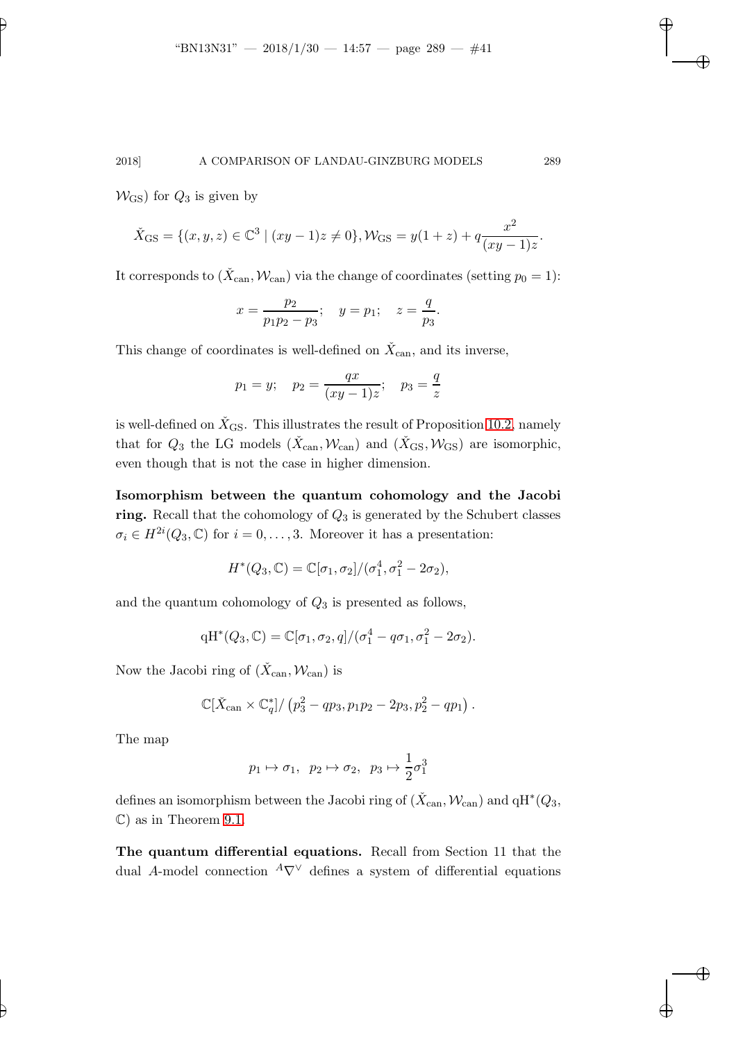$\mathcal{W}_{\rm GS}$) for $Q_3$ is given by

$$\check{X}_{\rm GS} = \{(x,y,z) \in \mathbb{C}^3 \mid (xy-1)z \neq 0\}, \mathcal{W}_{\rm GS} = y(1+z) + q\frac{x^2}{(xy-1)z}.$$

It corresponds to $(\check{X}_{\rm can}, \mathcal{W}_{\rm can})$ via the change of coordinates (setting $p_0 = 1$):

$$x = \frac{p_2}{p_1 p_2 - p_3}; \quad y = p_1; \quad z = \frac{q}{p_3}.$$

This change of coordinates is well-defined on $\check{X}_{\rm can}$, and its inverse,

$$p_1 = y; \quad p_2 = \frac{qx}{(xy-1)z}; \quad p_3 = \frac{q}{z}$$

is well-defined on $\check{X}_{\rm GS}$. This illustrates the result of Proposition 10.2, namely that for $Q_3$ the LG models $(\check{X}_{\rm can}, \mathcal{W}_{\rm can})$ and $(\check{X}_{\rm GS}, \mathcal{W}_{\rm GS})$ are isomorphic, even though that is not the case in higher dimension.

**Isomorphism between the quantum cohomology and the Jacobi ring.** Recall that the cohomology of $Q_3$ is generated by the Schubert classes $\sigma_i \in H^{2i}(Q_3, \mathbb{C})$ for $i = 0, \ldots, 3$. Moreover it has a presentation:

$$H^*(Q_3, \mathbb{C}) = \mathbb{C}[\sigma_1, \sigma_2]/(\sigma_1^4, \sigma_1^2 - 2\sigma_2),$$

and the quantum cohomology of $Q_3$ is presented as follows,

$$\mathrm{qH}^*(Q_3, \mathbb{C}) = \mathbb{C}[\sigma_1, \sigma_2, q]/(\sigma_1^4 - q\sigma_1, \sigma_1^2 - 2\sigma_2).$$

Now the Jacobi ring of $(\check{X}_{\rm can}, \mathcal{W}_{\rm can})$ is

$$\mathbb{C}[\check{X}_{\rm can} \times \mathbb{C}^*_q] / \left(p_3^2 - qp_3, p_1p_2 - 2p_3, p_2^2 - qp_1\right).$$

The map

$$p_1 \mapsto \sigma_1, \ \ p_2 \mapsto \sigma_2, \ \ p_3 \mapsto \frac{1}{2}\sigma_1^3$$

defines an isomorphism between the Jacobi ring of $(\check{X}_{\rm can}, \mathcal{W}_{\rm can})$ and $\mathrm{qH}^*(Q_3, \mathbb{C})$ as in Theorem 9.1.

**The quantum differential equations.** Recall from Section 11 that the dual $A$-model connection ${}^A\nabla^\vee$ defines a system of differential equations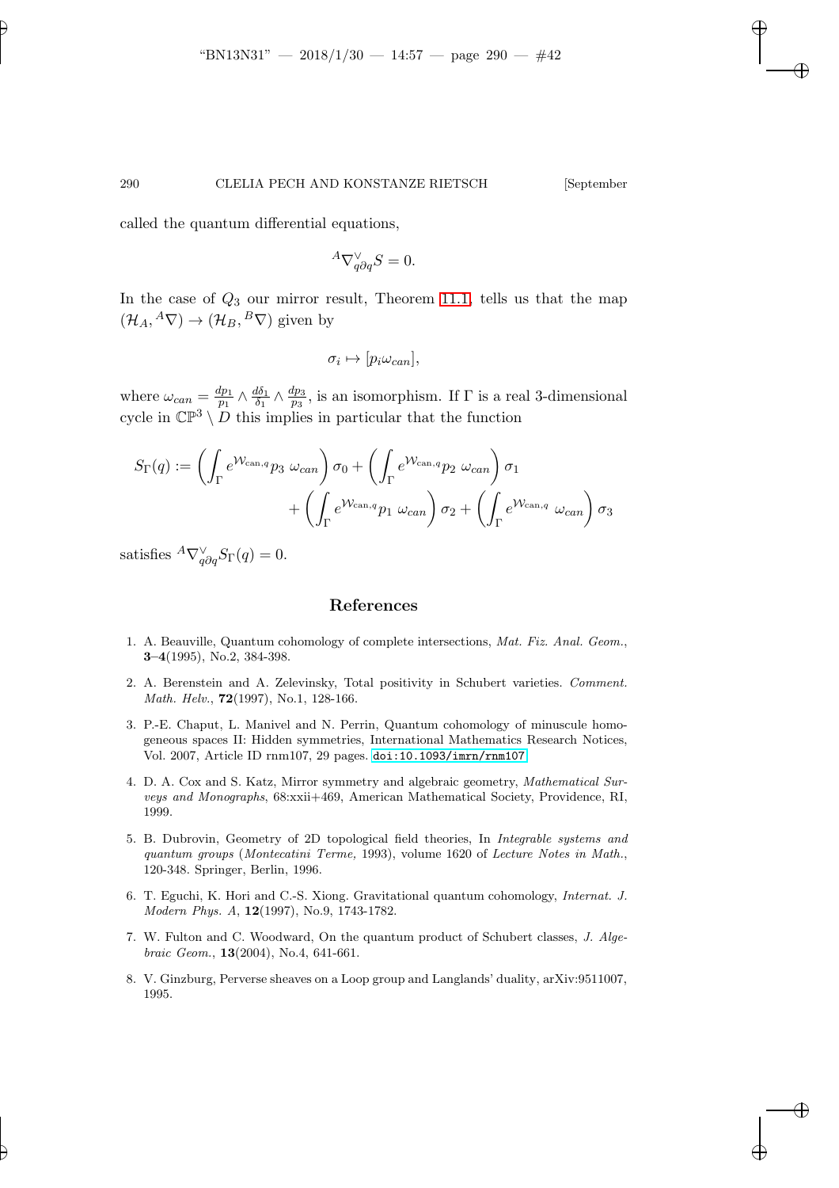called the quantum differential equations,

$$^A\nabla^\vee_{q\partial q} S = 0.$$

In the case of $Q_3$ our mirror result, Theorem 11.1, tells us that the map $(\mathcal{H}_A, {}^A\nabla) \to (\mathcal{H}_B, {}^B\nabla)$ given by

$$\sigma_i \mapsto [p_i \omega_{can}],$$

where $\omega_{can} = \frac{dp_1}{p_1} \wedge \frac{d\delta_1}{\delta_1} \wedge \frac{dp_3}{p_3}$, is an isomorphism. If $\Gamma$ is a real 3-dimensional cycle in $\mathbb{CP}^3 \setminus D$ this implies in particular that the function

$$S_\Gamma(q) := \left( \int_\Gamma e^{\mathcal{W}_{\mathrm{can},q}} p_3 \ \omega_{can} \right) \sigma_0 + \left( \int_\Gamma e^{\mathcal{W}_{\mathrm{can},q}} p_2 \ \omega_{can} \right) \sigma_1 + \left( \int_\Gamma e^{\mathcal{W}_{\mathrm{can},q}} p_1 \ \omega_{can} \right) \sigma_2 + \left( \int_\Gamma e^{\mathcal{W}_{\mathrm{can},q}} \ \omega_{can} \right) \sigma_3$$

satisfies $^A\nabla^\vee_{q\partial q} S_\Gamma(q) = 0$.

## References

1. A. Beauville, Quantum cohomology of complete intersections, *Mat. Fiz. Anal. Geom.*, **3–4**(1995), No.2, 384-398.

2. A. Berenstein and A. Zelevinsky, Total positivity in Schubert varieties. *Comment. Math. Helv.*, **72**(1997), No.1, 128-166.

3. P.-E. Chaput, L. Manivel and N. Perrin, Quantum cohomology of minuscule homogeneous spaces II: Hidden symmetries, International Mathematics Research Notices, Vol. 2007, Article ID rnm107, 29 pages. doi:10.1093/imrn/rnm107

4. D. A. Cox and S. Katz, Mirror symmetry and algebraic geometry, *Mathematical Surveys and Monographs*, 68:xxii+469, American Mathematical Society, Providence, RI, 1999.

5. B. Dubrovin, Geometry of 2D topological field theories, In *Integrable systems and quantum groups* (*Montecatini Terme,* 1993), volume 1620 of *Lecture Notes in Math.*, 120-348. Springer, Berlin, 1996.

6. T. Eguchi, K. Hori and C.-S. Xiong. Gravitational quantum cohomology, *Internat. J. Modern Phys. A*, **12**(1997), No.9, 1743-1782.

7. W. Fulton and C. Woodward, On the quantum product of Schubert classes, *J. Algebraic Geom.*, **13**(2004), No.4, 641-661.

8. V. Ginzburg, Perverse sheaves on a Loop group and Langlands' duality, arXiv:9511007, 1995.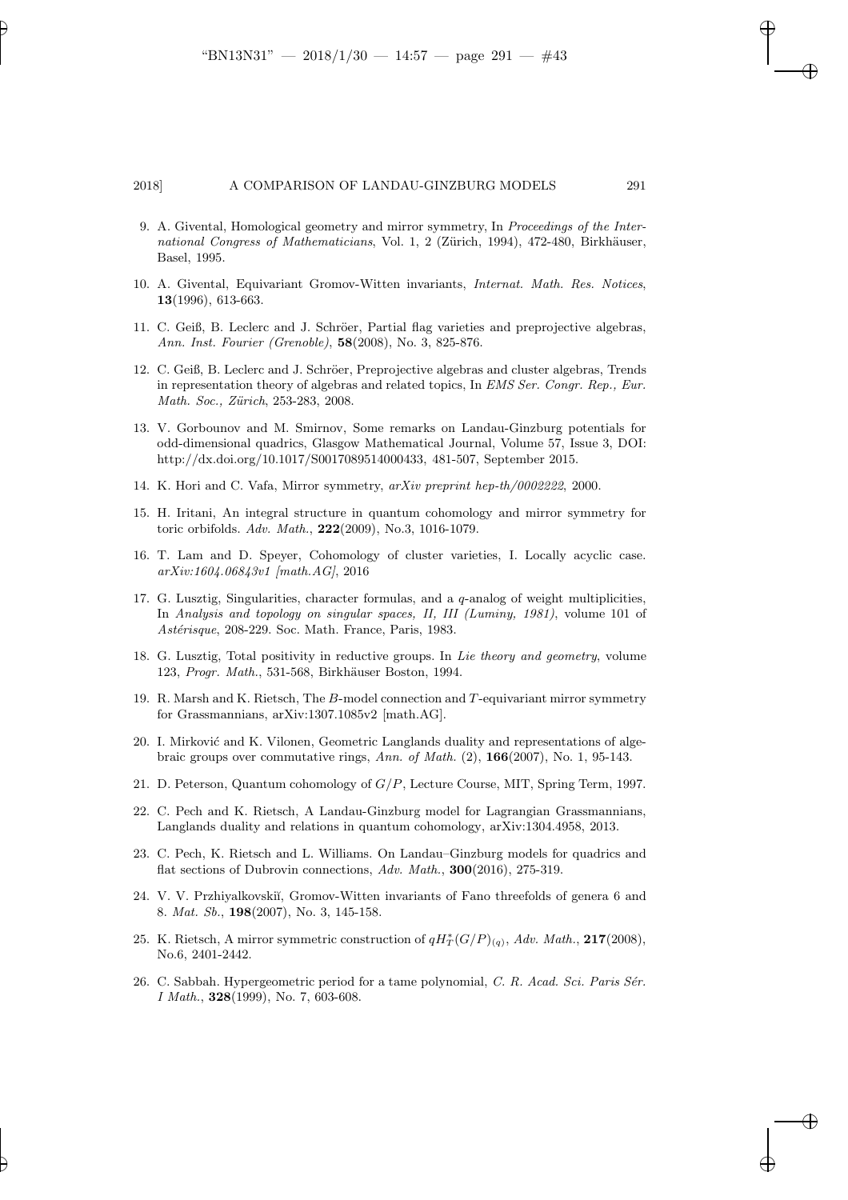9. A. Givental, Homological geometry and mirror symmetry, In *Proceedings of the International Congress of Mathematicians*, Vol. 1, 2 (Zürich, 1994), 472-480, Birkhäuser, Basel, 1995.

10. A. Givental, Equivariant Gromov-Witten invariants, *Internat. Math. Res. Notices*, **13**(1996), 613-663.

11. C. Geiß, B. Leclerc and J. Schröer, Partial flag varieties and preprojective algebras, *Ann. Inst. Fourier (Grenoble)*, **58**(2008), No. 3, 825-876.

12. C. Geiß, B. Leclerc and J. Schröer, Preprojective algebras and cluster algebras, Trends in representation theory of algebras and related topics, In *EMS Ser. Congr. Rep., Eur. Math. Soc., Zürich*, 253-283, 2008.

13. V. Gorbounov and M. Smirnov, Some remarks on Landau-Ginzburg potentials for odd-dimensional quadrics, Glasgow Mathematical Journal, Volume 57, Issue 3, DOI: http://dx.doi.org/10.1017/S0017089514000433, 481-507, September 2015.

14. K. Hori and C. Vafa, Mirror symmetry, *arXiv preprint hep-th/0002222*, 2000.

15. H. Iritani, An integral structure in quantum cohomology and mirror symmetry for toric orbifolds. *Adv. Math.*, **222**(2009), No.3, 1016-1079.

16. T. Lam and D. Speyer, Cohomology of cluster varieties, I. Locally acyclic case. *arXiv:1604.06843v1 [math.AG]*, 2016

17. G. Lusztig, Singularities, character formulas, and a $q$-analog of weight multiplicities, In *Analysis and topology on singular spaces, II, III (Luminy, 1981)*, volume 101 of *Astérisque*, 208-229. Soc. Math. France, Paris, 1983.

18. G. Lusztig, Total positivity in reductive groups. In *Lie theory and geometry*, volume 123, *Progr. Math.*, 531-568, Birkhäuser Boston, 1994.

19. R. Marsh and K. Rietsch, The $B$-model connection and $T$-equivariant mirror symmetry for Grassmannians, arXiv:1307.1085v2 [math.AG].

20. I. Mirković and K. Vilonen, Geometric Langlands duality and representations of algebraic groups over commutative rings, *Ann. of Math.* (2), **166**(2007), No. 1, 95-143.

21. D. Peterson, Quantum cohomology of $G/P$, Lecture Course, MIT, Spring Term, 1997.

22. C. Pech and K. Rietsch, A Landau-Ginzburg model for Lagrangian Grassmannians, Langlands duality and relations in quantum cohomology, arXiv:1304.4958, 2013.

23. C. Pech, K. Rietsch and L. Williams. On Landau–Ginzburg models for quadrics and flat sections of Dubrovin connections, *Adv. Math.*, **300**(2016), 275-319.

24. V. V. Przhiyalkovskiĭ, Gromov-Witten invariants of Fano threefolds of genera 6 and 8. *Mat. Sb.*, **198**(2007), No. 3, 145-158.

25. K. Rietsch, A mirror symmetric construction of $qH_T^*(G/P)_{(q)}$, *Adv. Math.*, **217**(2008), No.6, 2401-2442.

26. C. Sabbah. Hypergeometric period for a tame polynomial, *C. R. Acad. Sci. Paris Sér. I Math.*, **328**(1999), No. 7, 603-608.